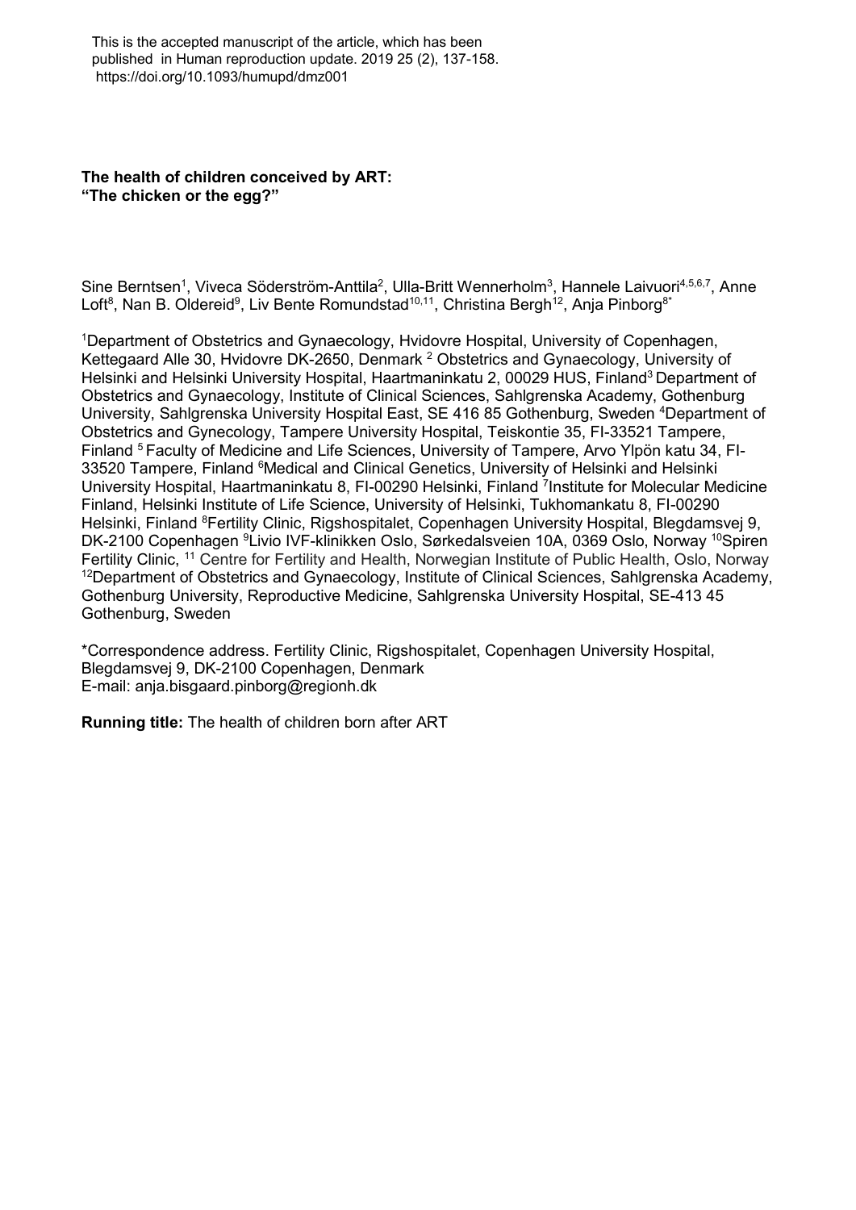This is the accepted manuscript of the article, which has been published in Human reproduction update. 2019 25 (2), 137-158. https://doi.org/10.1093/humupd/dmz001

# The health of children conceived by ART: "The chicken or the egg?"

Sine Berntsen[1], Viveca Söderström-Anttila[2], Ulla-Britt Wennerholm[3], Hannele Laivuori[4,5,6,7], Anne Loft[8], Nan B. Oldereid[9], Liv Bente Romundstad[10,11], Christina Bergh[12], Anja Pinborg[8*]

[1]Department of Obstetrics and Gynaecology, Hvidovre Hospital, University of Copenhagen, Kettegaard Alle 30, Hvidovre DK-2650, Denmark [2] Obstetrics and Gynaecology, University of Helsinki and Helsinki University Hospital, Haartmaninkatu 2, 00029 HUS, Finland[3] Department of Obstetrics and Gynaecology, Institute of Clinical Sciences, Sahlgrenska Academy, Gothenburg University, Sahlgrenska University Hospital East, SE 416 85 Gothenburg, Sweden [4]Department of Obstetrics and Gynecology, Tampere University Hospital, Teiskontie 35, FI-33521 Tampere, Finland [5] Faculty of Medicine and Life Sciences, University of Tampere, Arvo Ylpön katu 34, FI-33520 Tampere, Finland [6]Medical and Clinical Genetics, University of Helsinki and Helsinki University Hospital, Haartmaninkatu 8, FI-00290 Helsinki, Finland [7]Institute for Molecular Medicine Finland, Helsinki Institute of Life Science, University of Helsinki, Tukhomankatu 8, FI-00290 Helsinki, Finland [8]Fertility Clinic, Rigshospitalet, Copenhagen University Hospital, Blegdamsvej 9, DK-2100 Copenhagen [9]Livio IVF-klinikken Oslo, Sørkedalsveien 10A, 0369 Oslo, Norway [10]Spiren Fertility Clinic, [11] Centre for Fertility and Health, Norwegian Institute of Public Health, Oslo, Norway [12]Department of Obstetrics and Gynaecology, Institute of Clinical Sciences, Sahlgrenska Academy, Gothenburg University, Reproductive Medicine, Sahlgrenska University Hospital, SE-413 45 Gothenburg, Sweden

*Correspondence address. Fertility Clinic, Rigshospitalet, Copenhagen University Hospital, Blegdamsvej 9, DK-2100 Copenhagen, Denmark
E-mail: anja.bisgaard.pinborg@regionh.dk

**Running title:** The health of children born after ART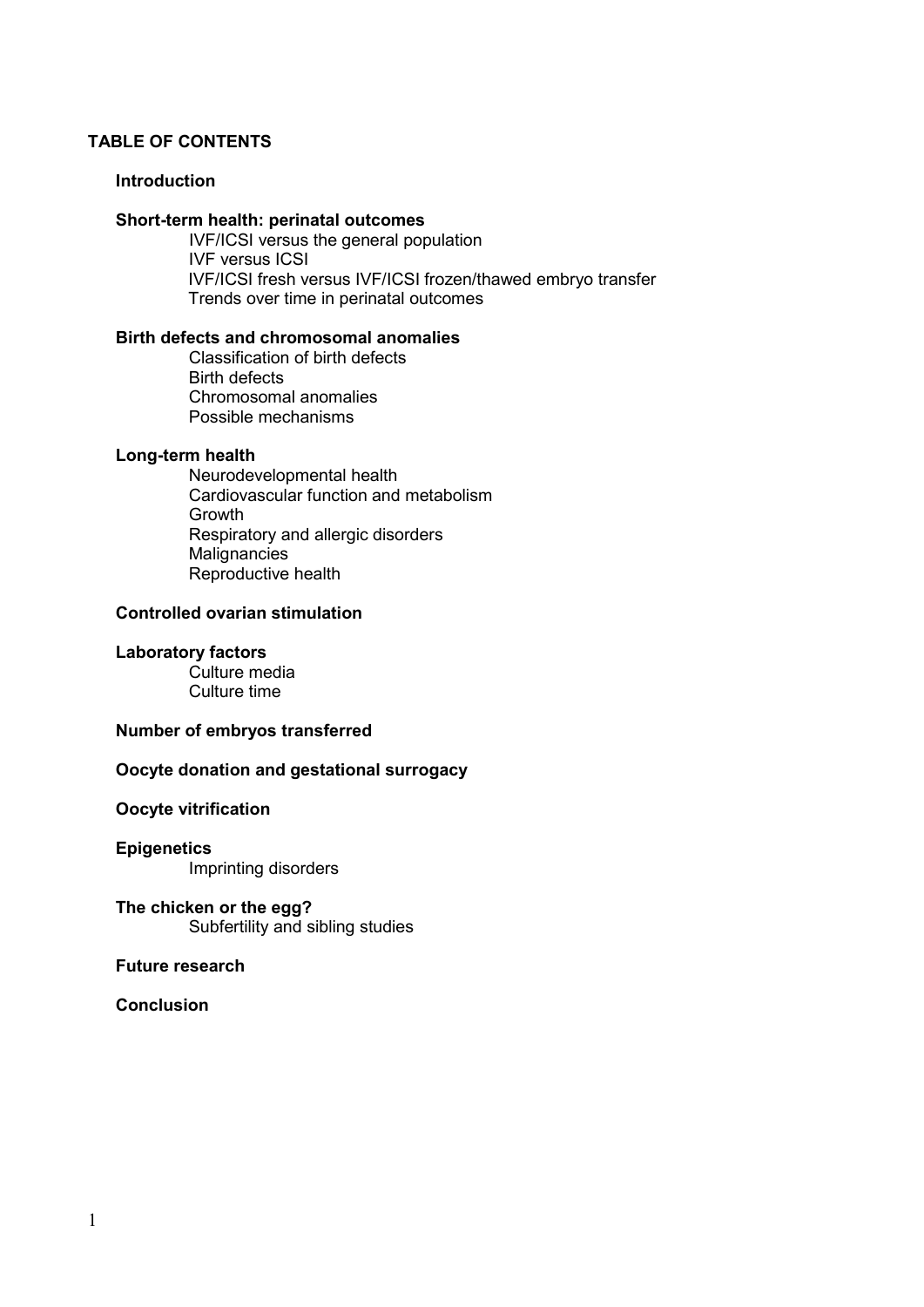## TABLE OF CONTENTS

**Introduction**

**Short-term health: perinatal outcomes**

- IVF/ICSI versus the general population
- IVF versus ICSI
- IVF/ICSI fresh versus IVF/ICSI frozen/thawed embryo transfer
- Trends over time in perinatal outcomes

**Birth defects and chromosomal anomalies**

- Classification of birth defects
- Birth defects
- Chromosomal anomalies
- Possible mechanisms

**Long-term health**

- Neurodevelopmental health
- Cardiovascular function and metabolism
- Growth
- Respiratory and allergic disorders
- Malignancies
- Reproductive health

**Controlled ovarian stimulation**

**Laboratory factors**

- Culture media
- Culture time

**Number of embryos transferred**

**Oocyte donation and gestational surrogacy**

**Oocyte vitrification**

**Epigenetics**

- Imprinting disorders

**The chicken or the egg?**

- Subfertility and sibling studies

**Future research**

**Conclusion**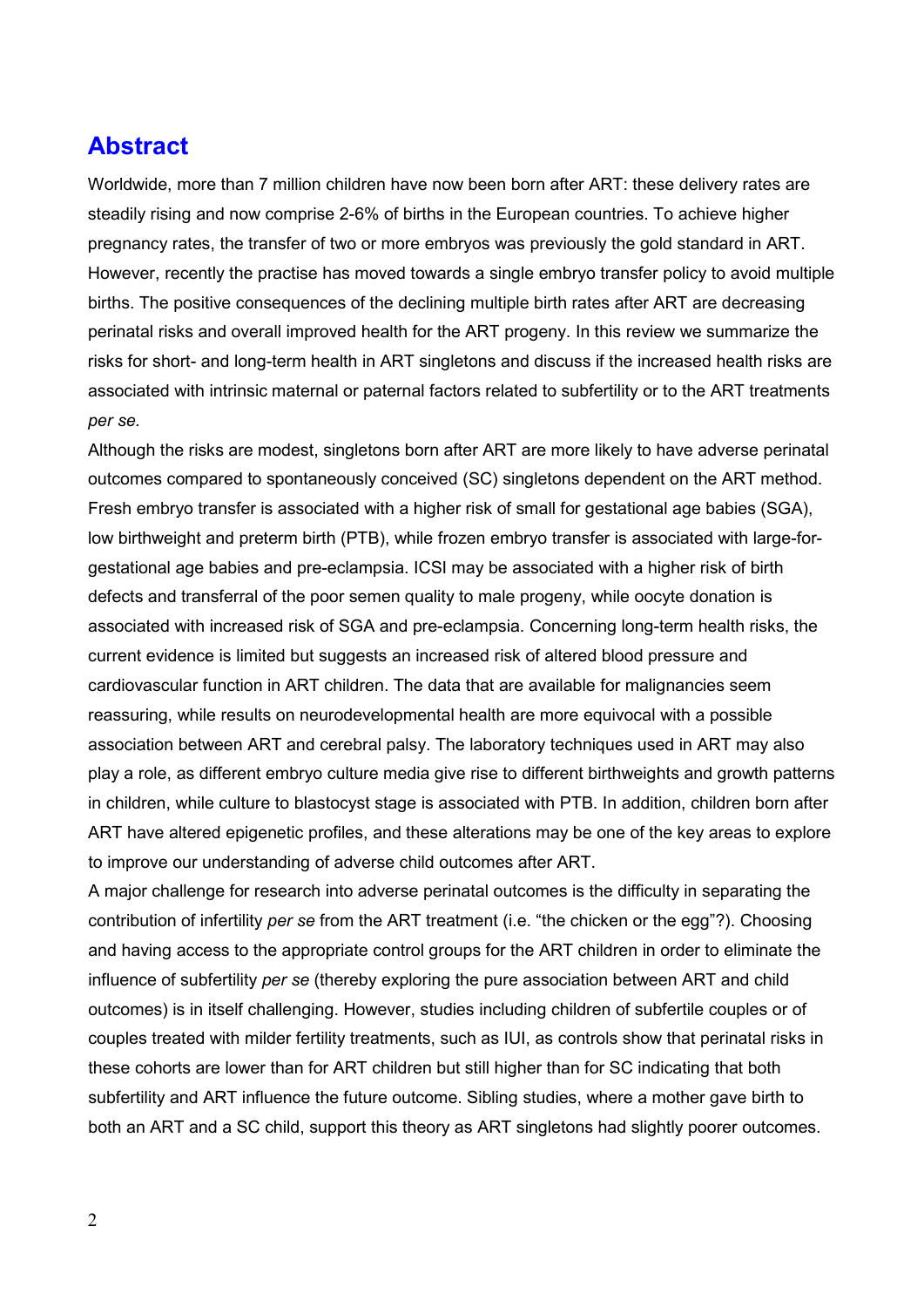# Abstract

Worldwide, more than 7 million children have now been born after ART: these delivery rates are steadily rising and now comprise 2-6% of births in the European countries. To achieve higher pregnancy rates, the transfer of two or more embryos was previously the gold standard in ART. However, recently the practise has moved towards a single embryo transfer policy to avoid multiple births. The positive consequences of the declining multiple birth rates after ART are decreasing perinatal risks and overall improved health for the ART progeny. In this review we summarize the risks for short- and long-term health in ART singletons and discuss if the increased health risks are associated with intrinsic maternal or paternal factors related to subfertility or to the ART treatments *per se.*

Although the risks are modest, singletons born after ART are more likely to have adverse perinatal outcomes compared to spontaneously conceived (SC) singletons dependent on the ART method. Fresh embryo transfer is associated with a higher risk of small for gestational age babies (SGA), low birthweight and preterm birth (PTB), while frozen embryo transfer is associated with large-for-gestational age babies and pre-eclampsia. ICSI may be associated with a higher risk of birth defects and transferral of the poor semen quality to male progeny, while oocyte donation is associated with increased risk of SGA and pre-eclampsia. Concerning long-term health risks, the current evidence is limited but suggests an increased risk of altered blood pressure and cardiovascular function in ART children. The data that are available for malignancies seem reassuring, while results on neurodevelopmental health are more equivocal with a possible association between ART and cerebral palsy. The laboratory techniques used in ART may also play a role, as different embryo culture media give rise to different birthweights and growth patterns in children, while culture to blastocyst stage is associated with PTB. In addition, children born after ART have altered epigenetic profiles, and these alterations may be one of the key areas to explore to improve our understanding of adverse child outcomes after ART.

A major challenge for research into adverse perinatal outcomes is the difficulty in separating the contribution of infertility *per se* from the ART treatment (i.e. "the chicken or the egg"?). Choosing and having access to the appropriate control groups for the ART children in order to eliminate the influence of subfertility *per se* (thereby exploring the pure association between ART and child outcomes) is in itself challenging. However, studies including children of subfertile couples or of couples treated with milder fertility treatments, such as IUI, as controls show that perinatal risks in these cohorts are lower than for ART children but still higher than for SC indicating that both subfertility and ART influence the future outcome. Sibling studies, where a mother gave birth to both an ART and a SC child, support this theory as ART singletons had slightly poorer outcomes.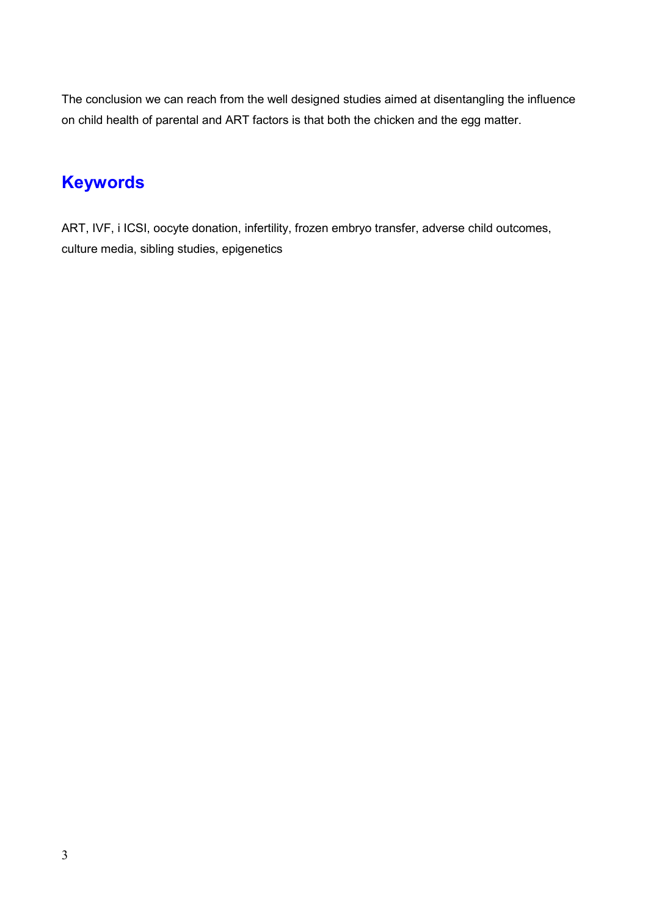The conclusion we can reach from the well designed studies aimed at disentangling the influence on child health of parental and ART factors is that both the chicken and the egg matter.

## Keywords

ART, IVF, i ICSI, oocyte donation, infertility, frozen embryo transfer, adverse child outcomes, culture media, sibling studies, epigenetics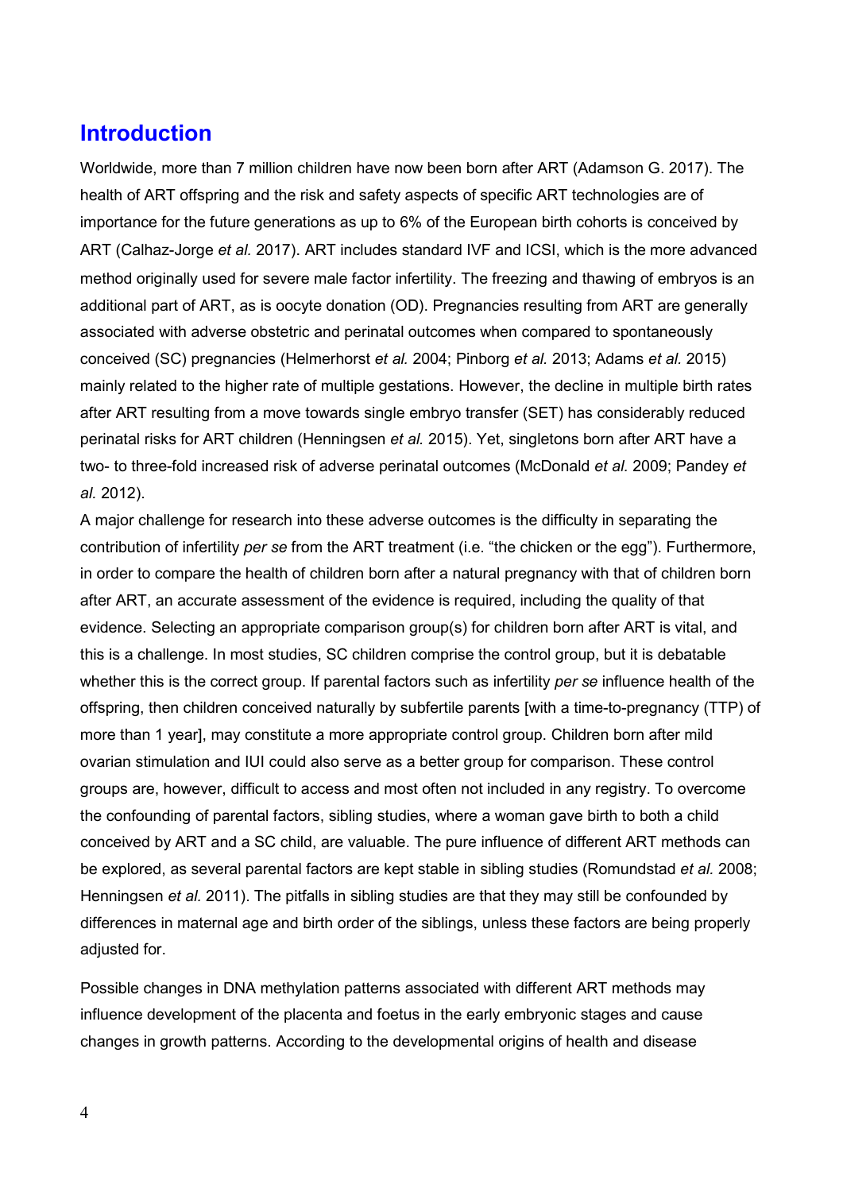# Introduction

Worldwide, more than 7 million children have now been born after ART (Adamson G. 2017). The health of ART offspring and the risk and safety aspects of specific ART technologies are of importance for the future generations as up to 6% of the European birth cohorts is conceived by ART (Calhaz-Jorge *et al.* 2017). ART includes standard IVF and ICSI, which is the more advanced method originally used for severe male factor infertility. The freezing and thawing of embryos is an additional part of ART, as is oocyte donation (OD). Pregnancies resulting from ART are generally associated with adverse obstetric and perinatal outcomes when compared to spontaneously conceived (SC) pregnancies (Helmerhorst *et al.* 2004; Pinborg *et al.* 2013; Adams *et al.* 2015) mainly related to the higher rate of multiple gestations. However, the decline in multiple birth rates after ART resulting from a move towards single embryo transfer (SET) has considerably reduced perinatal risks for ART children (Henningsen *et al.* 2015). Yet, singletons born after ART have a two- to three-fold increased risk of adverse perinatal outcomes (McDonald *et al.* 2009; Pandey *et al.* 2012).

A major challenge for research into these adverse outcomes is the difficulty in separating the contribution of infertility *per se* from the ART treatment (i.e. "the chicken or the egg"). Furthermore, in order to compare the health of children born after a natural pregnancy with that of children born after ART, an accurate assessment of the evidence is required, including the quality of that evidence. Selecting an appropriate comparison group(s) for children born after ART is vital, and this is a challenge. In most studies, SC children comprise the control group, but it is debatable whether this is the correct group. If parental factors such as infertility *per se* influence health of the offspring, then children conceived naturally by subfertile parents [with a time-to-pregnancy (TTP) of more than 1 year], may constitute a more appropriate control group. Children born after mild ovarian stimulation and IUI could also serve as a better group for comparison. These control groups are, however, difficult to access and most often not included in any registry. To overcome the confounding of parental factors, sibling studies, where a woman gave birth to both a child conceived by ART and a SC child, are valuable. The pure influence of different ART methods can be explored, as several parental factors are kept stable in sibling studies (Romundstad *et al.* 2008; Henningsen *et al.* 2011). The pitfalls in sibling studies are that they may still be confounded by differences in maternal age and birth order of the siblings, unless these factors are being properly adjusted for.

Possible changes in DNA methylation patterns associated with different ART methods may influence development of the placenta and foetus in the early embryonic stages and cause changes in growth patterns. According to the developmental origins of health and disease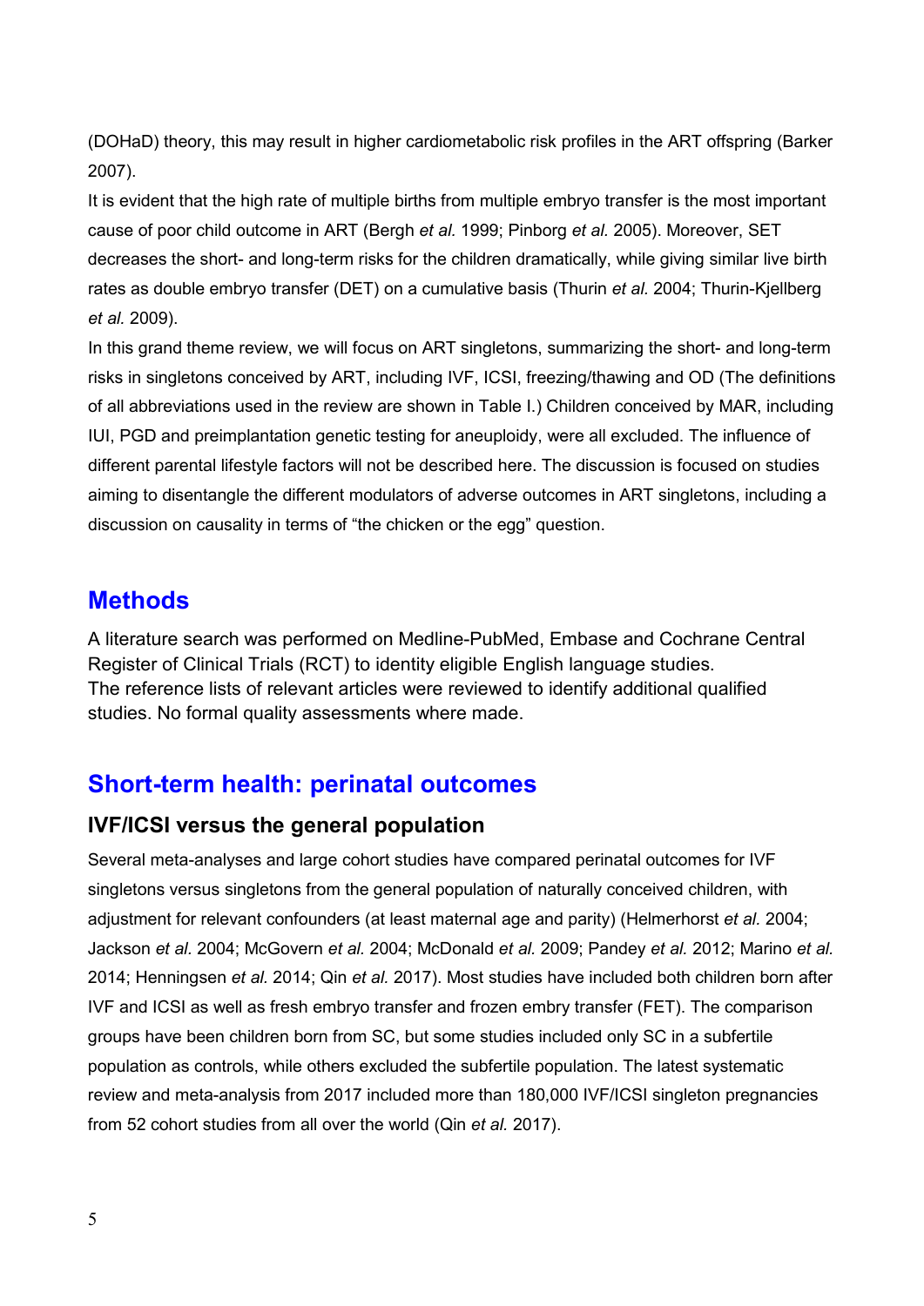(DOHaD) theory, this may result in higher cardiometabolic risk profiles in the ART offspring (Barker 2007).

It is evident that the high rate of multiple births from multiple embryo transfer is the most important cause of poor child outcome in ART (Bergh *et al.* 1999; Pinborg *et al.* 2005). Moreover, SET decreases the short- and long-term risks for the children dramatically, while giving similar live birth rates as double embryo transfer (DET) on a cumulative basis (Thurin *et al.* 2004; Thurin-Kjellberg *et al.* 2009).

In this grand theme review, we will focus on ART singletons, summarizing the short- and long-term risks in singletons conceived by ART, including IVF, ICSI, freezing/thawing and OD (The definitions of all abbreviations used in the review are shown in Table I.) Children conceived by MAR, including IUI, PGD and preimplantation genetic testing for aneuploidy, were all excluded. The influence of different parental lifestyle factors will not be described here. The discussion is focused on studies aiming to disentangle the different modulators of adverse outcomes in ART singletons, including a discussion on causality in terms of "the chicken or the egg" question.

## Methods

A literature search was performed on Medline-PubMed, Embase and Cochrane Central Register of Clinical Trials (RCT) to identity eligible English language studies.
The reference lists of relevant articles were reviewed to identify additional qualified studies. No formal quality assessments where made.

## Short-term health: perinatal outcomes

### IVF/ICSI versus the general population

Several meta-analyses and large cohort studies have compared perinatal outcomes for IVF singletons versus singletons from the general population of naturally conceived children, with adjustment for relevant confounders (at least maternal age and parity) (Helmerhorst *et al.* 2004; Jackson *et al.* 2004; McGovern *et al.* 2004; McDonald *et al.* 2009; Pandey *et al.* 2012; Marino *et al.* 2014; Henningsen *et al.* 2014; Qin *et al.* 2017). Most studies have included both children born after IVF and ICSI as well as fresh embryo transfer and frozen embry transfer (FET). The comparison groups have been children born from SC, but some studies included only SC in a subfertile population as controls, while others excluded the subfertile population. The latest systematic review and meta-analysis from 2017 included more than 180,000 IVF/ICSI singleton pregnancies from 52 cohort studies from all over the world (Qin *et al.* 2017).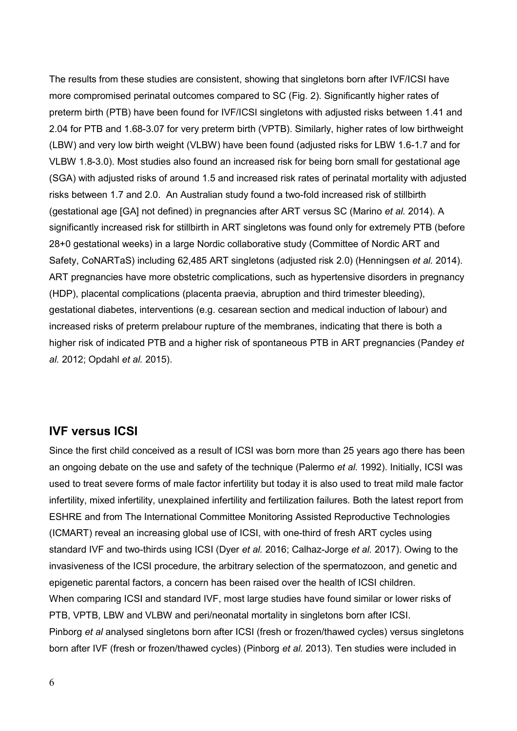The results from these studies are consistent, showing that singletons born after IVF/ICSI have more compromised perinatal outcomes compared to SC (Fig. 2). Significantly higher rates of preterm birth (PTB) have been found for IVF/ICSI singletons with adjusted risks between 1.41 and 2.04 for PTB and 1.68-3.07 for very preterm birth (VPTB). Similarly, higher rates of low birthweight (LBW) and very low birth weight (VLBW) have been found (adjusted risks for LBW 1.6-1.7 and for VLBW 1.8-3.0). Most studies also found an increased risk for being born small for gestational age (SGA) with adjusted risks of around 1.5 and increased risk rates of perinatal mortality with adjusted risks between 1.7 and 2.0. An Australian study found a two-fold increased risk of stillbirth (gestational age [GA] not defined) in pregnancies after ART versus SC (Marino *et al.* 2014). A significantly increased risk for stillbirth in ART singletons was found only for extremely PTB (before 28+0 gestational weeks) in a large Nordic collaborative study (Committee of Nordic ART and Safety, CoNARTaS) including 62,485 ART singletons (adjusted risk 2.0) (Henningsen *et al.* 2014). ART pregnancies have more obstetric complications, such as hypertensive disorders in pregnancy (HDP), placental complications (placenta praevia, abruption and third trimester bleeding), gestational diabetes, interventions (e.g. cesarean section and medical induction of labour) and increased risks of preterm prelabour rupture of the membranes, indicating that there is both a higher risk of indicated PTB and a higher risk of spontaneous PTB in ART pregnancies (Pandey *et al.* 2012; Opdahl *et al.* 2015).

## IVF versus ICSI

Since the first child conceived as a result of ICSI was born more than 25 years ago there has been an ongoing debate on the use and safety of the technique (Palermo *et al.* 1992). Initially, ICSI was used to treat severe forms of male factor infertility but today it is also used to treat mild male factor infertility, mixed infertility, unexplained infertility and fertilization failures. Both the latest report from ESHRE and from The International Committee Monitoring Assisted Reproductive Technologies (ICMART) reveal an increasing global use of ICSI, with one-third of fresh ART cycles using standard IVF and two-thirds using ICSI (Dyer *et al.* 2016; Calhaz-Jorge *et al.* 2017). Owing to the invasiveness of the ICSI procedure, the arbitrary selection of the spermatozoon, and genetic and epigenetic parental factors, a concern has been raised over the health of ICSI children.
When comparing ICSI and standard IVF, most large studies have found similar or lower risks of PTB, VPTB, LBW and VLBW and peri/neonatal mortality in singletons born after ICSI.
Pinborg *et al* analysed singletons born after ICSI (fresh or frozen/thawed cycles) versus singletons born after IVF (fresh or frozen/thawed cycles) (Pinborg *et al.* 2013). Ten studies were included in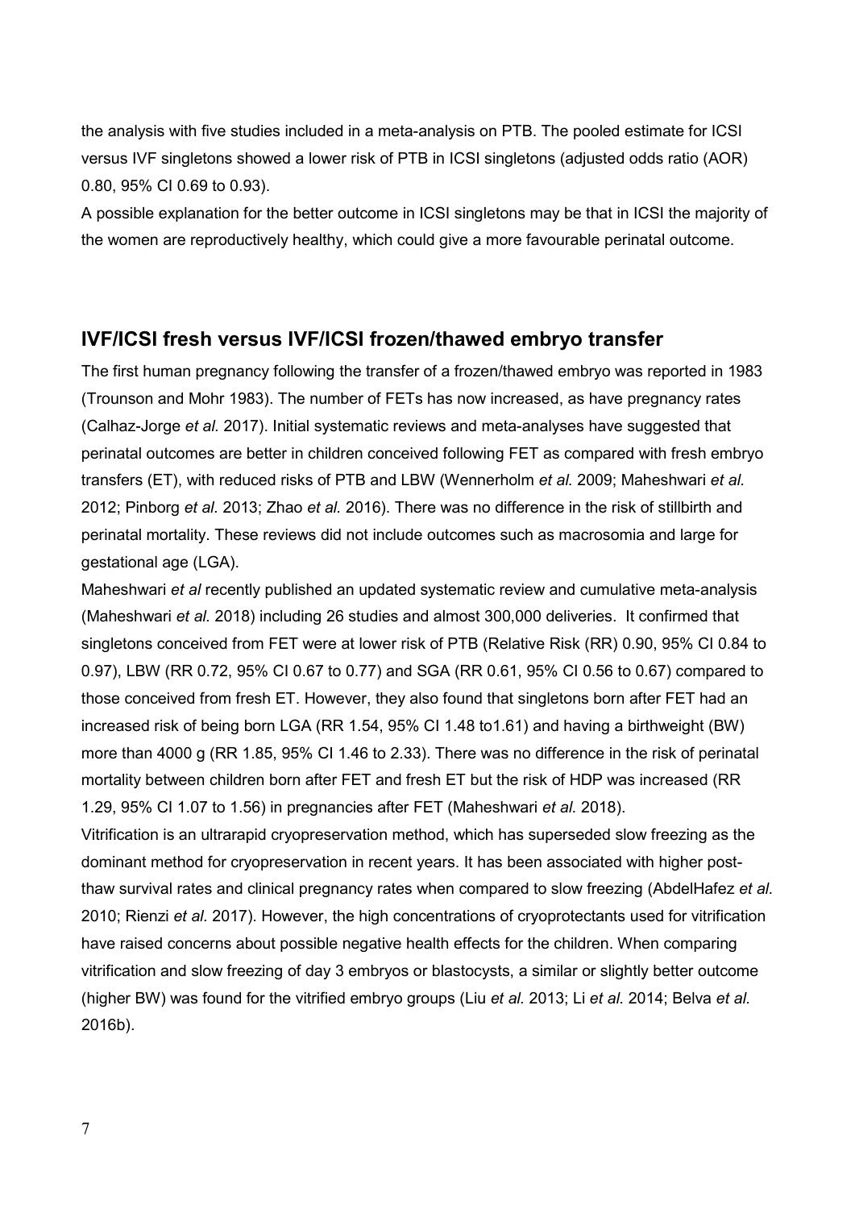the analysis with five studies included in a meta-analysis on PTB. The pooled estimate for ICSI versus IVF singletons showed a lower risk of PTB in ICSI singletons (adjusted odds ratio (AOR) 0.80, 95% CI 0.69 to 0.93).

A possible explanation for the better outcome in ICSI singletons may be that in ICSI the majority of the women are reproductively healthy, which could give a more favourable perinatal outcome.

## IVF/ICSI fresh versus IVF/ICSI frozen/thawed embryo transfer

The first human pregnancy following the transfer of a frozen/thawed embryo was reported in 1983 (Trounson and Mohr 1983). The number of FETs has now increased, as have pregnancy rates (Calhaz-Jorge *et al.* 2017). Initial systematic reviews and meta-analyses have suggested that perinatal outcomes are better in children conceived following FET as compared with fresh embryo transfers (ET), with reduced risks of PTB and LBW (Wennerholm *et al.* 2009; Maheshwari *et al.* 2012; Pinborg *et al.* 2013; Zhao *et al.* 2016). There was no difference in the risk of stillbirth and perinatal mortality. These reviews did not include outcomes such as macrosomia and large for gestational age (LGA).

Maheshwari *et al* recently published an updated systematic review and cumulative meta-analysis (Maheshwari *et al.* 2018) including 26 studies and almost 300,000 deliveries. It confirmed that singletons conceived from FET were at lower risk of PTB (Relative Risk (RR) 0.90, 95% CI 0.84 to 0.97), LBW (RR 0.72, 95% CI 0.67 to 0.77) and SGA (RR 0.61, 95% CI 0.56 to 0.67) compared to those conceived from fresh ET. However, they also found that singletons born after FET had an increased risk of being born LGA (RR 1.54, 95% CI 1.48 to1.61) and having a birthweight (BW) more than 4000 g (RR 1.85, 95% CI 1.46 to 2.33). There was no difference in the risk of perinatal mortality between children born after FET and fresh ET but the risk of HDP was increased (RR 1.29, 95% CI 1.07 to 1.56) in pregnancies after FET (Maheshwari *et al.* 2018).

Vitrification is an ultrarapid cryopreservation method, which has superseded slow freezing as the dominant method for cryopreservation in recent years. It has been associated with higher post-thaw survival rates and clinical pregnancy rates when compared to slow freezing (AbdelHafez *et al.* 2010; Rienzi *et al.* 2017). However, the high concentrations of cryoprotectants used for vitrification have raised concerns about possible negative health effects for the children. When comparing vitrification and slow freezing of day 3 embryos or blastocysts, a similar or slightly better outcome (higher BW) was found for the vitrified embryo groups (Liu *et al.* 2013; Li *et al.* 2014; Belva *et al.* 2016b).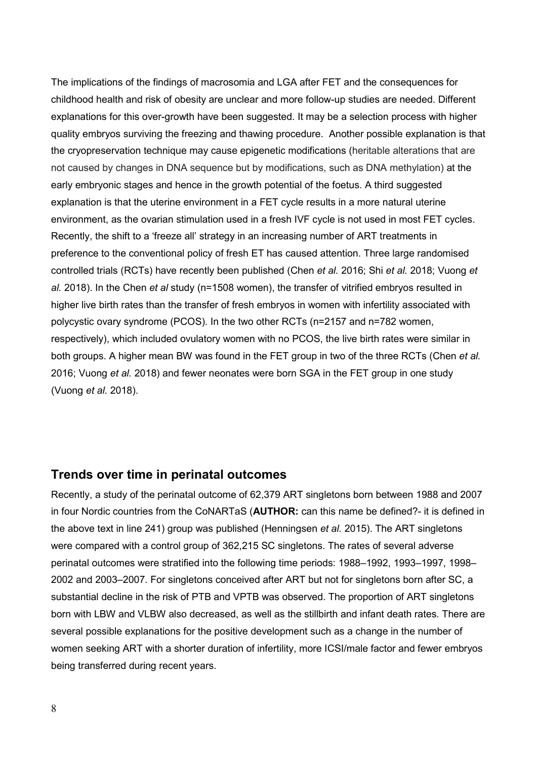The implications of the findings of macrosomia and LGA after FET and the consequences for childhood health and risk of obesity are unclear and more follow-up studies are needed. Different explanations for this over-growth have been suggested. It may be a selection process with higher quality embryos surviving the freezing and thawing procedure. Another possible explanation is that the cryopreservation technique may cause epigenetic modifications (heritable alterations that are not caused by changes in DNA sequence but by modifications, such as DNA methylation) at the early embryonic stages and hence in the growth potential of the foetus. A third suggested explanation is that the uterine environment in a FET cycle results in a more natural uterine environment, as the ovarian stimulation used in a fresh IVF cycle is not used in most FET cycles. Recently, the shift to a 'freeze all' strategy in an increasing number of ART treatments in preference to the conventional policy of fresh ET has caused attention. Three large randomised controlled trials (RCTs) have recently been published (Chen *et al.* 2016; Shi *et al.* 2018; Vuong *et al.* 2018). In the Chen *et al* study (n=1508 women), the transfer of vitrified embryos resulted in higher live birth rates than the transfer of fresh embryos in women with infertility associated with polycystic ovary syndrome (PCOS). In the two other RCTs (n=2157 and n=782 women, respectively), which included ovulatory women with no PCOS, the live birth rates were similar in both groups. A higher mean BW was found in the FET group in two of the three RCTs (Chen *et al.* 2016; Vuong *et al.* 2018) and fewer neonates were born SGA in the FET group in one study (Vuong *et al.* 2018).

## Trends over time in perinatal outcomes

Recently, a study of the perinatal outcome of 62,379 ART singletons born between 1988 and 2007 in four Nordic countries from the CoNARTaS (**AUTHOR:** can this name be defined?- it is defined in the above text in line 241) group was published (Henningsen *et al.* 2015). The ART singletons were compared with a control group of 362,215 SC singletons. The rates of several adverse perinatal outcomes were stratified into the following time periods: 1988–1992, 1993–1997, 1998–2002 and 2003–2007. For singletons conceived after ART but not for singletons born after SC, a substantial decline in the risk of PTB and VPTB was observed. The proportion of ART singletons born with LBW and VLBW also decreased, as well as the stillbirth and infant death rates. There are several possible explanations for the positive development such as a change in the number of women seeking ART with a shorter duration of infertility, more ICSI/male factor and fewer embryos being transferred during recent years.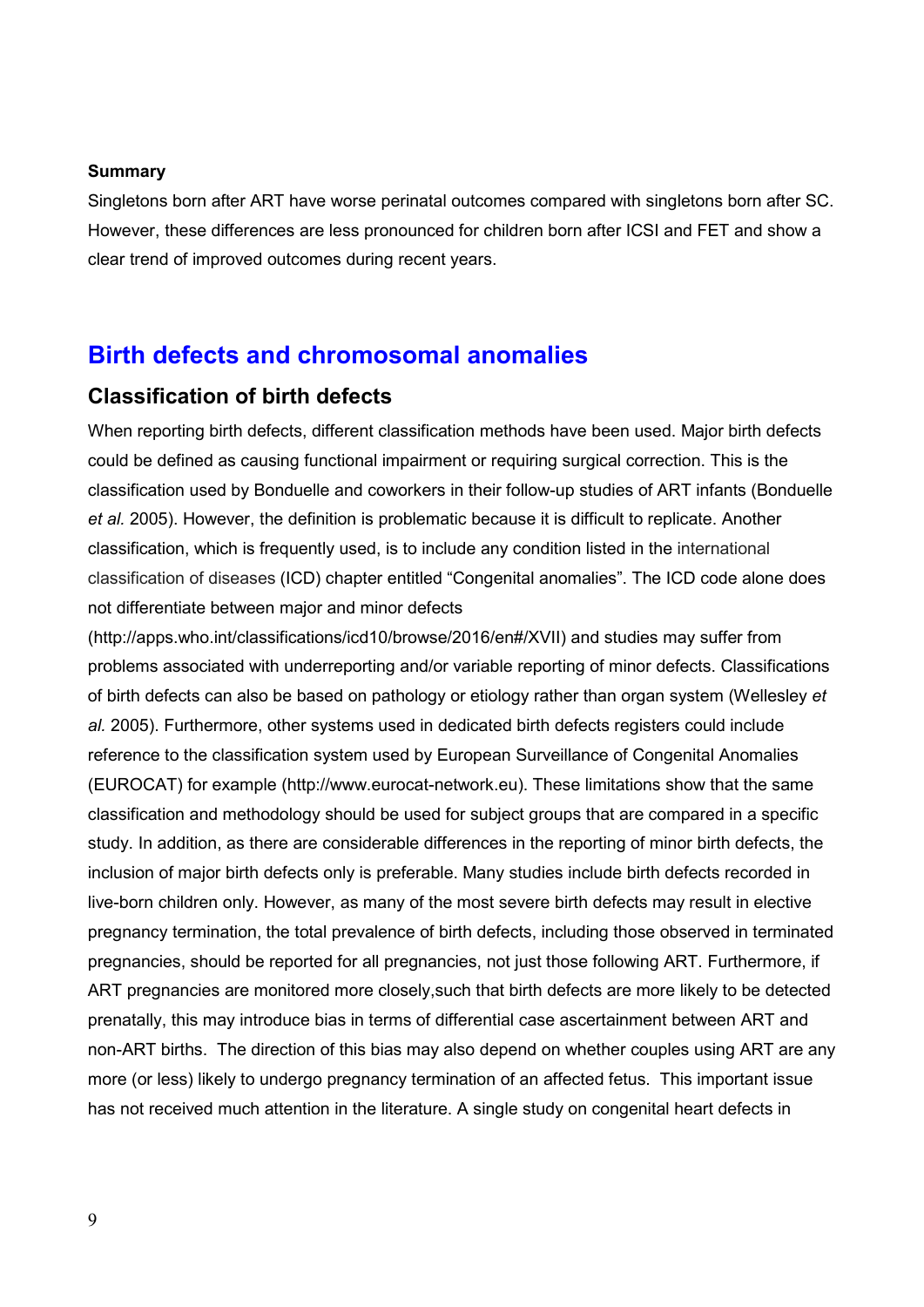**Summary**

Singletons born after ART have worse perinatal outcomes compared with singletons born after SC. However, these differences are less pronounced for children born after ICSI and FET and show a clear trend of improved outcomes during recent years.

# Birth defects and chromosomal anomalies

## Classification of birth defects

When reporting birth defects, different classification methods have been used. Major birth defects could be defined as causing functional impairment or requiring surgical correction. This is the classification used by Bonduelle and coworkers in their follow-up studies of ART infants (Bonduelle *et al.* 2005). However, the definition is problematic because it is difficult to replicate. Another classification, which is frequently used, is to include any condition listed in the international classification of diseases (ICD) chapter entitled "Congenital anomalies". The ICD code alone does not differentiate between major and minor defects (http://apps.who.int/classifications/icd10/browse/2016/en#/XVII) and studies may suffer from problems associated with underreporting and/or variable reporting of minor defects. Classifications of birth defects can also be based on pathology or etiology rather than organ system (Wellesley *et al.* 2005). Furthermore, other systems used in dedicated birth defects registers could include reference to the classification system used by European Surveillance of Congenital Anomalies (EUROCAT) for example (http://www.eurocat-network.eu). These limitations show that the same classification and methodology should be used for subject groups that are compared in a specific study. In addition, as there are considerable differences in the reporting of minor birth defects, the inclusion of major birth defects only is preferable. Many studies include birth defects recorded in live-born children only. However, as many of the most severe birth defects may result in elective pregnancy termination, the total prevalence of birth defects, including those observed in terminated pregnancies, should be reported for all pregnancies, not just those following ART. Furthermore, if ART pregnancies are monitored more closely,such that birth defects are more likely to be detected prenatally, this may introduce bias in terms of differential case ascertainment between ART and non-ART births. The direction of this bias may also depend on whether couples using ART are any more (or less) likely to undergo pregnancy termination of an affected fetus. This important issue has not received much attention in the literature. A single study on congenital heart defects in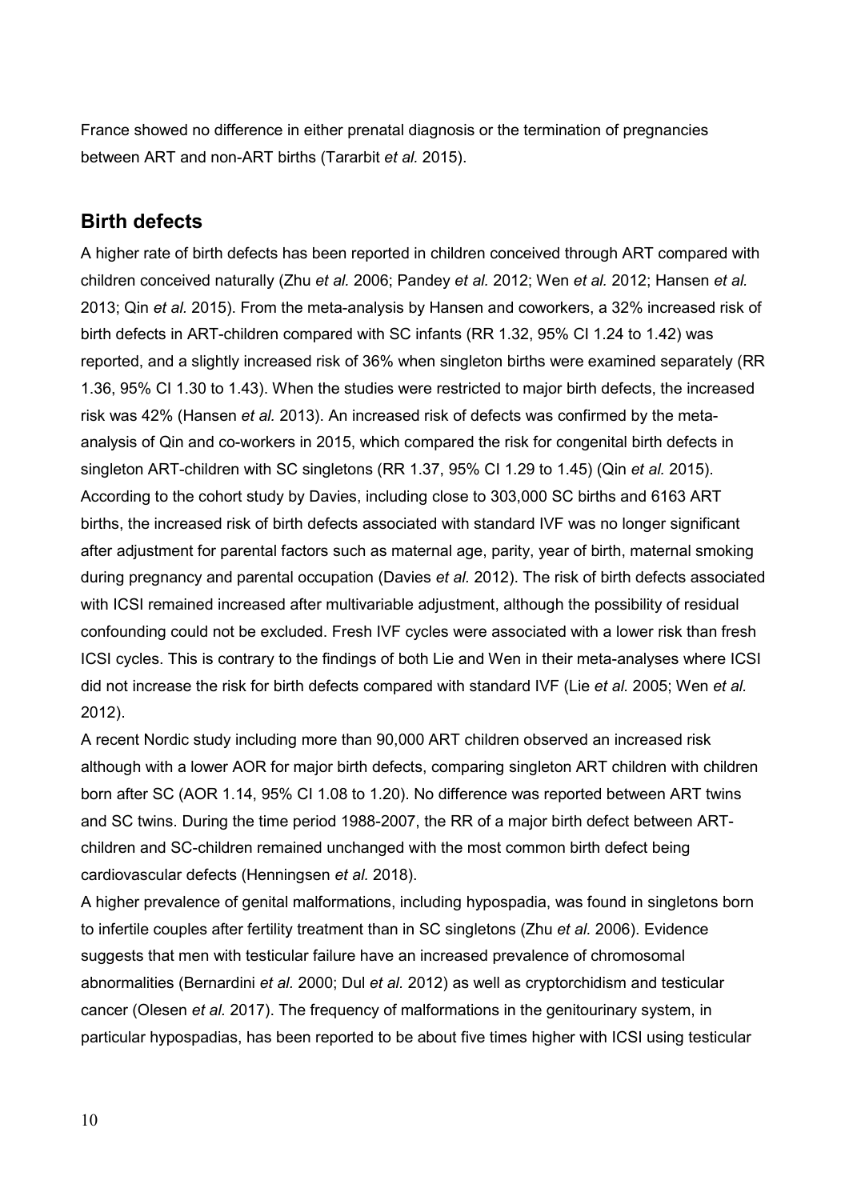France showed no difference in either prenatal diagnosis or the termination of pregnancies between ART and non-ART births (Tararbit *et al.* 2015).

## Birth defects

A higher rate of birth defects has been reported in children conceived through ART compared with children conceived naturally (Zhu *et al.* 2006; Pandey *et al.* 2012; Wen *et al.* 2012; Hansen *et al.* 2013; Qin *et al.* 2015). From the meta-analysis by Hansen and coworkers, a 32% increased risk of birth defects in ART-children compared with SC infants (RR 1.32, 95% CI 1.24 to 1.42) was reported, and a slightly increased risk of 36% when singleton births were examined separately (RR 1.36, 95% CI 1.30 to 1.43). When the studies were restricted to major birth defects, the increased risk was 42% (Hansen *et al.* 2013). An increased risk of defects was confirmed by the meta-analysis of Qin and co-workers in 2015, which compared the risk for congenital birth defects in singleton ART-children with SC singletons (RR 1.37, 95% CI 1.29 to 1.45) (Qin *et al.* 2015). According to the cohort study by Davies, including close to 303,000 SC births and 6163 ART births, the increased risk of birth defects associated with standard IVF was no longer significant after adjustment for parental factors such as maternal age, parity, year of birth, maternal smoking during pregnancy and parental occupation (Davies *et al.* 2012). The risk of birth defects associated with ICSI remained increased after multivariable adjustment, although the possibility of residual confounding could not be excluded. Fresh IVF cycles were associated with a lower risk than fresh ICSI cycles. This is contrary to the findings of both Lie and Wen in their meta-analyses where ICSI did not increase the risk for birth defects compared with standard IVF (Lie *et al.* 2005; Wen *et al.* 2012).

A recent Nordic study including more than 90,000 ART children observed an increased risk although with a lower AOR for major birth defects, comparing singleton ART children with children born after SC (AOR 1.14, 95% CI 1.08 to 1.20). No difference was reported between ART twins and SC twins. During the time period 1988-2007, the RR of a major birth defect between ART-children and SC-children remained unchanged with the most common birth defect being cardiovascular defects (Henningsen *et al.* 2018).

A higher prevalence of genital malformations, including hypospadia, was found in singletons born to infertile couples after fertility treatment than in SC singletons (Zhu *et al.* 2006). Evidence suggests that men with testicular failure have an increased prevalence of chromosomal abnormalities (Bernardini *et al.* 2000; Dul *et al.* 2012) as well as cryptorchidism and testicular cancer (Olesen *et al.* 2017). The frequency of malformations in the genitourinary system, in particular hypospadias, has been reported to be about five times higher with ICSI using testicular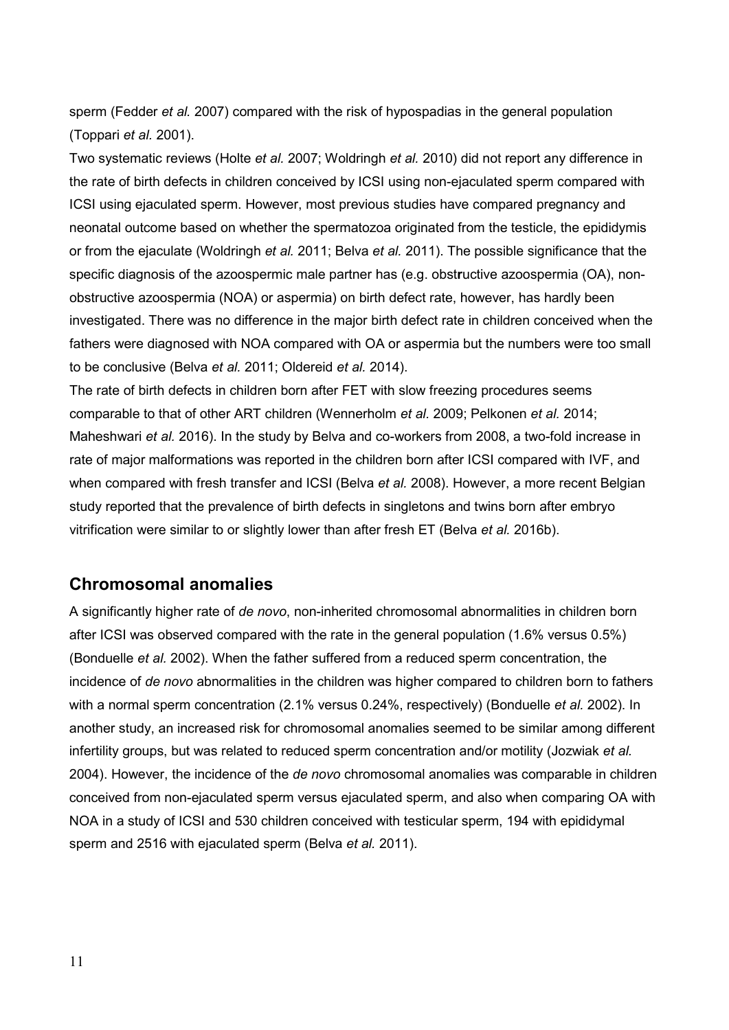sperm (Fedder *et al.* 2007) compared with the risk of hypospadias in the general population (Toppari *et al.* 2001).

Two systematic reviews (Holte *et al.* 2007; Woldringh *et al.* 2010) did not report any difference in the rate of birth defects in children conceived by ICSI using non-ejaculated sperm compared with ICSI using ejaculated sperm. However, most previous studies have compared pregnancy and neonatal outcome based on whether the spermatozoa originated from the testicle, the epididymis or from the ejaculate (Woldringh *et al.* 2011; Belva *et al.* 2011). The possible significance that the specific diagnosis of the azoospermic male partner has (e.g. obstructive azoospermia (OA), non-obstructive azoospermia (NOA) or aspermia) on birth defect rate, however, has hardly been investigated. There was no difference in the major birth defect rate in children conceived when the fathers were diagnosed with NOA compared with OA or aspermia but the numbers were too small to be conclusive (Belva *et al.* 2011; Oldereid *et al.* 2014).

The rate of birth defects in children born after FET with slow freezing procedures seems comparable to that of other ART children (Wennerholm *et al.* 2009; Pelkonen *et al.* 2014; Maheshwari *et al.* 2016). In the study by Belva and co-workers from 2008, a two-fold increase in rate of major malformations was reported in the children born after ICSI compared with IVF, and when compared with fresh transfer and ICSI (Belva *et al.* 2008). However, a more recent Belgian study reported that the prevalence of birth defects in singletons and twins born after embryo vitrification were similar to or slightly lower than after fresh ET (Belva *et al.* 2016b).

## Chromosomal anomalies

A significantly higher rate of *de novo*, non-inherited chromosomal abnormalities in children born after ICSI was observed compared with the rate in the general population (1.6% versus 0.5%) (Bonduelle *et al.* 2002). When the father suffered from a reduced sperm concentration, the incidence of *de novo* abnormalities in the children was higher compared to children born to fathers with a normal sperm concentration (2.1% versus 0.24%, respectively) (Bonduelle *et al.* 2002). In another study, an increased risk for chromosomal anomalies seemed to be similar among different infertility groups, but was related to reduced sperm concentration and/or motility (Jozwiak *et al.* 2004). However, the incidence of the *de novo* chromosomal anomalies was comparable in children conceived from non-ejaculated sperm versus ejaculated sperm, and also when comparing OA with NOA in a study of ICSI and 530 children conceived with testicular sperm, 194 with epididymal sperm and 2516 with ejaculated sperm (Belva *et al.* 2011).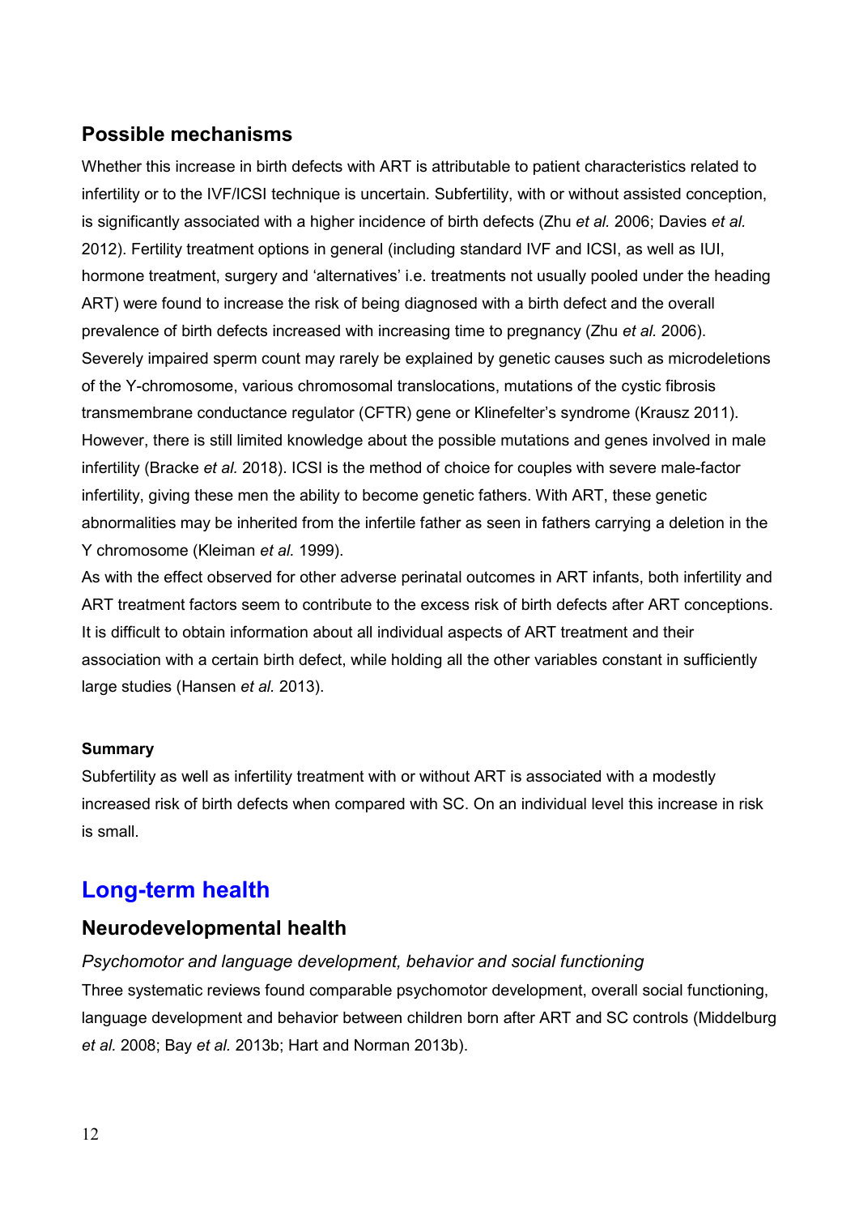## Possible mechanisms

Whether this increase in birth defects with ART is attributable to patient characteristics related to infertility or to the IVF/ICSI technique is uncertain. Subfertility, with or without assisted conception, is significantly associated with a higher incidence of birth defects (Zhu *et al.* 2006; Davies *et al.* 2012). Fertility treatment options in general (including standard IVF and ICSI, as well as IUI, hormone treatment, surgery and 'alternatives' i.e. treatments not usually pooled under the heading ART) were found to increase the risk of being diagnosed with a birth defect and the overall prevalence of birth defects increased with increasing time to pregnancy (Zhu *et al.* 2006). Severely impaired sperm count may rarely be explained by genetic causes such as microdeletions of the Y-chromosome, various chromosomal translocations, mutations of the cystic fibrosis transmembrane conductance regulator (CFTR) gene or Klinefelter's syndrome (Krausz 2011). However, there is still limited knowledge about the possible mutations and genes involved in male infertility (Bracke *et al.* 2018). ICSI is the method of choice for couples with severe male-factor infertility, giving these men the ability to become genetic fathers. With ART, these genetic abnormalities may be inherited from the infertile father as seen in fathers carrying a deletion in the Y chromosome (Kleiman *et al.* 1999).

As with the effect observed for other adverse perinatal outcomes in ART infants, both infertility and ART treatment factors seem to contribute to the excess risk of birth defects after ART conceptions. It is difficult to obtain information about all individual aspects of ART treatment and their association with a certain birth defect, while holding all the other variables constant in sufficiently large studies (Hansen *et al.* 2013).

#### Summary

Subfertility as well as infertility treatment with or without ART is associated with a modestly increased risk of birth defects when compared with SC. On an individual level this increase in risk is small.

# Long-term health

## Neurodevelopmental health

### *Psychomotor and language development, behavior and social functioning*

Three systematic reviews found comparable psychomotor development, overall social functioning, language development and behavior between children born after ART and SC controls (Middelburg *et al.* 2008; Bay *et al.* 2013b; Hart and Norman 2013b).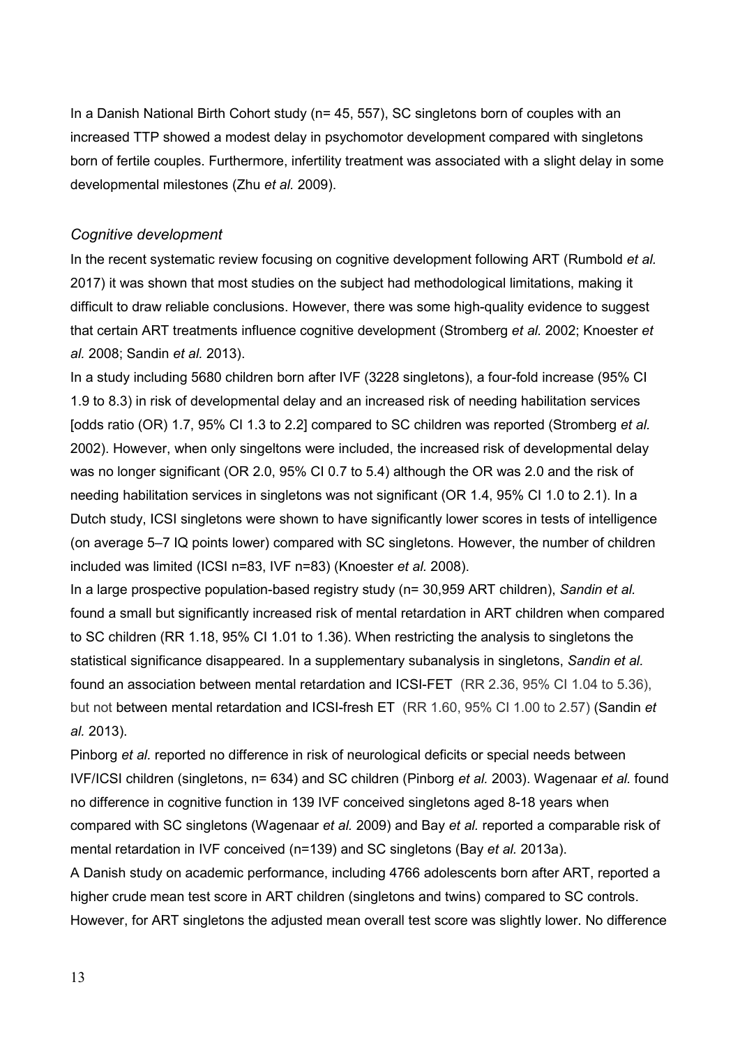In a Danish National Birth Cohort study (n= 45, 557), SC singletons born of couples with an increased TTP showed a modest delay in psychomotor development compared with singletons born of fertile couples. Furthermore, infertility treatment was associated with a slight delay in some developmental milestones (Zhu *et al.* 2009).

### *Cognitive development*

In the recent systematic review focusing on cognitive development following ART (Rumbold *et al.* 2017) it was shown that most studies on the subject had methodological limitations, making it difficult to draw reliable conclusions. However, there was some high-quality evidence to suggest that certain ART treatments influence cognitive development (Stromberg *et al.* 2002; Knoester *et al.* 2008; Sandin *et al.* 2013).

In a study including 5680 children born after IVF (3228 singletons), a four-fold increase (95% CI 1.9 to 8.3) in risk of developmental delay and an increased risk of needing habilitation services [odds ratio (OR) 1.7, 95% CI 1.3 to 2.2] compared to SC children was reported (Stromberg *et al.* 2002). However, when only singeltons were included, the increased risk of developmental delay was no longer significant (OR 2.0, 95% CI 0.7 to 5.4) although the OR was 2.0 and the risk of needing habilitation services in singletons was not significant (OR 1.4, 95% CI 1.0 to 2.1). In a Dutch study, ICSI singletons were shown to have significantly lower scores in tests of intelligence (on average 5–7 IQ points lower) compared with SC singletons. However, the number of children included was limited (ICSI n=83, IVF n=83) (Knoester *et al.* 2008).

In a large prospective population-based registry study (n= 30,959 ART children), *Sandin et al.* found a small but significantly increased risk of mental retardation in ART children when compared to SC children (RR 1.18, 95% CI 1.01 to 1.36). When restricting the analysis to singletons the statistical significance disappeared. In a supplementary subanalysis in singletons, *Sandin et al.* found an association between mental retardation and ICSI-FET (RR 2.36, 95% CI 1.04 to 5.36), but not between mental retardation and ICSI-fresh ET (RR 1.60, 95% CI 1.00 to 2.57) (Sandin *et al.* 2013).

Pinborg *et al.* reported no difference in risk of neurological deficits or special needs between IVF/ICSI children (singletons, n= 634) and SC children (Pinborg *et al.* 2003). Wagenaar *et al.* found no difference in cognitive function in 139 IVF conceived singletons aged 8-18 years when compared with SC singletons (Wagenaar *et al.* 2009) and Bay *et al.* reported a comparable risk of mental retardation in IVF conceived (n=139) and SC singletons (Bay *et al.* 2013a).

A Danish study on academic performance, including 4766 adolescents born after ART, reported a higher crude mean test score in ART children (singletons and twins) compared to SC controls. However, for ART singletons the adjusted mean overall test score was slightly lower. No difference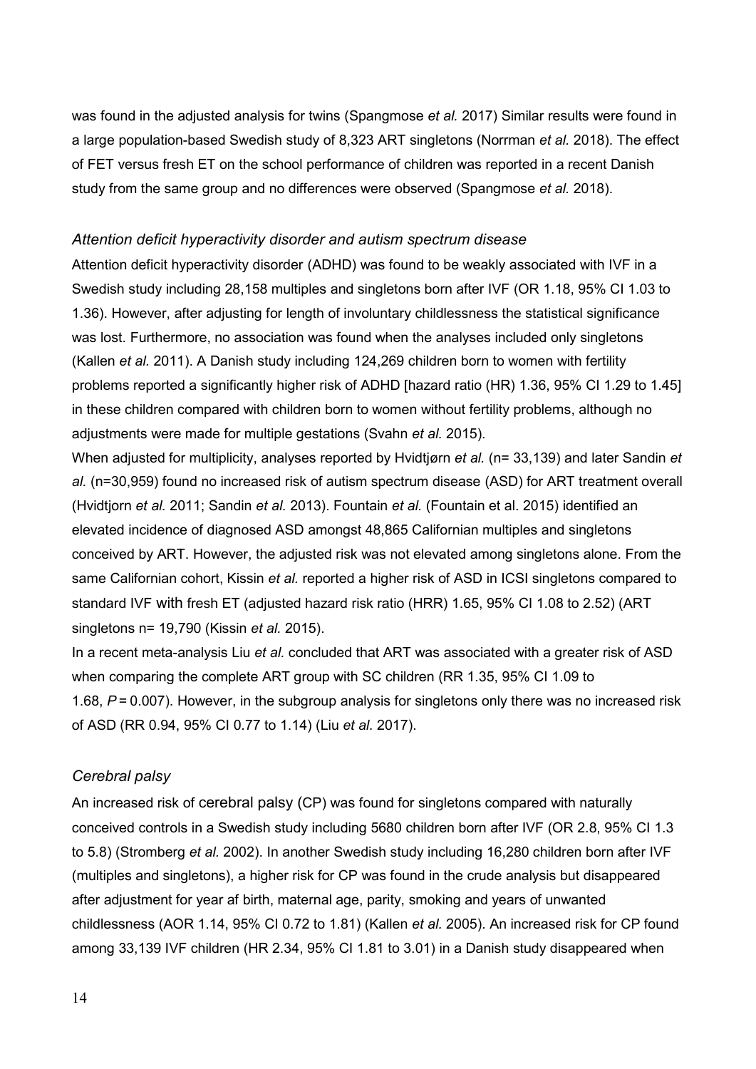was found in the adjusted analysis for twins (Spangmose *et al.* 2017) Similar results were found in a large population-based Swedish study of 8,323 ART singletons (Norrman *et al.* 2018). The effect of FET versus fresh ET on the school performance of children was reported in a recent Danish study from the same group and no differences were observed (Spangmose *et al.* 2018).

### *Attention deficit hyperactivity disorder and autism spectrum disease*

Attention deficit hyperactivity disorder (ADHD) was found to be weakly associated with IVF in a Swedish study including 28,158 multiples and singletons born after IVF (OR 1.18, 95% CI 1.03 to 1.36). However, after adjusting for length of involuntary childlessness the statistical significance was lost. Furthermore, no association was found when the analyses included only singletons (Kallen *et al.* 2011). A Danish study including 124,269 children born to women with fertility problems reported a significantly higher risk of ADHD [hazard ratio (HR) 1.36, 95% CI 1.29 to 1.45] in these children compared with children born to women without fertility problems, although no adjustments were made for multiple gestations (Svahn *et al.* 2015).

When adjusted for multiplicity, analyses reported by Hvidtjørn *et al.* (n= 33,139) and later Sandin *et al.* (n=30,959) found no increased risk of autism spectrum disease (ASD) for ART treatment overall (Hvidtjorn *et al.* 2011; Sandin *et al.* 2013). Fountain *et al.* (Fountain et al. 2015) identified an elevated incidence of diagnosed ASD amongst 48,865 Californian multiples and singletons conceived by ART. However, the adjusted risk was not elevated among singletons alone. From the same Californian cohort, Kissin *et al.* reported a higher risk of ASD in ICSI singletons compared to standard IVF with fresh ET (adjusted hazard risk ratio (HRR) 1.65, 95% CI 1.08 to 2.52) (ART singletons n= 19,790 (Kissin *et al.* 2015).

In a recent meta-analysis Liu *et al.* concluded that ART was associated with a greater risk of ASD when comparing the complete ART group with SC children (RR 1.35, 95% CI 1.09 to 1.68, $P = 0.007$). However, in the subgroup analysis for singletons only there was no increased risk of ASD (RR 0.94, 95% CI 0.77 to 1.14) (Liu *et al.* 2017).

### *Cerebral palsy*

An increased risk of cerebral palsy (CP) was found for singletons compared with naturally conceived controls in a Swedish study including 5680 children born after IVF (OR 2.8, 95% CI 1.3 to 5.8) (Stromberg *et al.* 2002). In another Swedish study including 16,280 children born after IVF (multiples and singletons), a higher risk for CP was found in the crude analysis but disappeared after adjustment for year af birth, maternal age, parity, smoking and years of unwanted childlessness (AOR 1.14, 95% CI 0.72 to 1.81) (Kallen *et al.* 2005). An increased risk for CP found among 33,139 IVF children (HR 2.34, 95% CI 1.81 to 3.01) in a Danish study disappeared when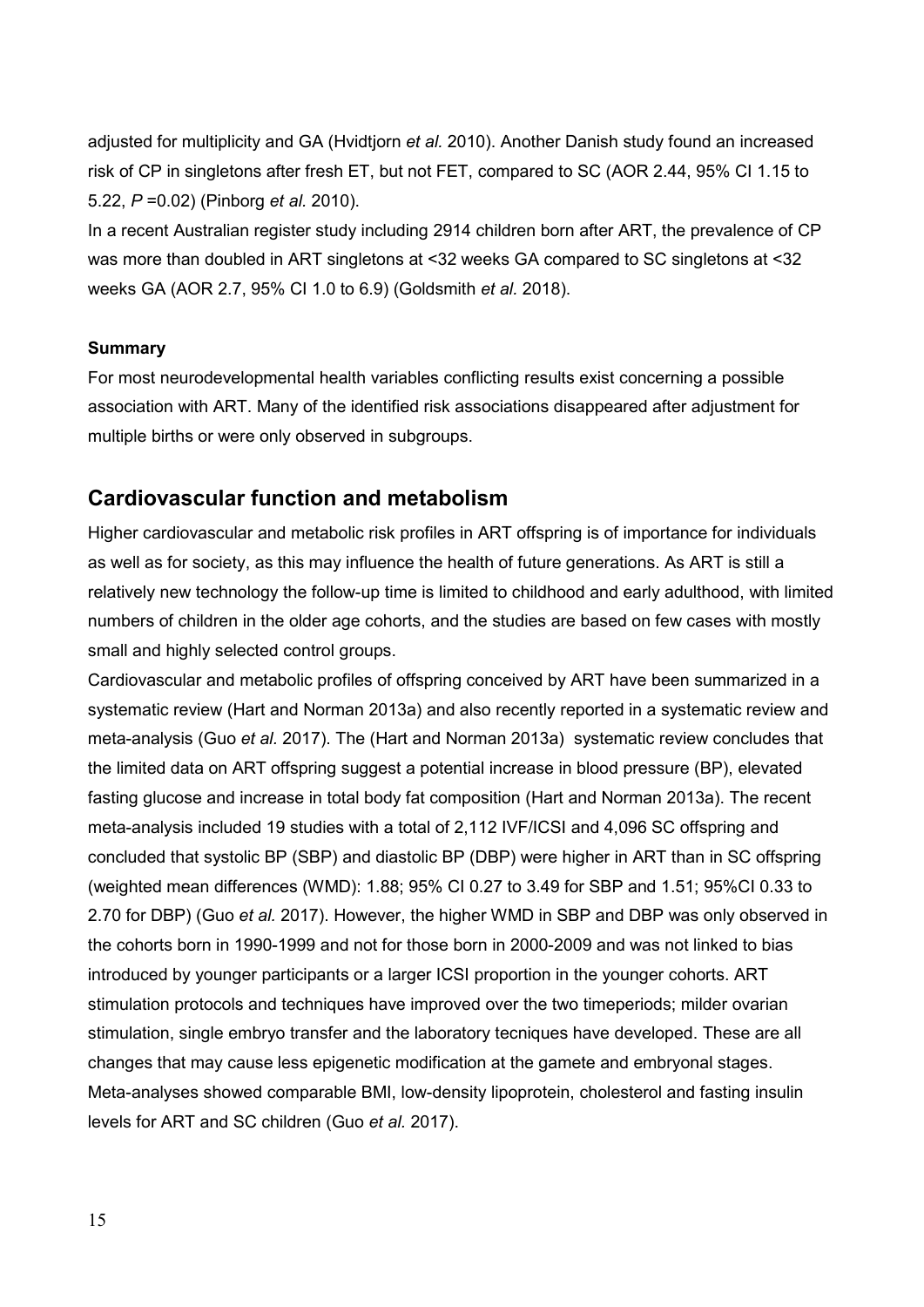adjusted for multiplicity and GA (Hvidtjorn *et al.* 2010). Another Danish study found an increased risk of CP in singletons after fresh ET, but not FET, compared to SC (AOR 2.44, 95% CI 1.15 to 5.22, *P* =0.02) (Pinborg *et al.* 2010).

In a recent Australian register study including 2914 children born after ART, the prevalence of CP was more than doubled in ART singletons at <32 weeks GA compared to SC singletons at <32 weeks GA (AOR 2.7, 95% CI 1.0 to 6.9) (Goldsmith *et al.* 2018).

**Summary**

For most neurodevelopmental health variables conflicting results exist concerning a possible association with ART. Many of the identified risk associations disappeared after adjustment for multiple births or were only observed in subgroups.

## Cardiovascular function and metabolism

Higher cardiovascular and metabolic risk profiles in ART offspring is of importance for individuals as well as for society, as this may influence the health of future generations. As ART is still a relatively new technology the follow-up time is limited to childhood and early adulthood, with limited numbers of children in the older age cohorts, and the studies are based on few cases with mostly small and highly selected control groups.

Cardiovascular and metabolic profiles of offspring conceived by ART have been summarized in a systematic review (Hart and Norman 2013a) and also recently reported in a systematic review and meta-analysis (Guo *et al.* 2017). The (Hart and Norman 2013a) systematic review concludes that the limited data on ART offspring suggest a potential increase in blood pressure (BP), elevated fasting glucose and increase in total body fat composition (Hart and Norman 2013a). The recent meta-analysis included 19 studies with a total of 2,112 IVF/ICSI and 4,096 SC offspring and concluded that systolic BP (SBP) and diastolic BP (DBP) were higher in ART than in SC offspring (weighted mean differences (WMD): 1.88; 95% CI 0.27 to 3.49 for SBP and 1.51; 95%CI 0.33 to 2.70 for DBP) (Guo *et al.* 2017). However, the higher WMD in SBP and DBP was only observed in the cohorts born in 1990-1999 and not for those born in 2000-2009 and was not linked to bias introduced by younger participants or a larger ICSI proportion in the younger cohorts. ART stimulation protocols and techniques have improved over the two timeperiods; milder ovarian stimulation, single embryo transfer and the laboratory tecniques have developed. These are all changes that may cause less epigenetic modification at the gamete and embryonal stages. Meta-analyses showed comparable BMI, low-density lipoprotein, cholesterol and fasting insulin levels for ART and SC children (Guo *et al.* 2017).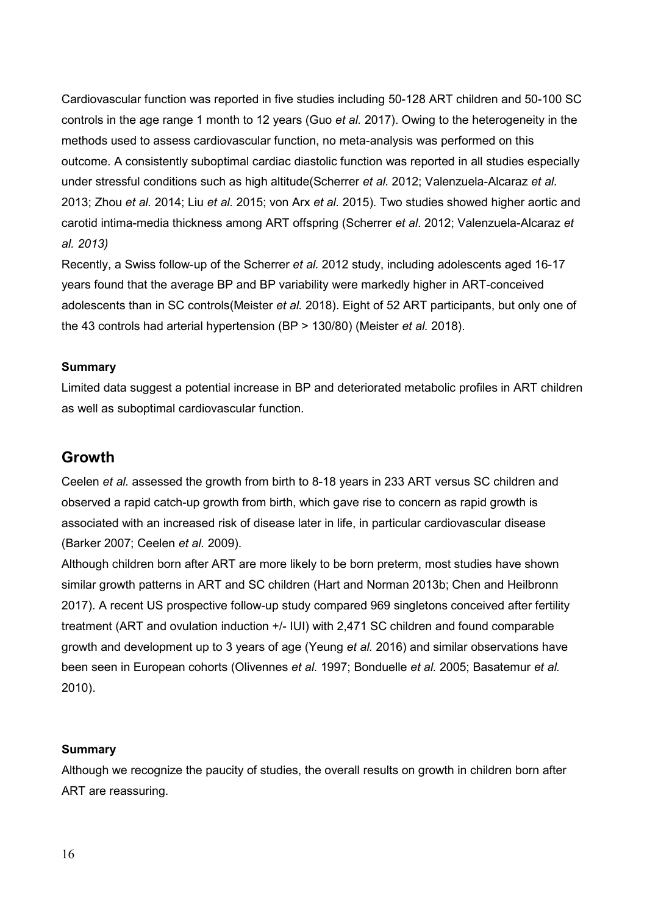Cardiovascular function was reported in five studies including 50-128 ART children and 50-100 SC controls in the age range 1 month to 12 years (Guo *et al.* 2017). Owing to the heterogeneity in the methods used to assess cardiovascular function, no meta-analysis was performed on this outcome. A consistently suboptimal cardiac diastolic function was reported in all studies especially under stressful conditions such as high altitude(Scherrer *et al.* 2012; Valenzuela-Alcaraz *et al.* 2013; Zhou *et al.* 2014; Liu *et al.* 2015; von Arx *et al.* 2015). Two studies showed higher aortic and carotid intima-media thickness among ART offspring (Scherrer *et al*. 2012; Valenzuela-Alcaraz *et al. 2013)*

Recently, a Swiss follow-up of the Scherrer *et al.* 2012 study, including adolescents aged 16-17 years found that the average BP and BP variability were markedly higher in ART-conceived adolescents than in SC controls(Meister *et al.* 2018). Eight of 52 ART participants, but only one of the 43 controls had arterial hypertension (BP > 130/80) (Meister *et al.* 2018).

**Summary**

Limited data suggest a potential increase in BP and deteriorated metabolic profiles in ART children as well as suboptimal cardiovascular function.

## Growth

Ceelen *et al.* assessed the growth from birth to 8-18 years in 233 ART versus SC children and observed a rapid catch-up growth from birth, which gave rise to concern as rapid growth is associated with an increased risk of disease later in life, in particular cardiovascular disease (Barker 2007; Ceelen *et al.* 2009).

Although children born after ART are more likely to be born preterm, most studies have shown similar growth patterns in ART and SC children (Hart and Norman 2013b; Chen and Heilbronn 2017). A recent US prospective follow-up study compared 969 singletons conceived after fertility treatment (ART and ovulation induction +/- IUI) with 2,471 SC children and found comparable growth and development up to 3 years of age (Yeung *et al.* 2016) and similar observations have been seen in European cohorts (Olivennes *et al.* 1997; Bonduelle *et al.* 2005; Basatemur *et al.* 2010).

**Summary**

Although we recognize the paucity of studies, the overall results on growth in children born after ART are reassuring.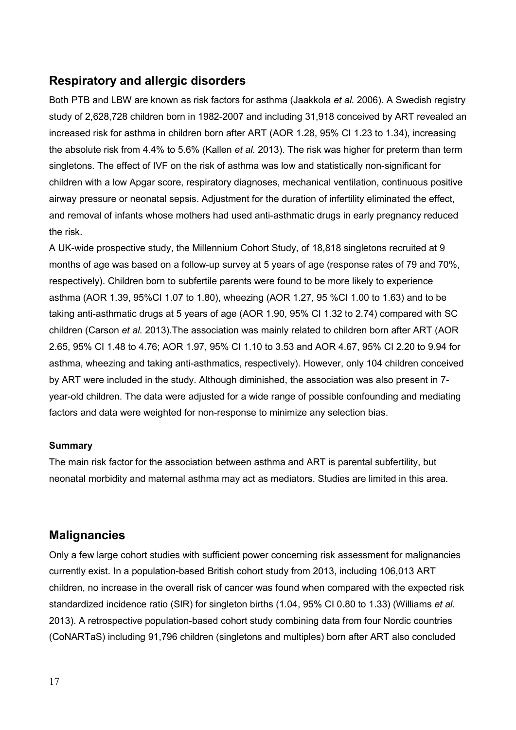## Respiratory and allergic disorders

Both PTB and LBW are known as risk factors for asthma (Jaakkola *et al.* 2006). A Swedish registry study of 2,628,728 children born in 1982-2007 and including 31,918 conceived by ART revealed an increased risk for asthma in children born after ART (AOR 1.28, 95% CI 1.23 to 1.34), increasing the absolute risk from 4.4% to 5.6% (Kallen *et al.* 2013). The risk was higher for preterm than term singletons. The effect of IVF on the risk of asthma was low and statistically non-significant for children with a low Apgar score, respiratory diagnoses, mechanical ventilation, continuous positive airway pressure or neonatal sepsis. Adjustment for the duration of infertility eliminated the effect, and removal of infants whose mothers had used anti-asthmatic drugs in early pregnancy reduced the risk.

A UK-wide prospective study, the Millennium Cohort Study, of 18,818 singletons recruited at 9 months of age was based on a follow-up survey at 5 years of age (response rates of 79 and 70%, respectively). Children born to subfertile parents were found to be more likely to experience asthma (AOR 1.39, 95%CI 1.07 to 1.80), wheezing (AOR 1.27, 95 %CI 1.00 to 1.63) and to be taking anti-asthmatic drugs at 5 years of age (AOR 1.90, 95% CI 1.32 to 2.74) compared with SC children (Carson *et al.* 2013).The association was mainly related to children born after ART (AOR 2.65, 95% CI 1.48 to 4.76; AOR 1.97, 95% CI 1.10 to 3.53 and AOR 4.67, 95% CI 2.20 to 9.94 for asthma, wheezing and taking anti-asthmatics, respectively). However, only 104 children conceived by ART were included in the study. Although diminished, the association was also present in 7-year-old children. The data were adjusted for a wide range of possible confounding and mediating factors and data were weighted for non-response to minimize any selection bias.

#### Summary

The main risk factor for the association between asthma and ART is parental subfertility, but neonatal morbidity and maternal asthma may act as mediators. Studies are limited in this area.

## Malignancies

Only a few large cohort studies with sufficient power concerning risk assessment for malignancies currently exist. In a population-based British cohort study from 2013, including 106,013 ART children, no increase in the overall risk of cancer was found when compared with the expected risk standardized incidence ratio (SIR) for singleton births (1.04, 95% CI 0.80 to 1.33) (Williams *et al.* 2013). A retrospective population-based cohort study combining data from four Nordic countries (CoNARTaS) including 91,796 children (singletons and multiples) born after ART also concluded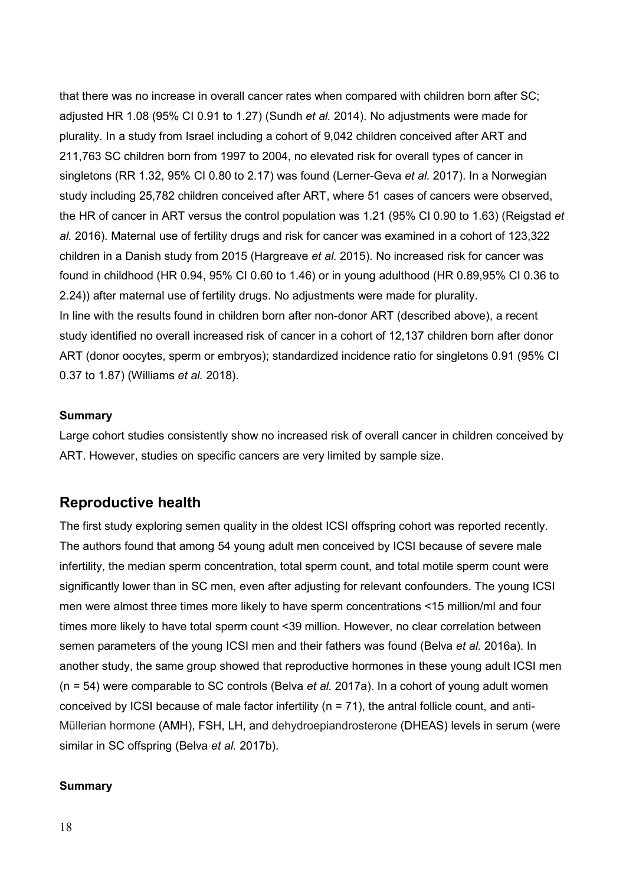that there was no increase in overall cancer rates when compared with children born after SC; adjusted HR 1.08 (95% CI 0.91 to 1.27) (Sundh *et al.* 2014). No adjustments were made for plurality. In a study from Israel including a cohort of 9,042 children conceived after ART and 211,763 SC children born from 1997 to 2004, no elevated risk for overall types of cancer in singletons (RR 1.32, 95% CI 0.80 to 2.17) was found (Lerner-Geva *et al.* 2017). In a Norwegian study including 25,782 children conceived after ART, where 51 cases of cancers were observed, the HR of cancer in ART versus the control population was 1.21 (95% CI 0.90 to 1.63) (Reigstad *et al.* 2016). Maternal use of fertility drugs and risk for cancer was examined in a cohort of 123,322 children in a Danish study from 2015 (Hargreave *et al.* 2015). No increased risk for cancer was found in childhood (HR 0.94, 95% CI 0.60 to 1.46) or in young adulthood (HR 0.89,95% CI 0.36 to 2.24)) after maternal use of fertility drugs. No adjustments were made for plurality.
In line with the results found in children born after non-donor ART (described above), a recent study identified no overall increased risk of cancer in a cohort of 12,137 children born after donor ART (donor oocytes, sperm or embryos); standardized incidence ratio for singletons 0.91 (95% CI 0.37 to 1.87) (Williams *et al.* 2018).

**Summary**

Large cohort studies consistently show no increased risk of overall cancer in children conceived by ART. However, studies on specific cancers are very limited by sample size.

## Reproductive health

The first study exploring semen quality in the oldest ICSI offspring cohort was reported recently. The authors found that among 54 young adult men conceived by ICSI because of severe male infertility, the median sperm concentration, total sperm count, and total motile sperm count were significantly lower than in SC men, even after adjusting for relevant confounders. The young ICSI men were almost three times more likely to have sperm concentrations <15 million/ml and four times more likely to have total sperm count <39 million. However, no clear correlation between semen parameters of the young ICSI men and their fathers was found (Belva *et al.* 2016a). In another study, the same group showed that reproductive hormones in these young adult ICSI men (n = 54) were comparable to SC controls (Belva *et al.* 2017a). In a cohort of young adult women conceived by ICSI because of male factor infertility (n = 71), the antral follicle count, and anti-Müllerian hormone (AMH), FSH, LH, and dehydroepiandrosterone (DHEAS) levels in serum (were similar in SC offspring (Belva *et al.* 2017b).

**Summary**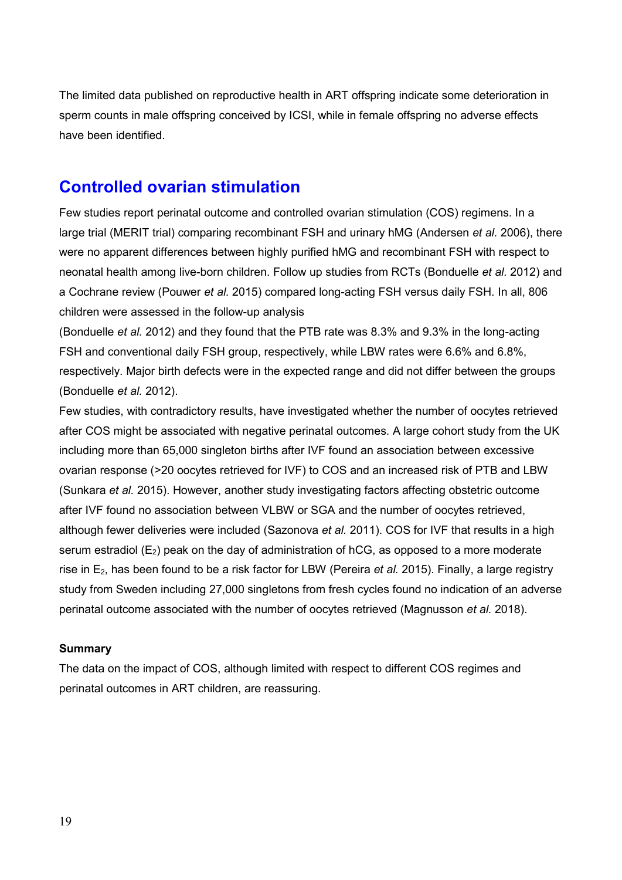The limited data published on reproductive health in ART offspring indicate some deterioration in sperm counts in male offspring conceived by ICSI, while in female offspring no adverse effects have been identified.

## Controlled ovarian stimulation

Few studies report perinatal outcome and controlled ovarian stimulation (COS) regimens. In a large trial (MERIT trial) comparing recombinant FSH and urinary hMG (Andersen *et al.* 2006), there were no apparent differences between highly purified hMG and recombinant FSH with respect to neonatal health among live-born children. Follow up studies from RCTs (Bonduelle *et al.* 2012) and a Cochrane review (Pouwer *et al.* 2015) compared long-acting FSH versus daily FSH. In all, 806 children were assessed in the follow-up analysis (Bonduelle *et al.* 2012) and they found that the PTB rate was 8.3% and 9.3% in the long-acting FSH and conventional daily FSH group, respectively, while LBW rates were 6.6% and 6.8%, respectively. Major birth defects were in the expected range and did not differ between the groups (Bonduelle *et al.* 2012).

Few studies, with contradictory results, have investigated whether the number of oocytes retrieved after COS might be associated with negative perinatal outcomes. A large cohort study from the UK including more than 65,000 singleton births after IVF found an association between excessive ovarian response (>20 oocytes retrieved for IVF) to COS and an increased risk of PTB and LBW (Sunkara *et al.* 2015). However, another study investigating factors affecting obstetric outcome after IVF found no association between VLBW or SGA and the number of oocytes retrieved, although fewer deliveries were included (Sazonova *et al.* 2011). COS for IVF that results in a high serum estradiol ($E_2$) peak on the day of administration of hCG, as opposed to a more moderate rise in $E_2$, has been found to be a risk factor for LBW (Pereira *et al.* 2015). Finally, a large registry study from Sweden including 27,000 singletons from fresh cycles found no indication of an adverse perinatal outcome associated with the number of oocytes retrieved (Magnusson *et al.* 2018).

**Summary**

The data on the impact of COS, although limited with respect to different COS regimes and perinatal outcomes in ART children, are reassuring.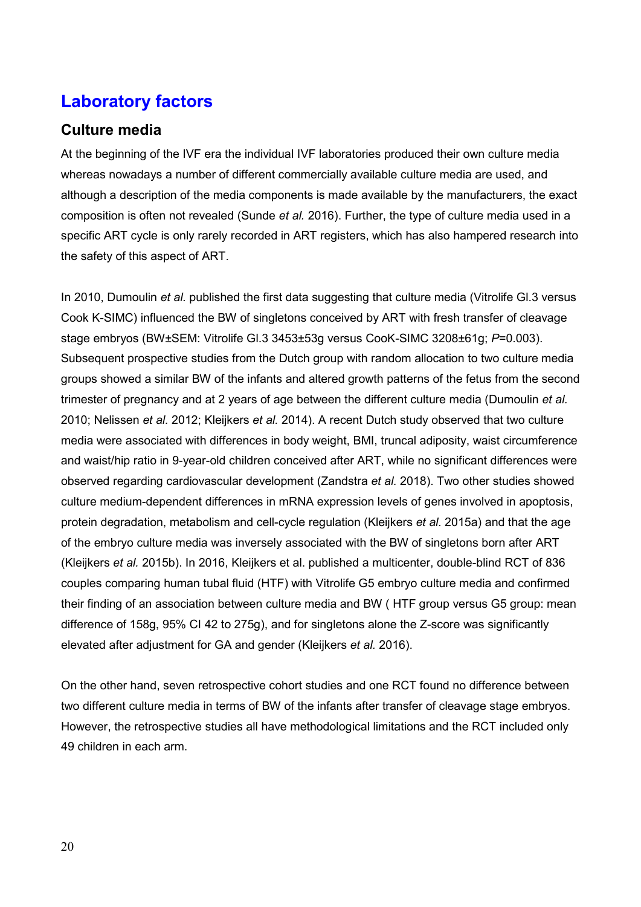# Laboratory factors

## Culture media

At the beginning of the IVF era the individual IVF laboratories produced their own culture media whereas nowadays a number of different commercially available culture media are used, and although a description of the media components is made available by the manufacturers, the exact composition is often not revealed (Sunde *et al.* 2016). Further, the type of culture media used in a specific ART cycle is only rarely recorded in ART registers, which has also hampered research into the safety of this aspect of ART.

In 2010, Dumoulin *et al.* published the first data suggesting that culture media (Vitrolife GI.3 versus Cook K-SIMC) influenced the BW of singletons conceived by ART with fresh transfer of cleavage stage embryos (BW±SEM: Vitrolife GI.3 3453±53g versus CooK-SIMC 3208±61g; *P*=0.003). Subsequent prospective studies from the Dutch group with random allocation to two culture media groups showed a similar BW of the infants and altered growth patterns of the fetus from the second trimester of pregnancy and at 2 years of age between the different culture media (Dumoulin *et al.* 2010; Nelissen *et al*. 2012; Kleijkers *et al.* 2014). A recent Dutch study observed that two culture media were associated with differences in body weight, BMI, truncal adiposity, waist circumference and waist/hip ratio in 9-year-old children conceived after ART, while no significant differences were observed regarding cardiovascular development (Zandstra *et al.* 2018). Two other studies showed culture medium-dependent differences in mRNA expression levels of genes involved in apoptosis, protein degradation, metabolism and cell-cycle regulation (Kleijkers *et al*. 2015a) and that the age of the embryo culture media was inversely associated with the BW of singletons born after ART (Kleijkers *et al.* 2015b). In 2016, Kleijkers et al. published a multicenter, double-blind RCT of 836 couples comparing human tubal fluid (HTF) with Vitrolife G5 embryo culture media and confirmed their finding of an association between culture media and BW ( HTF group versus G5 group: mean difference of 158g, 95% CI 42 to 275g), and for singletons alone the Z-score was significantly elevated after adjustment for GA and gender (Kleijkers *et al.* 2016).

On the other hand, seven retrospective cohort studies and one RCT found no difference between two different culture media in terms of BW of the infants after transfer of cleavage stage embryos. However, the retrospective studies all have methodological limitations and the RCT included only 49 children in each arm.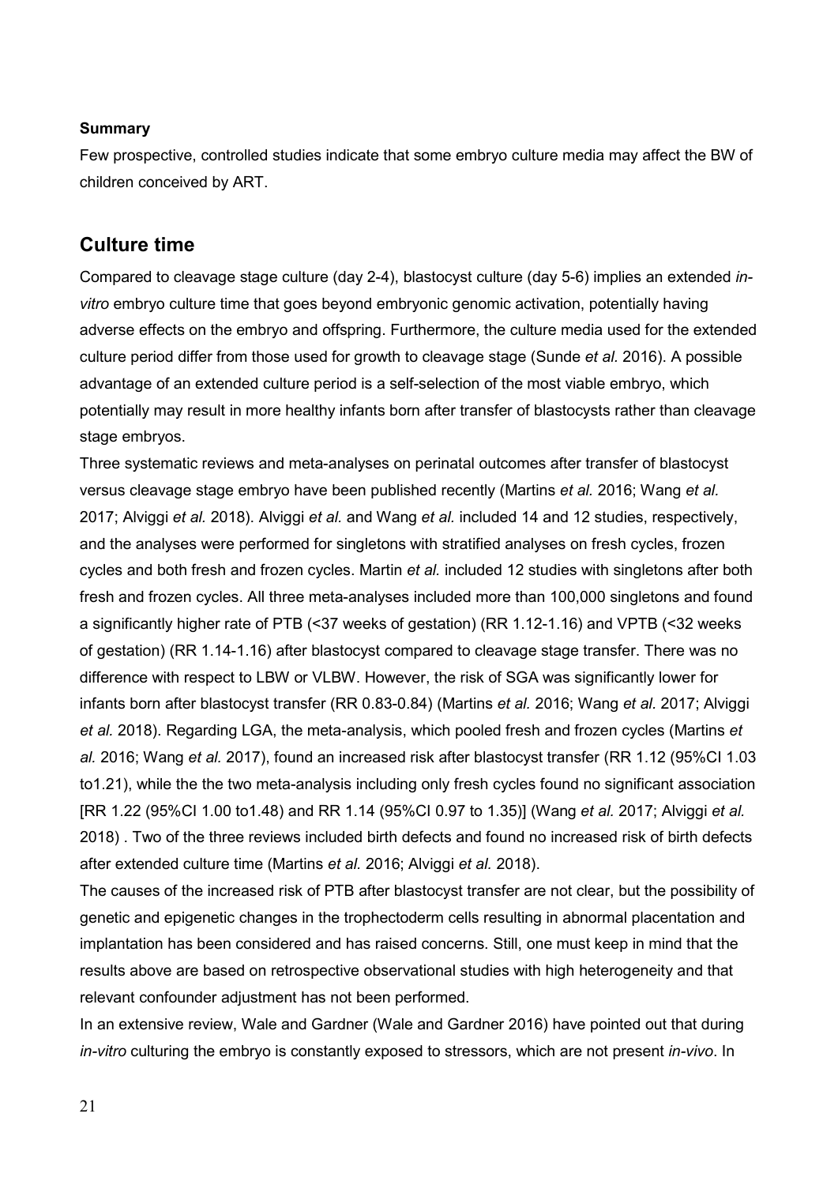**Summary**

Few prospective, controlled studies indicate that some embryo culture media may affect the BW of children conceived by ART.

## Culture time

Compared to cleavage stage culture (day 2-4), blastocyst culture (day 5-6) implies an extended *in-vitro* embryo culture time that goes beyond embryonic genomic activation, potentially having adverse effects on the embryo and offspring. Furthermore, the culture media used for the extended culture period differ from those used for growth to cleavage stage (Sunde *et al.* 2016). A possible advantage of an extended culture period is a self-selection of the most viable embryo, which potentially may result in more healthy infants born after transfer of blastocysts rather than cleavage stage embryos.

Three systematic reviews and meta-analyses on perinatal outcomes after transfer of blastocyst versus cleavage stage embryo have been published recently (Martins *et al.* 2016; Wang *et al.* 2017; Alviggi *et al.* 2018). Alviggi *et al.* and Wang *et al.* included 14 and 12 studies, respectively, and the analyses were performed for singletons with stratified analyses on fresh cycles, frozen cycles and both fresh and frozen cycles. Martin *et al.* included 12 studies with singletons after both fresh and frozen cycles. All three meta-analyses included more than 100,000 singletons and found a significantly higher rate of PTB (<37 weeks of gestation) (RR 1.12-1.16) and VPTB (<32 weeks of gestation) (RR 1.14-1.16) after blastocyst compared to cleavage stage transfer. There was no difference with respect to LBW or VLBW. However, the risk of SGA was significantly lower for infants born after blastocyst transfer (RR 0.83-0.84) (Martins *et al.* 2016; Wang *et al.* 2017; Alviggi *et al.* 2018). Regarding LGA, the meta-analysis, which pooled fresh and frozen cycles (Martins *et al.* 2016; Wang *et al.* 2017), found an increased risk after blastocyst transfer (RR 1.12 (95%CI 1.03 to1.21), while the the two meta-analysis including only fresh cycles found no significant association [RR 1.22 (95%CI 1.00 to1.48) and RR 1.14 (95%CI 0.97 to 1.35)] (Wang *et al.* 2017; Alviggi *et al.* 2018) . Two of the three reviews included birth defects and found no increased risk of birth defects after extended culture time (Martins *et al.* 2016; Alviggi *et al.* 2018).

The causes of the increased risk of PTB after blastocyst transfer are not clear, but the possibility of genetic and epigenetic changes in the trophectoderm cells resulting in abnormal placentation and implantation has been considered and has raised concerns. Still, one must keep in mind that the results above are based on retrospective observational studies with high heterogeneity and that relevant confounder adjustment has not been performed.

In an extensive review, Wale and Gardner (Wale and Gardner 2016) have pointed out that during *in-vitro* culturing the embryo is constantly exposed to stressors, which are not present *in-vivo*. In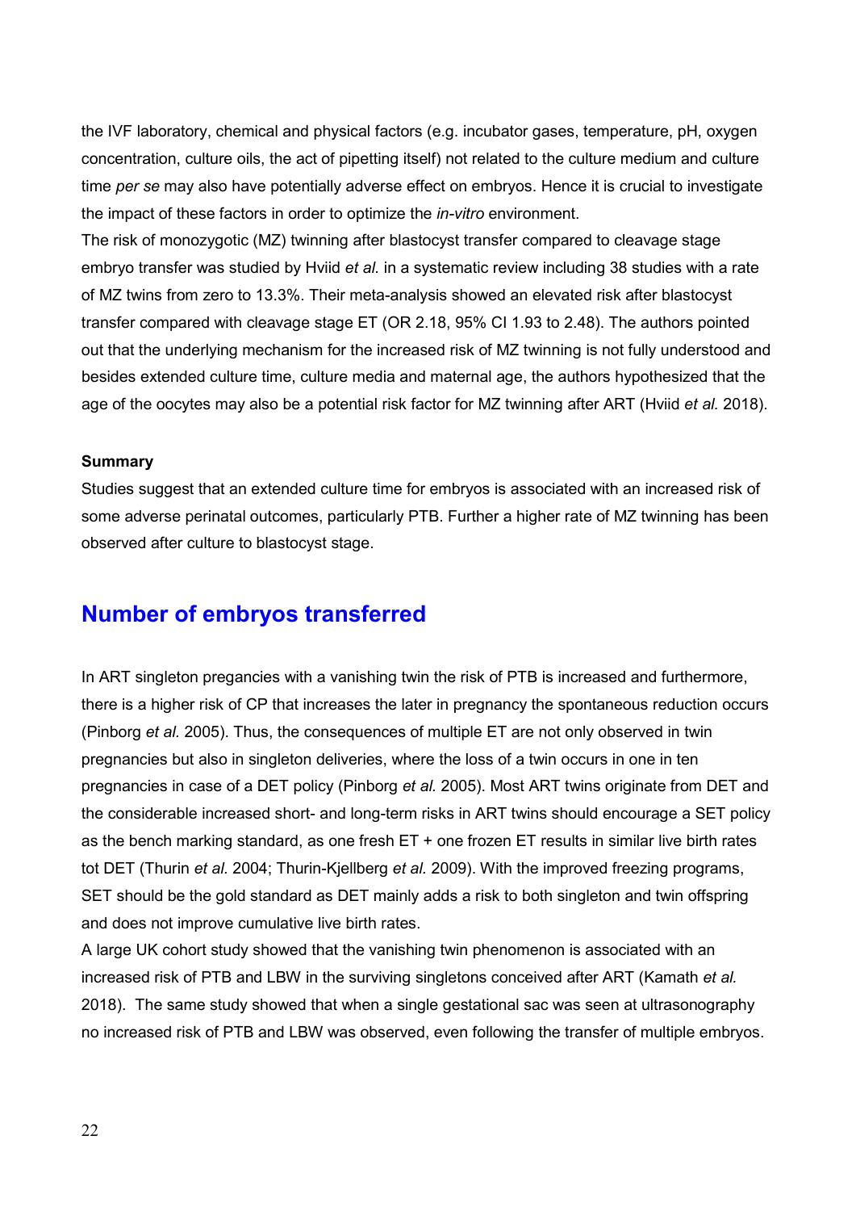the IVF laboratory, chemical and physical factors (e.g. incubator gases, temperature, pH, oxygen concentration, culture oils, the act of pipetting itself) not related to the culture medium and culture time *per se* may also have potentially adverse effect on embryos. Hence it is crucial to investigate the impact of these factors in order to optimize the *in-vitro* environment.
The risk of monozygotic (MZ) twinning after blastocyst transfer compared to cleavage stage embryo transfer was studied by Hviid *et al.* in a systematic review including 38 studies with a rate of MZ twins from zero to 13.3%. Their meta-analysis showed an elevated risk after blastocyst transfer compared with cleavage stage ET (OR 2.18, 95% CI 1.93 to 2.48). The authors pointed out that the underlying mechanism for the increased risk of MZ twinning is not fully understood and besides extended culture time, culture media and maternal age, the authors hypothesized that the age of the oocytes may also be a potential risk factor for MZ twinning after ART (Hviid *et al.* 2018).

**Summary**

Studies suggest that an extended culture time for embryos is associated with an increased risk of some adverse perinatal outcomes, particularly PTB. Further a higher rate of MZ twinning has been observed after culture to blastocyst stage.

## Number of embryos transferred

In ART singleton pregancies with a vanishing twin the risk of PTB is increased and furthermore, there is a higher risk of CP that increases the later in pregnancy the spontaneous reduction occurs (Pinborg *et al.* 2005). Thus, the consequences of multiple ET are not only observed in twin pregnancies but also in singleton deliveries, where the loss of a twin occurs in one in ten pregnancies in case of a DET policy (Pinborg *et al.* 2005). Most ART twins originate from DET and the considerable increased short- and long-term risks in ART twins should encourage a SET policy as the bench marking standard, as one fresh ET + one frozen ET results in similar live birth rates tot DET (Thurin *et al.* 2004; Thurin-Kjellberg *et al.* 2009). With the improved freezing programs, SET should be the gold standard as DET mainly adds a risk to both singleton and twin offspring and does not improve cumulative live birth rates.
A large UK cohort study showed that the vanishing twin phenomenon is associated with an increased risk of PTB and LBW in the surviving singletons conceived after ART (Kamath *et al.* 2018). The same study showed that when a single gestational sac was seen at ultrasonography no increased risk of PTB and LBW was observed, even following the transfer of multiple embryos.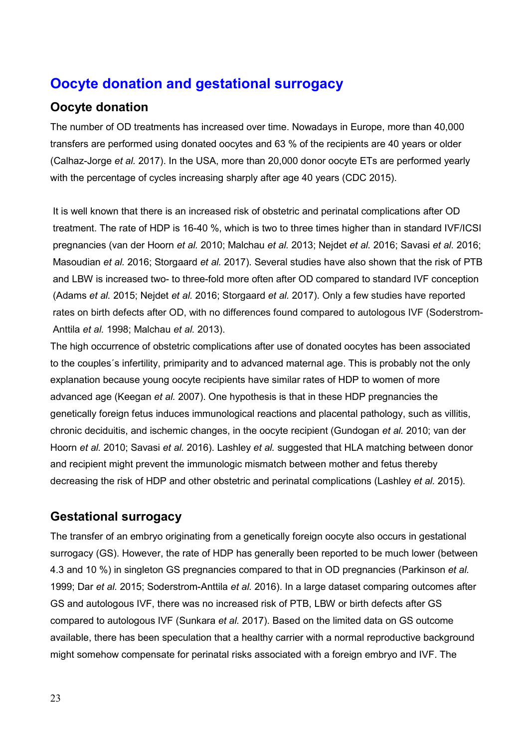## Oocyte donation and gestational surrogacy

### Oocyte donation

The number of OD treatments has increased over time. Nowadays in Europe, more than 40,000 transfers are performed using donated oocytes and 63 % of the recipients are 40 years or older (Calhaz-Jorge *et al.* 2017). In the USA, more than 20,000 donor oocyte ETs are performed yearly with the percentage of cycles increasing sharply after age 40 years (CDC 2015).

It is well known that there is an increased risk of obstetric and perinatal complications after OD treatment. The rate of HDP is 16-40 %, which is two to three times higher than in standard IVF/ICSI pregnancies (van der Hoorn *et al.* 2010; Malchau *et al.* 2013; Nejdet *et al.* 2016; Savasi *et al.* 2016; Masoudian *et al.* 2016; Storgaard *et al.* 2017). Several studies have also shown that the risk of PTB and LBW is increased two- to three-fold more often after OD compared to standard IVF conception (Adams *et al.* 2015; Nejdet *et al.* 2016; Storgaard *et al.* 2017). Only a few studies have reported rates on birth defects after OD, with no differences found compared to autologous IVF (Soderstrom-Anttila *et al.* 1998; Malchau *et al.* 2013).

The high occurrence of obstetric complications after use of donated oocytes has been associated to the couples´s infertility, primiparity and to advanced maternal age. This is probably not the only explanation because young oocyte recipients have similar rates of HDP to women of more advanced age (Keegan *et al.* 2007). One hypothesis is that in these HDP pregnancies the genetically foreign fetus induces immunological reactions and placental pathology, such as villitis, chronic deciduitis, and ischemic changes, in the oocyte recipient (Gundogan *et al.* 2010; van der Hoorn *et al.* 2010; Savasi *et al.* 2016). Lashley *et al.* suggested that HLA matching between donor and recipient might prevent the immunologic mismatch between mother and fetus thereby decreasing the risk of HDP and other obstetric and perinatal complications (Lashley *et al.* 2015).

### Gestational surrogacy

The transfer of an embryo originating from a genetically foreign oocyte also occurs in gestational surrogacy (GS). However, the rate of HDP has generally been reported to be much lower (between 4.3 and 10 %) in singleton GS pregnancies compared to that in OD pregnancies (Parkinson *et al.* 1999; Dar *et al.* 2015; Soderstrom-Anttila *et al.* 2016). In a large dataset comparing outcomes after GS and autologous IVF, there was no increased risk of PTB, LBW or birth defects after GS compared to autologous IVF (Sunkara *et al.* 2017). Based on the limited data on GS outcome available, there has been speculation that a healthy carrier with a normal reproductive background might somehow compensate for perinatal risks associated with a foreign embryo and IVF. The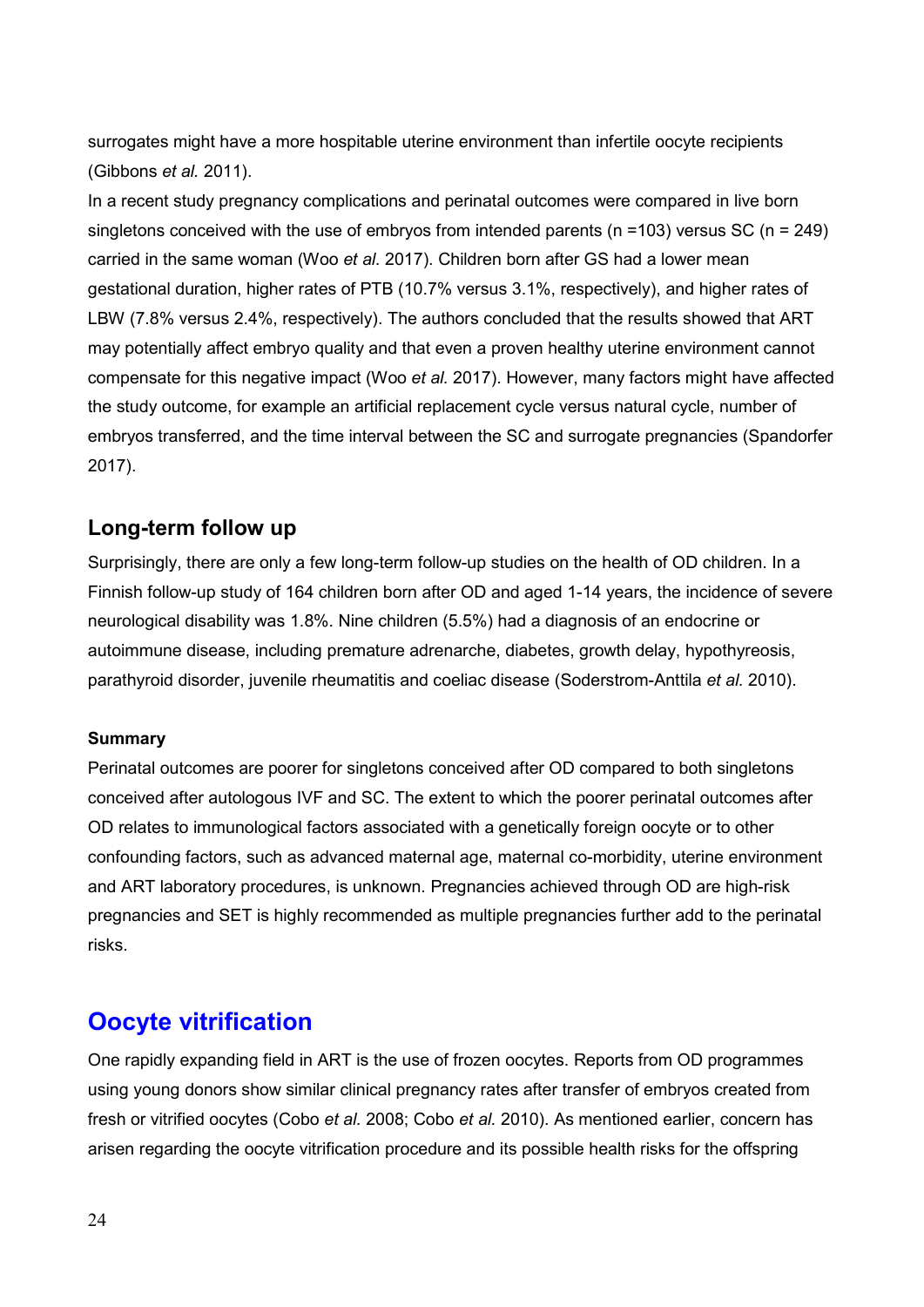surrogates might have a more hospitable uterine environment than infertile oocyte recipients (Gibbons *et al.* 2011).

In a recent study pregnancy complications and perinatal outcomes were compared in live born singletons conceived with the use of embryos from intended parents (n =103) versus SC (n = 249) carried in the same woman (Woo *et al.* 2017). Children born after GS had a lower mean gestational duration, higher rates of PTB (10.7% versus 3.1%, respectively), and higher rates of LBW (7.8% versus 2.4%, respectively). The authors concluded that the results showed that ART may potentially affect embryo quality and that even a proven healthy uterine environment cannot compensate for this negative impact (Woo *et al.* 2017). However, many factors might have affected the study outcome, for example an artificial replacement cycle versus natural cycle, number of embryos transferred, and the time interval between the SC and surrogate pregnancies (Spandorfer 2017).

### Long-term follow up

Surprisingly, there are only a few long-term follow-up studies on the health of OD children. In a Finnish follow-up study of 164 children born after OD and aged 1-14 years, the incidence of severe neurological disability was 1.8%. Nine children (5.5%) had a diagnosis of an endocrine or autoimmune disease, including premature adrenarche, diabetes, growth delay, hypothyreosis, parathyroid disorder, juvenile rheumatitis and coeliac disease (Soderstrom-Anttila *et al.* 2010).

#### Summary

Perinatal outcomes are poorer for singletons conceived after OD compared to both singletons conceived after autologous IVF and SC. The extent to which the poorer perinatal outcomes after OD relates to immunological factors associated with a genetically foreign oocyte or to other confounding factors, such as advanced maternal age, maternal co-morbidity, uterine environment and ART laboratory procedures, is unknown. Pregnancies achieved through OD are high-risk pregnancies and SET is highly recommended as multiple pregnancies further add to the perinatal risks.

## Oocyte vitrification

One rapidly expanding field in ART is the use of frozen oocytes. Reports from OD programmes using young donors show similar clinical pregnancy rates after transfer of embryos created from fresh or vitrified oocytes (Cobo *et al.* 2008; Cobo *et al.* 2010). As mentioned earlier, concern has arisen regarding the oocyte vitrification procedure and its possible health risks for the offspring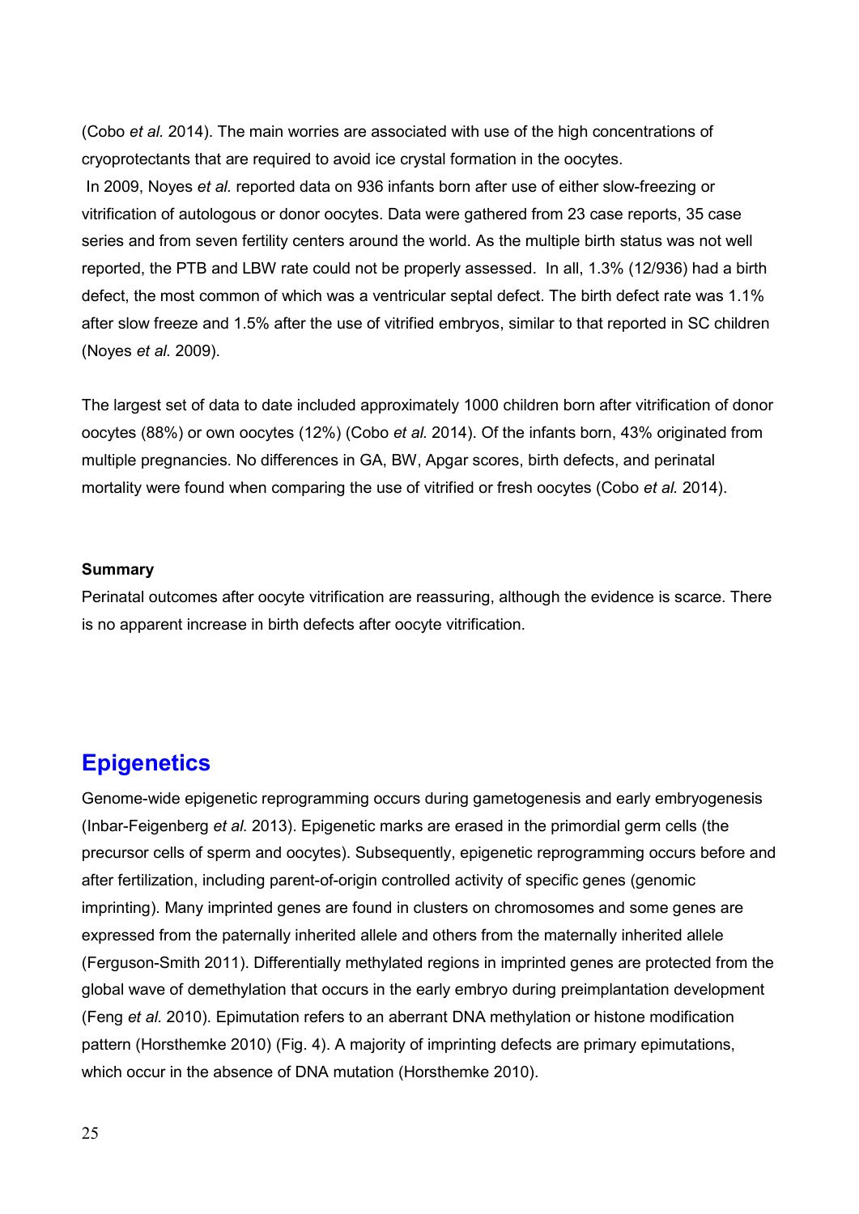(Cobo *et al.* 2014). The main worries are associated with use of the high concentrations of cryoprotectants that are required to avoid ice crystal formation in the oocytes.

In 2009, Noyes *et al.* reported data on 936 infants born after use of either slow-freezing or vitrification of autologous or donor oocytes. Data were gathered from 23 case reports, 35 case series and from seven fertility centers around the world. As the multiple birth status was not well reported, the PTB and LBW rate could not be properly assessed. In all, 1.3% (12/936) had a birth defect, the most common of which was a ventricular septal defect. The birth defect rate was 1.1% after slow freeze and 1.5% after the use of vitrified embryos, similar to that reported in SC children (Noyes *et al.* 2009).

The largest set of data to date included approximately 1000 children born after vitrification of donor oocytes (88%) or own oocytes (12%) (Cobo *et al.* 2014). Of the infants born, 43% originated from multiple pregnancies. No differences in GA, BW, Apgar scores, birth defects, and perinatal mortality were found when comparing the use of vitrified or fresh oocytes (Cobo *et al.* 2014).

**Summary**

Perinatal outcomes after oocyte vitrification are reassuring, although the evidence is scarce. There is no apparent increase in birth defects after oocyte vitrification.

# Epigenetics

Genome-wide epigenetic reprogramming occurs during gametogenesis and early embryogenesis (Inbar-Feigenberg *et al.* 2013). Epigenetic marks are erased in the primordial germ cells (the precursor cells of sperm and oocytes). Subsequently, epigenetic reprogramming occurs before and after fertilization, including parent-of-origin controlled activity of specific genes (genomic imprinting). Many imprinted genes are found in clusters on chromosomes and some genes are expressed from the paternally inherited allele and others from the maternally inherited allele (Ferguson-Smith 2011). Differentially methylated regions in imprinted genes are protected from the global wave of demethylation that occurs in the early embryo during preimplantation development (Feng *et al.* 2010). Epimutation refers to an aberrant DNA methylation or histone modification pattern (Horsthemke 2010) (Fig. 4). A majority of imprinting defects are primary epimutations, which occur in the absence of DNA mutation (Horsthemke 2010).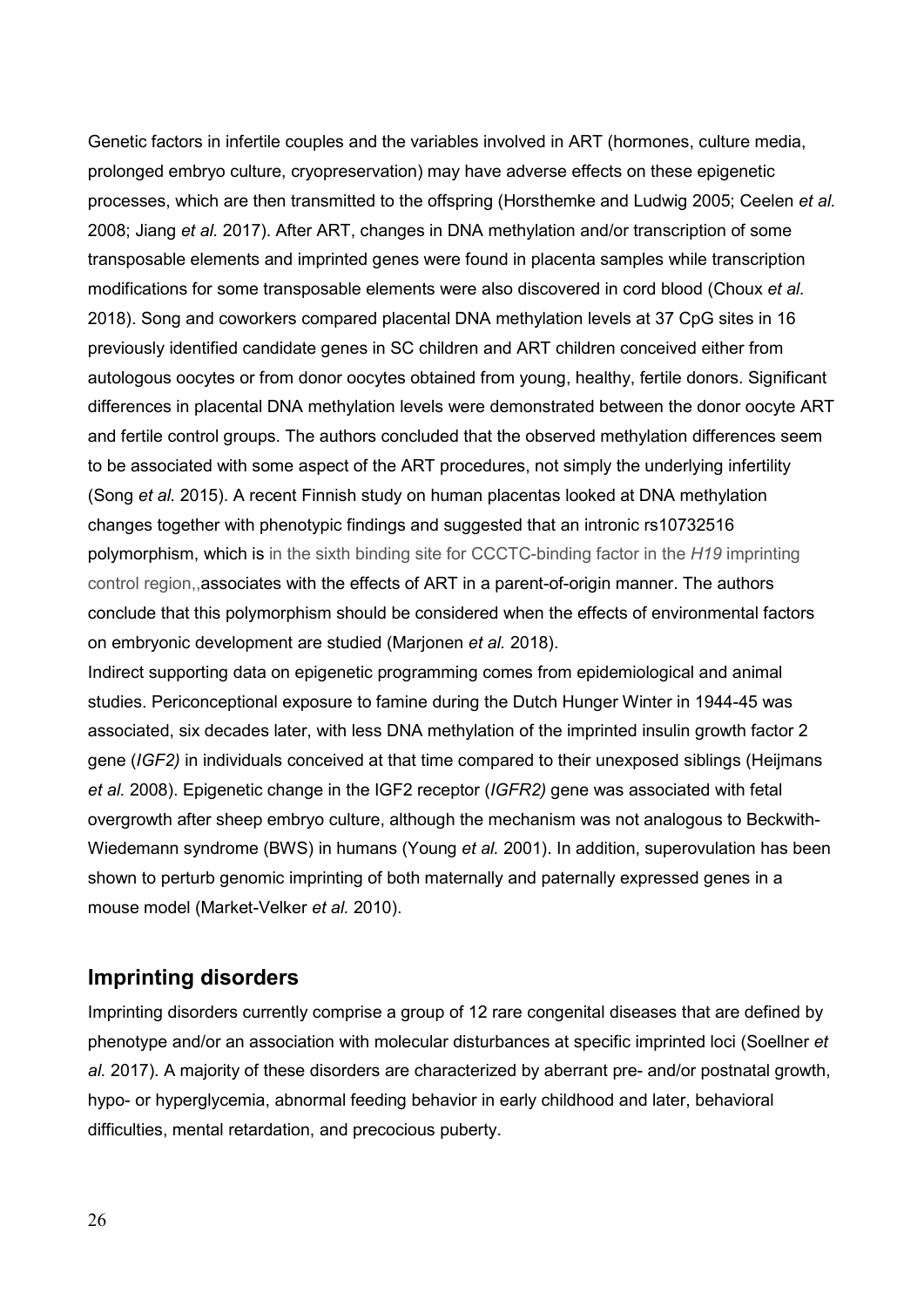Genetic factors in infertile couples and the variables involved in ART (hormones, culture media, prolonged embryo culture, cryopreservation) may have adverse effects on these epigenetic processes, which are then transmitted to the offspring (Horsthemke and Ludwig 2005; Ceelen *et al.* 2008; Jiang *et al.* 2017). After ART, changes in DNA methylation and/or transcription of some transposable elements and imprinted genes were found in placenta samples while transcription modifications for some transposable elements were also discovered in cord blood (Choux *et al.* 2018). Song and coworkers compared placental DNA methylation levels at 37 CpG sites in 16 previously identified candidate genes in SC children and ART children conceived either from autologous oocytes or from donor oocytes obtained from young, healthy, fertile donors. Significant differences in placental DNA methylation levels were demonstrated between the donor oocyte ART and fertile control groups. The authors concluded that the observed methylation differences seem to be associated with some aspect of the ART procedures, not simply the underlying infertility (Song *et al.* 2015). A recent Finnish study on human placentas looked at DNA methylation changes together with phenotypic findings and suggested that an intronic rs10732516 polymorphism, which is in the sixth binding site for CCCTC-binding factor in the *H19* imprinting control region,,associates with the effects of ART in a parent-of-origin manner. The authors conclude that this polymorphism should be considered when the effects of environmental factors on embryonic development are studied (Marjonen *et al.* 2018).

Indirect supporting data on epigenetic programming comes from epidemiological and animal studies. Periconceptional exposure to famine during the Dutch Hunger Winter in 1944-45 was associated, six decades later, with less DNA methylation of the imprinted insulin growth factor 2 gene (*IGF2)* in individuals conceived at that time compared to their unexposed siblings (Heijmans *et al.* 2008). Epigenetic change in the IGF2 receptor (*IGFR2)* gene was associated with fetal overgrowth after sheep embryo culture, although the mechanism was not analogous to Beckwith-Wiedemann syndrome (BWS) in humans (Young *et al.* 2001). In addition, superovulation has been shown to perturb genomic imprinting of both maternally and paternally expressed genes in a mouse model (Market-Velker *et al.* 2010).

## Imprinting disorders

Imprinting disorders currently comprise a group of 12 rare congenital diseases that are defined by phenotype and/or an association with molecular disturbances at specific imprinted loci (Soellner *et al.* 2017). A majority of these disorders are characterized by aberrant pre- and/or postnatal growth, hypo- or hyperglycemia, abnormal feeding behavior in early childhood and later, behavioral difficulties, mental retardation, and precocious puberty.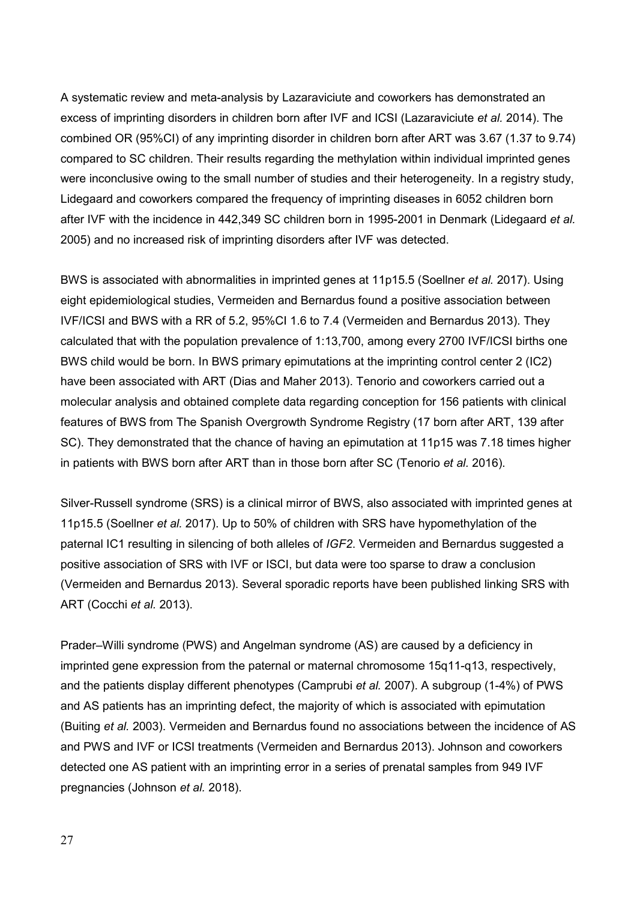A systematic review and meta-analysis by Lazaraviciute and coworkers has demonstrated an excess of imprinting disorders in children born after IVF and ICSI (Lazaraviciute *et al.* 2014). The combined OR (95%CI) of any imprinting disorder in children born after ART was 3.67 (1.37 to 9.74) compared to SC children. Their results regarding the methylation within individual imprinted genes were inconclusive owing to the small number of studies and their heterogeneity. In a registry study, Lidegaard and coworkers compared the frequency of imprinting diseases in 6052 children born after IVF with the incidence in 442,349 SC children born in 1995-2001 in Denmark (Lidegaard *et al.* 2005) and no increased risk of imprinting disorders after IVF was detected.

BWS is associated with abnormalities in imprinted genes at 11p15.5 (Soellner *et al.* 2017). Using eight epidemiological studies, Vermeiden and Bernardus found a positive association between IVF/ICSI and BWS with a RR of 5.2, 95%CI 1.6 to 7.4 (Vermeiden and Bernardus 2013). They calculated that with the population prevalence of 1:13,700, among every 2700 IVF/ICSI births one BWS child would be born. In BWS primary epimutations at the imprinting control center 2 (IC2) have been associated with ART (Dias and Maher 2013). Tenorio and coworkers carried out a molecular analysis and obtained complete data regarding conception for 156 patients with clinical features of BWS from The Spanish Overgrowth Syndrome Registry (17 born after ART, 139 after SC). They demonstrated that the chance of having an epimutation at 11p15 was 7.18 times higher in patients with BWS born after ART than in those born after SC (Tenorio *et al.* 2016).

Silver-Russell syndrome (SRS) is a clinical mirror of BWS, also associated with imprinted genes at 11p15.5 (Soellner *et al.* 2017). Up to 50% of children with SRS have hypomethylation of the paternal IC1 resulting in silencing of both alleles of *IGF2*. Vermeiden and Bernardus suggested a positive association of SRS with IVF or ISCI, but data were too sparse to draw a conclusion (Vermeiden and Bernardus 2013). Several sporadic reports have been published linking SRS with ART (Cocchi *et al.* 2013).

Prader–Willi syndrome (PWS) and Angelman syndrome (AS) are caused by a deficiency in imprinted gene expression from the paternal or maternal chromosome 15q11-q13, respectively, and the patients display different phenotypes (Camprubi *et al.* 2007). A subgroup (1-4%) of PWS and AS patients has an imprinting defect, the majority of which is associated with epimutation (Buiting *et al.* 2003). Vermeiden and Bernardus found no associations between the incidence of AS and PWS and IVF or ICSI treatments (Vermeiden and Bernardus 2013). Johnson and coworkers detected one AS patient with an imprinting error in a series of prenatal samples from 949 IVF pregnancies (Johnson *et al.* 2018).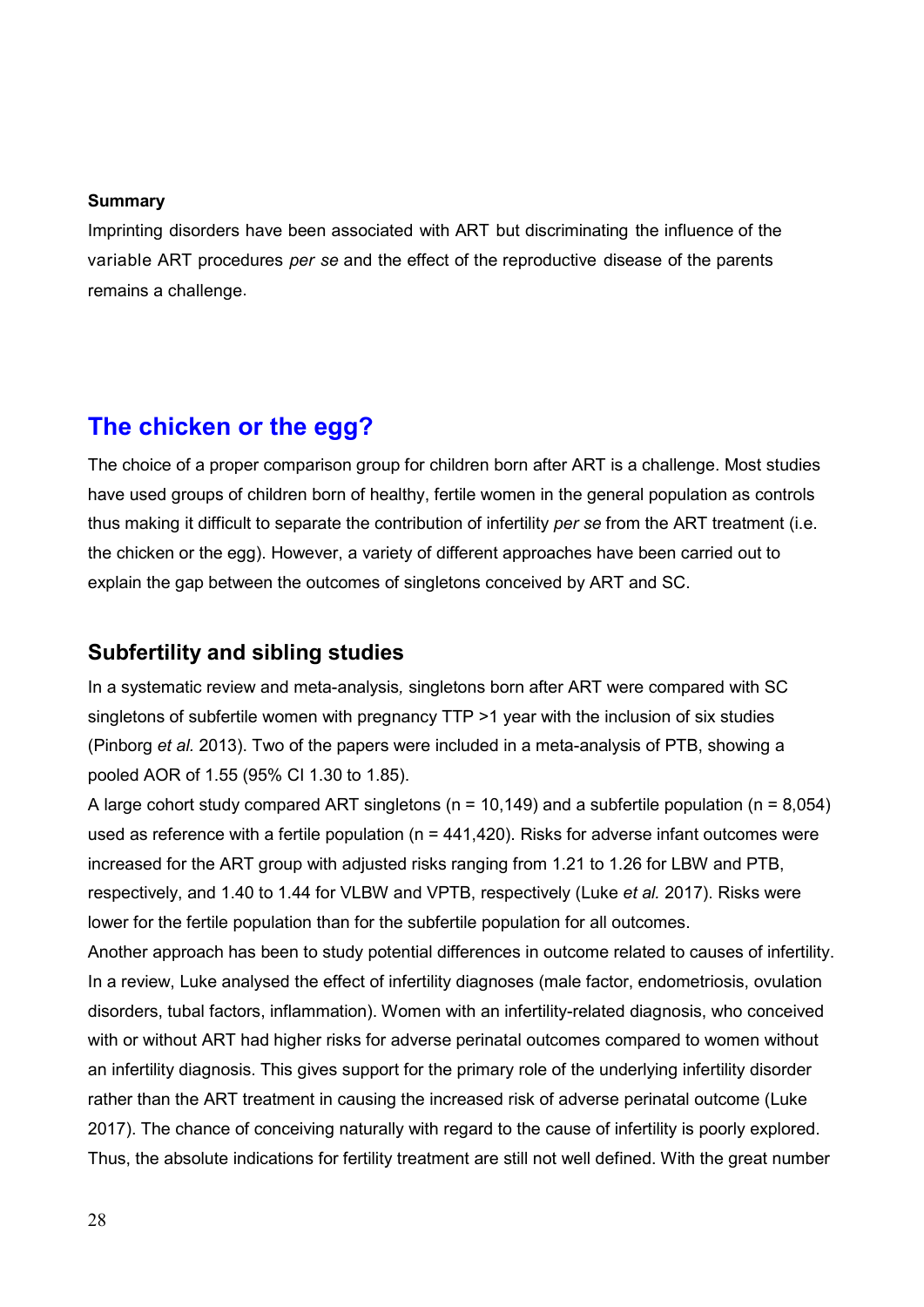**Summary**

Imprinting disorders have been associated with ART but discriminating the influence of the variable ART procedures *per se* and the effect of the reproductive disease of the parents remains a challenge.

## The chicken or the egg?

The choice of a proper comparison group for children born after ART is a challenge. Most studies have used groups of children born of healthy, fertile women in the general population as controls thus making it difficult to separate the contribution of infertility *per se* from the ART treatment (i.e. the chicken or the egg). However, a variety of different approaches have been carried out to explain the gap between the outcomes of singletons conceived by ART and SC.

### Subfertility and sibling studies

In a systematic review and meta-analysis*,* singletons born after ART were compared with SC singletons of subfertile women with pregnancy TTP >1 year with the inclusion of six studies (Pinborg *et al.* 2013). Two of the papers were included in a meta-analysis of PTB, showing a pooled AOR of 1.55 (95% CI 1.30 to 1.85).

A large cohort study compared ART singletons (n = 10,149) and a subfertile population (n = 8,054) used as reference with a fertile population (n = 441,420). Risks for adverse infant outcomes were increased for the ART group with adjusted risks ranging from 1.21 to 1.26 for LBW and PTB, respectively, and 1.40 to 1.44 for VLBW and VPTB, respectively (Luke *et al.* 2017). Risks were lower for the fertile population than for the subfertile population for all outcomes.

Another approach has been to study potential differences in outcome related to causes of infertility. In a review, Luke analysed the effect of infertility diagnoses (male factor, endometriosis, ovulation disorders, tubal factors, inflammation). Women with an infertility-related diagnosis, who conceived with or without ART had higher risks for adverse perinatal outcomes compared to women without an infertility diagnosis. This gives support for the primary role of the underlying infertility disorder rather than the ART treatment in causing the increased risk of adverse perinatal outcome (Luke 2017). The chance of conceiving naturally with regard to the cause of infertility is poorly explored. Thus, the absolute indications for fertility treatment are still not well defined. With the great number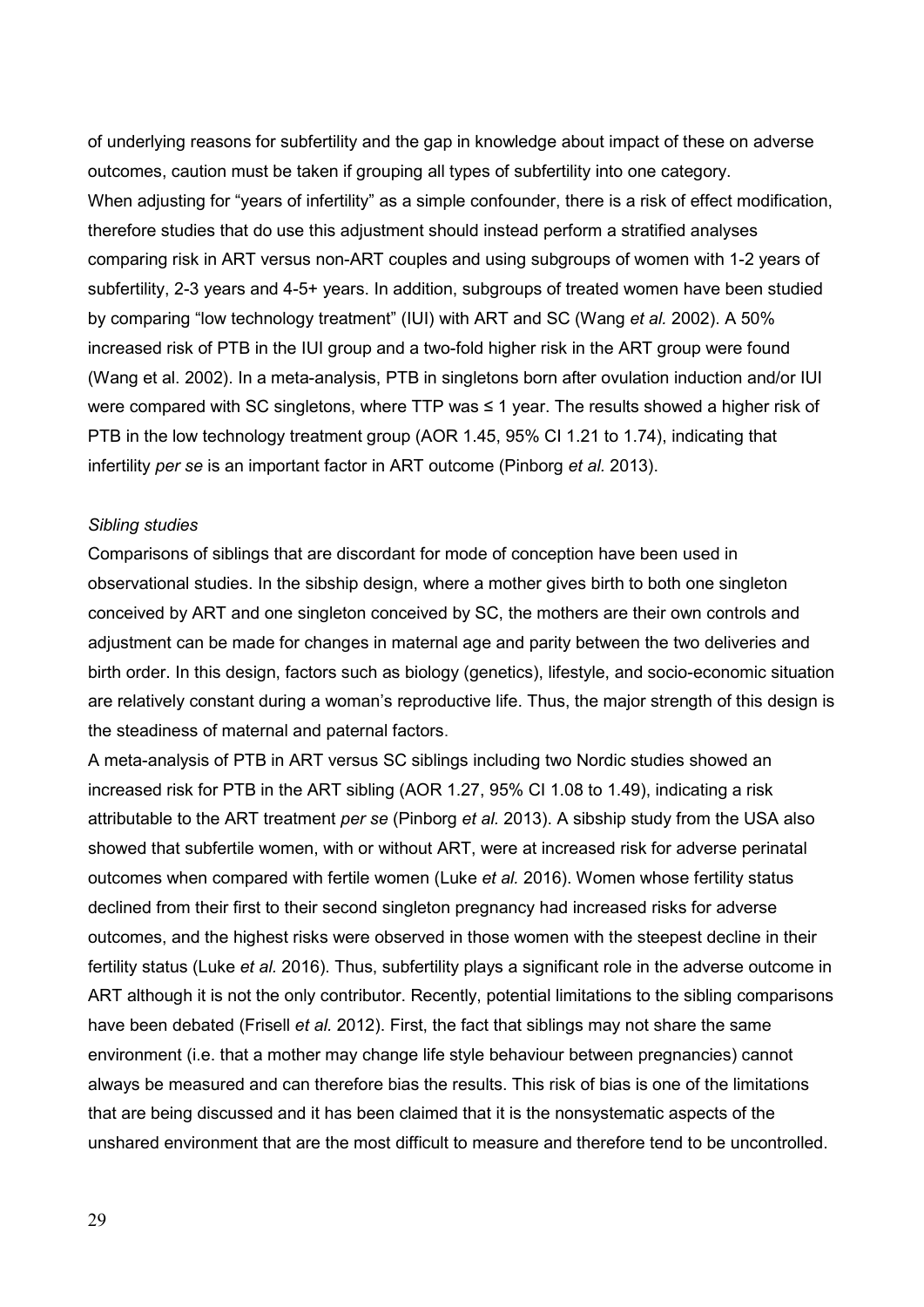of underlying reasons for subfertility and the gap in knowledge about impact of these on adverse outcomes, caution must be taken if grouping all types of subfertility into one category.

When adjusting for "years of infertility" as a simple confounder, there is a risk of effect modification, therefore studies that do use this adjustment should instead perform a stratified analyses comparing risk in ART versus non-ART couples and using subgroups of women with 1-2 years of subfertility, 2-3 years and 4-5+ years. In addition, subgroups of treated women have been studied by comparing "low technology treatment" (IUI) with ART and SC (Wang *et al.* 2002). A 50% increased risk of PTB in the IUI group and a two-fold higher risk in the ART group were found (Wang et al. 2002). In a meta-analysis, PTB in singletons born after ovulation induction and/or IUI were compared with SC singletons, where TTP was ≤ 1 year. The results showed a higher risk of PTB in the low technology treatment group (AOR 1.45, 95% CI 1.21 to 1.74), indicating that infertility *per se* is an important factor in ART outcome (Pinborg *et al*. 2013).

*Sibling studies*

Comparisons of siblings that are discordant for mode of conception have been used in observational studies. In the sibship design, where a mother gives birth to both one singleton conceived by ART and one singleton conceived by SC, the mothers are their own controls and adjustment can be made for changes in maternal age and parity between the two deliveries and birth order. In this design, factors such as biology (genetics), lifestyle, and socio-economic situation are relatively constant during a woman's reproductive life. Thus, the major strength of this design is the steadiness of maternal and paternal factors.

A meta-analysis of PTB in ART versus SC siblings including two Nordic studies showed an increased risk for PTB in the ART sibling (AOR 1.27, 95% CI 1.08 to 1.49), indicating a risk attributable to the ART treatment *per se* (Pinborg *et al.* 2013). A sibship study from the USA also showed that subfertile women, with or without ART, were at increased risk for adverse perinatal outcomes when compared with fertile women (Luke *et al.* 2016). Women whose fertility status declined from their first to their second singleton pregnancy had increased risks for adverse outcomes, and the highest risks were observed in those women with the steepest decline in their fertility status (Luke *et al.* 2016). Thus, subfertility plays a significant role in the adverse outcome in ART although it is not the only contributor. Recently, potential limitations to the sibling comparisons have been debated (Frisell *et al.* 2012). First, the fact that siblings may not share the same environment (i.e. that a mother may change life style behaviour between pregnancies) cannot always be measured and can therefore bias the results. This risk of bias is one of the limitations that are being discussed and it has been claimed that it is the nonsystematic aspects of the unshared environment that are the most difficult to measure and therefore tend to be uncontrolled.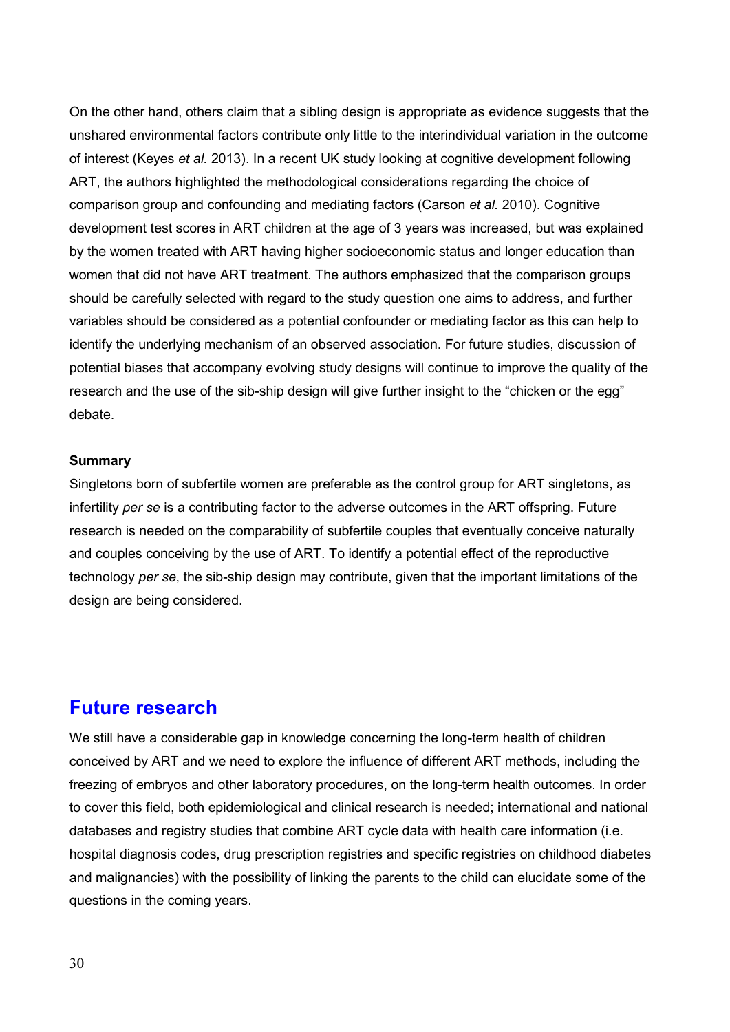On the other hand, others claim that a sibling design is appropriate as evidence suggests that the unshared environmental factors contribute only little to the interindividual variation in the outcome of interest (Keyes *et al.* 2013). In a recent UK study looking at cognitive development following ART, the authors highlighted the methodological considerations regarding the choice of comparison group and confounding and mediating factors (Carson *et al.* 2010). Cognitive development test scores in ART children at the age of 3 years was increased, but was explained by the women treated with ART having higher socioeconomic status and longer education than women that did not have ART treatment. The authors emphasized that the comparison groups should be carefully selected with regard to the study question one aims to address, and further variables should be considered as a potential confounder or mediating factor as this can help to identify the underlying mechanism of an observed association. For future studies, discussion of potential biases that accompany evolving study designs will continue to improve the quality of the research and the use of the sib-ship design will give further insight to the "chicken or the egg" debate.

**Summary**

Singletons born of subfertile women are preferable as the control group for ART singletons, as infertility *per se* is a contributing factor to the adverse outcomes in the ART offspring. Future research is needed on the comparability of subfertile couples that eventually conceive naturally and couples conceiving by the use of ART. To identify a potential effect of the reproductive technology *per se*, the sib-ship design may contribute, given that the important limitations of the design are being considered.

## Future research

We still have a considerable gap in knowledge concerning the long-term health of children conceived by ART and we need to explore the influence of different ART methods, including the freezing of embryos and other laboratory procedures, on the long-term health outcomes. In order to cover this field, both epidemiological and clinical research is needed; international and national databases and registry studies that combine ART cycle data with health care information (i.e. hospital diagnosis codes, drug prescription registries and specific registries on childhood diabetes and malignancies) with the possibility of linking the parents to the child can elucidate some of the questions in the coming years.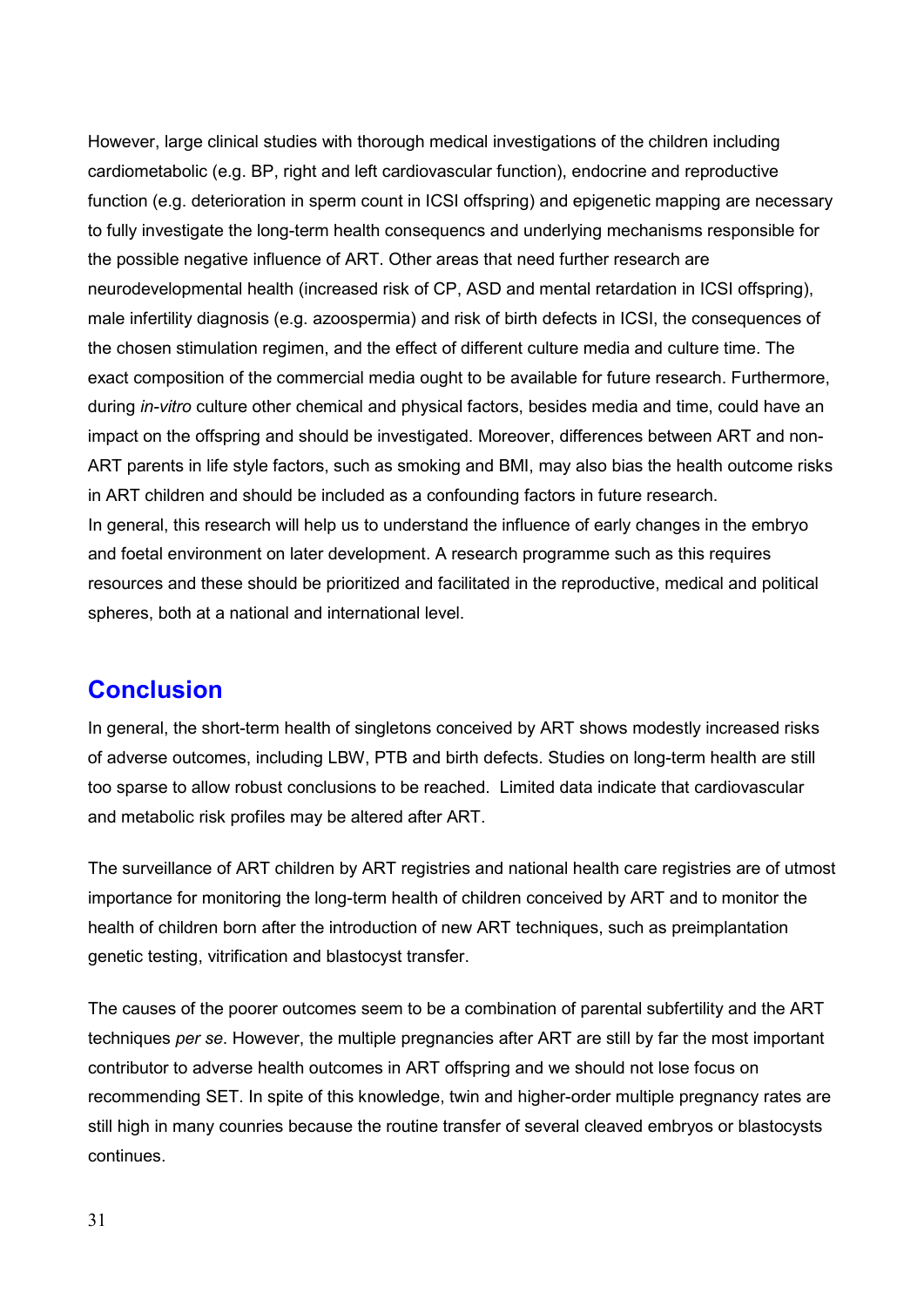However, large clinical studies with thorough medical investigations of the children including cardiometabolic (e.g. BP, right and left cardiovascular function), endocrine and reproductive function (e.g. deterioration in sperm count in ICSI offspring) and epigenetic mapping are necessary to fully investigate the long-term health consequencs and underlying mechanisms responsible for the possible negative influence of ART. Other areas that need further research are neurodevelopmental health (increased risk of CP, ASD and mental retardation in ICSI offspring), male infertility diagnosis (e.g. azoospermia) and risk of birth defects in ICSI, the consequences of the chosen stimulation regimen, and the effect of different culture media and culture time. The exact composition of the commercial media ought to be available for future research. Furthermore, during *in-vitro* culture other chemical and physical factors, besides media and time, could have an impact on the offspring and should be investigated. Moreover, differences between ART and non-ART parents in life style factors, such as smoking and BMI, may also bias the health outcome risks in ART children and should be included as a confounding factors in future research.

In general, this research will help us to understand the influence of early changes in the embryo and foetal environment on later development. A research programme such as this requires resources and these should be prioritized and facilitated in the reproductive, medical and political spheres, both at a national and international level.

## Conclusion

In general, the short-term health of singletons conceived by ART shows modestly increased risks of adverse outcomes, including LBW, PTB and birth defects. Studies on long-term health are still too sparse to allow robust conclusions to be reached. Limited data indicate that cardiovascular and metabolic risk profiles may be altered after ART.

The surveillance of ART children by ART registries and national health care registries are of utmost importance for monitoring the long-term health of children conceived by ART and to monitor the health of children born after the introduction of new ART techniques, such as preimplantation genetic testing, vitrification and blastocyst transfer.

The causes of the poorer outcomes seem to be a combination of parental subfertility and the ART techniques *per se*. However, the multiple pregnancies after ART are still by far the most important contributor to adverse health outcomes in ART offspring and we should not lose focus on recommending SET. In spite of this knowledge, twin and higher-order multiple pregnancy rates are still high in many counries because the routine transfer of several cleaved embryos or blastocysts continues.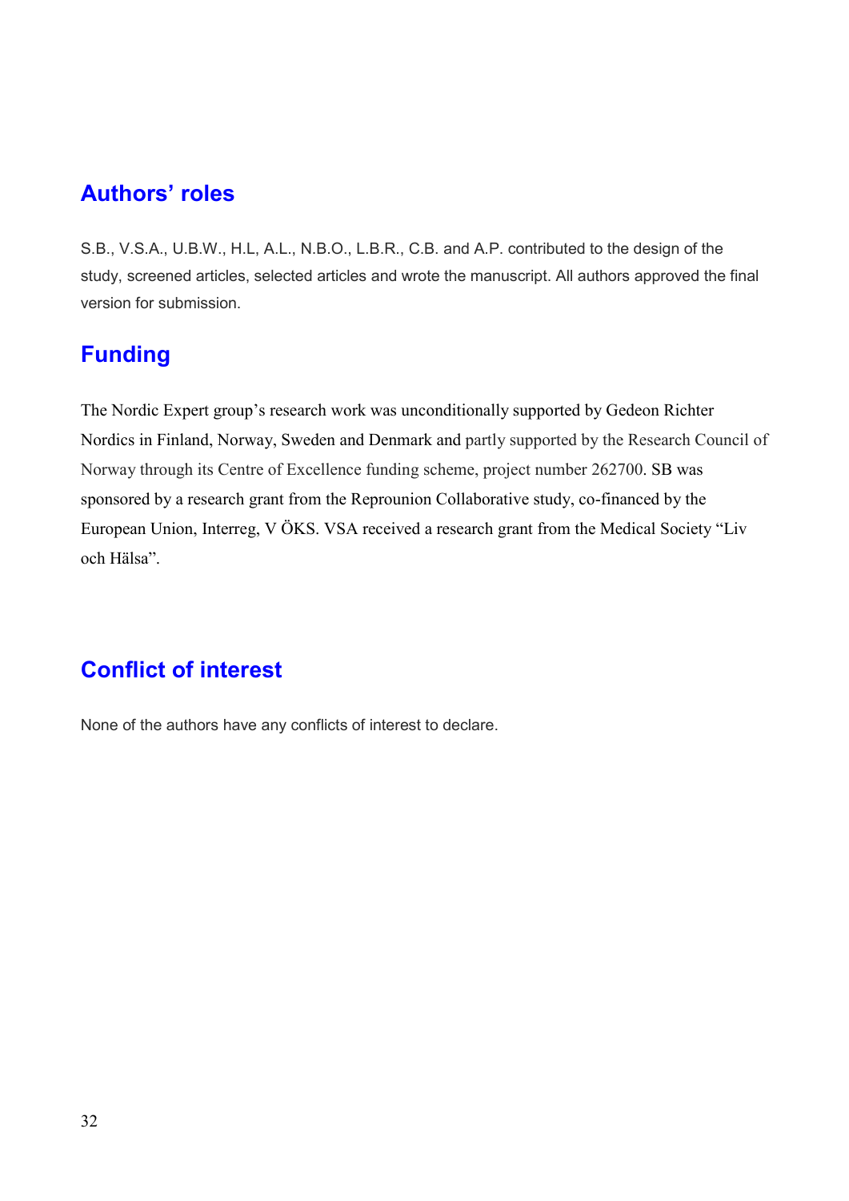## Authors' roles

S.B., V.S.A., U.B.W., H.L, A.L., N.B.O., L.B.R., C.B. and A.P. contributed to the design of the study, screened articles, selected articles and wrote the manuscript. All authors approved the final version for submission.

## Funding

The Nordic Expert group's research work was unconditionally supported by Gedeon Richter Nordics in Finland, Norway, Sweden and Denmark and partly supported by the Research Council of Norway through its Centre of Excellence funding scheme, project number 262700. SB was sponsored by a research grant from the Reprounion Collaborative study, co-financed by the European Union, Interreg, V ÖKS. VSA received a research grant from the Medical Society "Liv och Hälsa".

## Conflict of interest

None of the authors have any conflicts of interest to declare.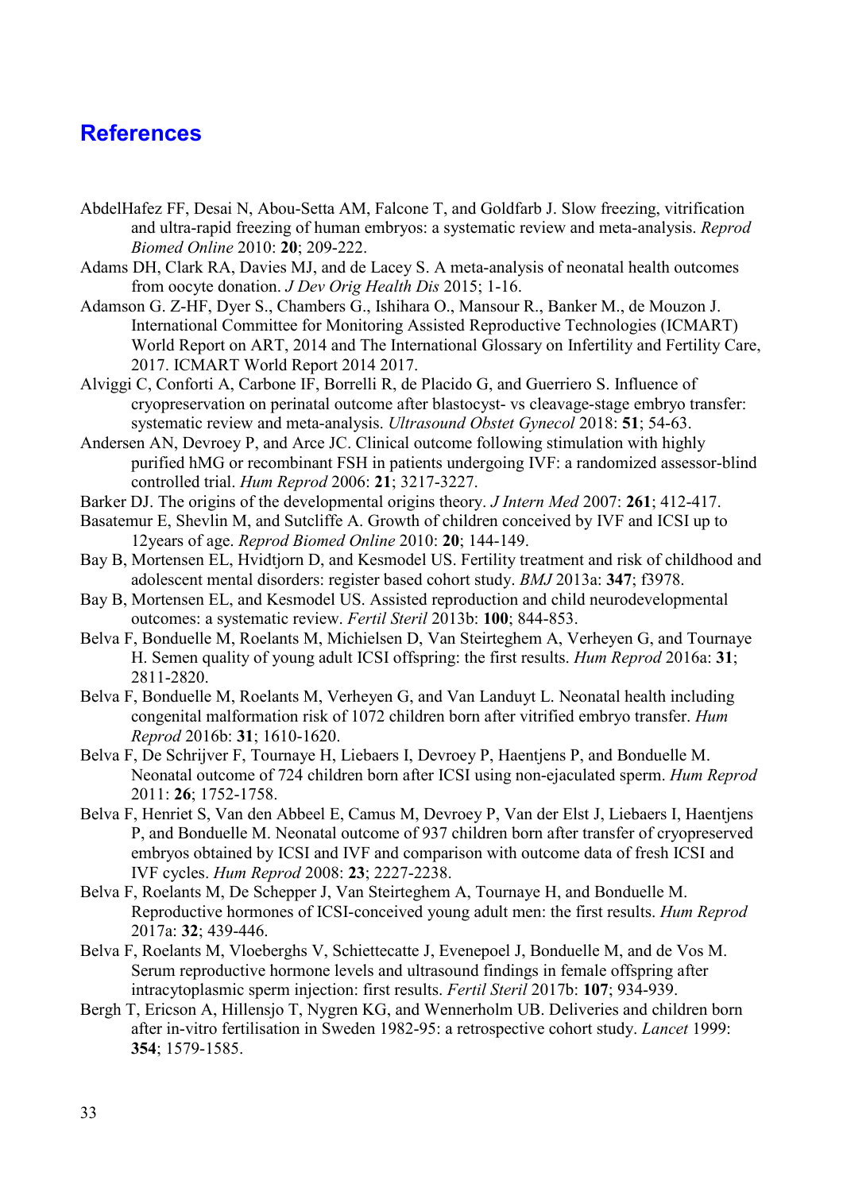## References

AbdelHafez FF, Desai N, Abou-Setta AM, Falcone T, and Goldfarb J. Slow freezing, vitrification and ultra-rapid freezing of human embryos: a systematic review and meta-analysis. *Reprod Biomed Online* 2010: **20**; 209-222.

Adams DH, Clark RA, Davies MJ, and de Lacey S. A meta-analysis of neonatal health outcomes from oocyte donation. *J Dev Orig Health Dis* 2015; 1-16.

Adamson G. Z-HF, Dyer S., Chambers G., Ishihara O., Mansour R., Banker M., de Mouzon J. International Committee for Monitoring Assisted Reproductive Technologies (ICMART) World Report on ART, 2014 and The International Glossary on Infertility and Fertility Care, 2017. ICMART World Report 2014 2017.

Alviggi C, Conforti A, Carbone IF, Borrelli R, de Placido G, and Guerriero S. Influence of cryopreservation on perinatal outcome after blastocyst- vs cleavage-stage embryo transfer: systematic review and meta-analysis. *Ultrasound Obstet Gynecol* 2018: **51**; 54-63.

Andersen AN, Devroey P, and Arce JC. Clinical outcome following stimulation with highly purified hMG or recombinant FSH in patients undergoing IVF: a randomized assessor-blind controlled trial. *Hum Reprod* 2006: **21**; 3217-3227.

Barker DJ. The origins of the developmental origins theory. *J Intern Med* 2007: **261**; 412-417.

Basatemur E, Shevlin M, and Sutcliffe A. Growth of children conceived by IVF and ICSI up to 12years of age. *Reprod Biomed Online* 2010: **20**; 144-149.

Bay B, Mortensen EL, Hvidtjorn D, and Kesmodel US. Fertility treatment and risk of childhood and adolescent mental disorders: register based cohort study. *BMJ* 2013a: **347**; f3978.

Bay B, Mortensen EL, and Kesmodel US. Assisted reproduction and child neurodevelopmental outcomes: a systematic review. *Fertil Steril* 2013b: **100**; 844-853.

Belva F, Bonduelle M, Roelants M, Michielsen D, Van Steirteghem A, Verheyen G, and Tournaye H. Semen quality of young adult ICSI offspring: the first results. *Hum Reprod* 2016a: **31**; 2811-2820.

Belva F, Bonduelle M, Roelants M, Verheyen G, and Van Landuyt L. Neonatal health including congenital malformation risk of 1072 children born after vitrified embryo transfer. *Hum Reprod* 2016b: **31**; 1610-1620.

Belva F, De Schrijver F, Tournaye H, Liebaers I, Devroey P, Haentjens P, and Bonduelle M. Neonatal outcome of 724 children born after ICSI using non-ejaculated sperm. *Hum Reprod* 2011: **26**; 1752-1758.

Belva F, Henriet S, Van den Abbeel E, Camus M, Devroey P, Van der Elst J, Liebaers I, Haentjens P, and Bonduelle M. Neonatal outcome of 937 children born after transfer of cryopreserved embryos obtained by ICSI and IVF and comparison with outcome data of fresh ICSI and IVF cycles. *Hum Reprod* 2008: **23**; 2227-2238.

Belva F, Roelants M, De Schepper J, Van Steirteghem A, Tournaye H, and Bonduelle M. Reproductive hormones of ICSI-conceived young adult men: the first results. *Hum Reprod* 2017a: **32**; 439-446.

Belva F, Roelants M, Vloeberghs V, Schiettecatte J, Evenepoel J, Bonduelle M, and de Vos M. Serum reproductive hormone levels and ultrasound findings in female offspring after intracytoplasmic sperm injection: first results. *Fertil Steril* 2017b: **107**; 934-939.

Bergh T, Ericson A, Hillensjo T, Nygren KG, and Wennerholm UB. Deliveries and children born after in-vitro fertilisation in Sweden 1982-95: a retrospective cohort study. *Lancet* 1999: **354**; 1579-1585.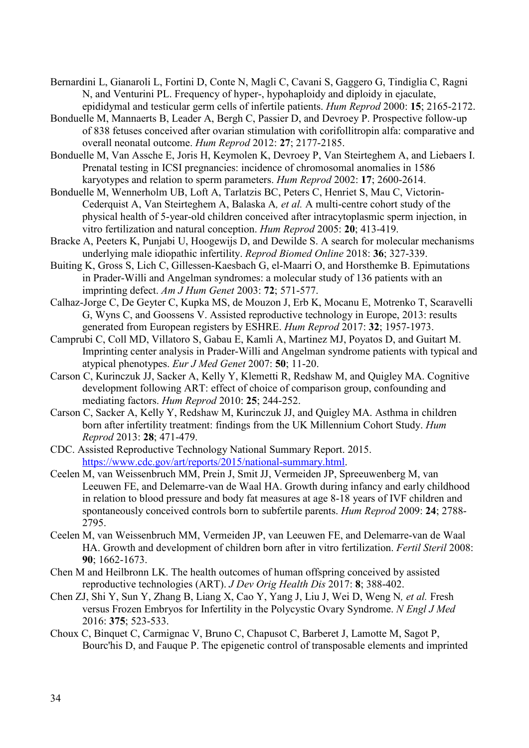Bernardini L, Gianaroli L, Fortini D, Conte N, Magli C, Cavani S, Gaggero G, Tindiglia C, Ragni N, and Venturini PL. Frequency of hyper-, hypohaploidy and diploidy in ejaculate, epididymal and testicular germ cells of infertile patients. *Hum Reprod* 2000: **15**; 2165-2172.

Bonduelle M, Mannaerts B, Leader A, Bergh C, Passier D, and Devroey P. Prospective follow-up of 838 fetuses conceived after ovarian stimulation with corifollitropin alfa: comparative and overall neonatal outcome. *Hum Reprod* 2012: **27**; 2177-2185.

Bonduelle M, Van Assche E, Joris H, Keymolen K, Devroey P, Van Steirteghem A, and Liebaers I. Prenatal testing in ICSI pregnancies: incidence of chromosomal anomalies in 1586 karyotypes and relation to sperm parameters. *Hum Reprod* 2002: **17**; 2600-2614.

Bonduelle M, Wennerholm UB, Loft A, Tarlatzis BC, Peters C, Henriet S, Mau C, Victorin-Cederquist A, Van Steirteghem A, Balaska A*, et al.* A multi-centre cohort study of the physical health of 5-year-old children conceived after intracytoplasmic sperm injection, in vitro fertilization and natural conception. *Hum Reprod* 2005: **20**; 413-419.

Bracke A, Peeters K, Punjabi U, Hoogewijs D, and Dewilde S. A search for molecular mechanisms underlying male idiopathic infertility. *Reprod Biomed Online* 2018: **36**; 327-339.

Buiting K, Gross S, Lich C, Gillessen-Kaesbach G, el-Maarri O, and Horsthemke B. Epimutations in Prader-Willi and Angelman syndromes: a molecular study of 136 patients with an imprinting defect. *Am J Hum Genet* 2003: **72**; 571-577.

Calhaz-Jorge C, De Geyter C, Kupka MS, de Mouzon J, Erb K, Mocanu E, Motrenko T, Scaravelli G, Wyns C, and Goossens V. Assisted reproductive technology in Europe, 2013: results generated from European registers by ESHRE. *Hum Reprod* 2017: **32**; 1957-1973.

Camprubi C, Coll MD, Villatoro S, Gabau E, Kamli A, Martinez MJ, Poyatos D, and Guitart M. Imprinting center analysis in Prader-Willi and Angelman syndrome patients with typical and atypical phenotypes. *Eur J Med Genet* 2007: **50**; 11-20.

Carson C, Kurinczuk JJ, Sacker A, Kelly Y, Klemetti R, Redshaw M, and Quigley MA. Cognitive development following ART: effect of choice of comparison group, confounding and mediating factors. *Hum Reprod* 2010: **25**; 244-252.

Carson C, Sacker A, Kelly Y, Redshaw M, Kurinczuk JJ, and Quigley MA. Asthma in children born after infertility treatment: findings from the UK Millennium Cohort Study. *Hum Reprod* 2013: **28**; 471-479.

CDC. Assisted Reproductive Technology National Summary Report. 2015. https://www.cdc.gov/art/reports/2015/national-summary.html.

Ceelen M, van Weissenbruch MM, Prein J, Smit JJ, Vermeiden JP, Spreeuwenberg M, van Leeuwen FE, and Delemarre-van de Waal HA. Growth during infancy and early childhood in relation to blood pressure and body fat measures at age 8-18 years of IVF children and spontaneously conceived controls born to subfertile parents. *Hum Reprod* 2009: **24**; 2788-2795.

Ceelen M, van Weissenbruch MM, Vermeiden JP, van Leeuwen FE, and Delemarre-van de Waal HA. Growth and development of children born after in vitro fertilization. *Fertil Steril* 2008: **90**; 1662-1673.

Chen M and Heilbronn LK. The health outcomes of human offspring conceived by assisted reproductive technologies (ART). *J Dev Orig Health Dis* 2017: **8**; 388-402.

Chen ZJ, Shi Y, Sun Y, Zhang B, Liang X, Cao Y, Yang J, Liu J, Wei D, Weng N*, et al.* Fresh versus Frozen Embryos for Infertility in the Polycystic Ovary Syndrome. *N Engl J Med* 2016: **375**; 523-533.

Choux C, Binquet C, Carmignac V, Bruno C, Chapusot C, Barberet J, Lamotte M, Sagot P, Bourc'his D, and Fauque P. The epigenetic control of transposable elements and imprinted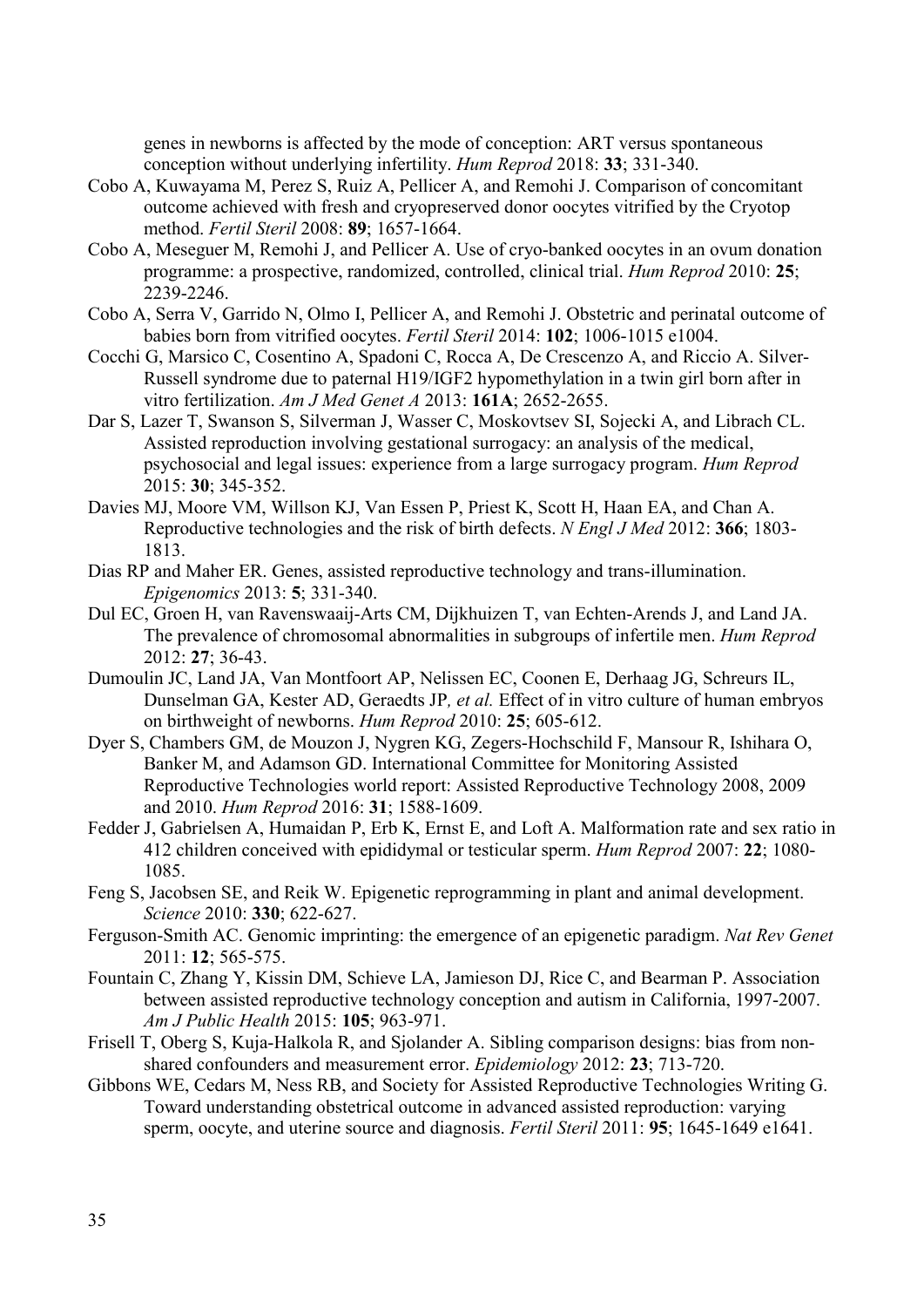genes in newborns is affected by the mode of conception: ART versus spontaneous conception without underlying infertility. *Hum Reprod* 2018: **33**; 331-340.

Cobo A, Kuwayama M, Perez S, Ruiz A, Pellicer A, and Remohi J. Comparison of concomitant outcome achieved with fresh and cryopreserved donor oocytes vitrified by the Cryotop method. *Fertil Steril* 2008: **89**; 1657-1664.

Cobo A, Meseguer M, Remohi J, and Pellicer A. Use of cryo-banked oocytes in an ovum donation programme: a prospective, randomized, controlled, clinical trial. *Hum Reprod* 2010: **25**; 2239-2246.

Cobo A, Serra V, Garrido N, Olmo I, Pellicer A, and Remohi J. Obstetric and perinatal outcome of babies born from vitrified oocytes. *Fertil Steril* 2014: **102**; 1006-1015 e1004.

Cocchi G, Marsico C, Cosentino A, Spadoni C, Rocca A, De Crescenzo A, and Riccio A. Silver-Russell syndrome due to paternal H19/IGF2 hypomethylation in a twin girl born after in vitro fertilization. *Am J Med Genet A* 2013: **161A**; 2652-2655.

Dar S, Lazer T, Swanson S, Silverman J, Wasser C, Moskovtsev SI, Sojecki A, and Librach CL. Assisted reproduction involving gestational surrogacy: an analysis of the medical, psychosocial and legal issues: experience from a large surrogacy program. *Hum Reprod* 2015: **30**; 345-352.

Davies MJ, Moore VM, Willson KJ, Van Essen P, Priest K, Scott H, Haan EA, and Chan A. Reproductive technologies and the risk of birth defects. *N Engl J Med* 2012: **366**; 1803-1813.

Dias RP and Maher ER. Genes, assisted reproductive technology and trans-illumination. *Epigenomics* 2013: **5**; 331-340.

Dul EC, Groen H, van Ravenswaaij-Arts CM, Dijkhuizen T, van Echten-Arends J, and Land JA. The prevalence of chromosomal abnormalities in subgroups of infertile men. *Hum Reprod* 2012: **27**; 36-43.

Dumoulin JC, Land JA, Van Montfoort AP, Nelissen EC, Coonen E, Derhaag JG, Schreurs IL, Dunselman GA, Kester AD, Geraedts JP*, et al.* Effect of in vitro culture of human embryos on birthweight of newborns. *Hum Reprod* 2010: **25**; 605-612.

Dyer S, Chambers GM, de Mouzon J, Nygren KG, Zegers-Hochschild F, Mansour R, Ishihara O, Banker M, and Adamson GD. International Committee for Monitoring Assisted Reproductive Technologies world report: Assisted Reproductive Technology 2008, 2009 and 2010. *Hum Reprod* 2016: **31**; 1588-1609.

Fedder J, Gabrielsen A, Humaidan P, Erb K, Ernst E, and Loft A. Malformation rate and sex ratio in 412 children conceived with epididymal or testicular sperm. *Hum Reprod* 2007: **22**; 1080-1085.

Feng S, Jacobsen SE, and Reik W. Epigenetic reprogramming in plant and animal development. *Science* 2010: **330**; 622-627.

Ferguson-Smith AC. Genomic imprinting: the emergence of an epigenetic paradigm. *Nat Rev Genet* 2011: **12**; 565-575.

Fountain C, Zhang Y, Kissin DM, Schieve LA, Jamieson DJ, Rice C, and Bearman P. Association between assisted reproductive technology conception and autism in California, 1997-2007. *Am J Public Health* 2015: **105**; 963-971.

Frisell T, Oberg S, Kuja-Halkola R, and Sjolander A. Sibling comparison designs: bias from non-shared confounders and measurement error. *Epidemiology* 2012: **23**; 713-720.

Gibbons WE, Cedars M, Ness RB, and Society for Assisted Reproductive Technologies Writing G. Toward understanding obstetrical outcome in advanced assisted reproduction: varying sperm, oocyte, and uterine source and diagnosis. *Fertil Steril* 2011: **95**; 1645-1649 e1641.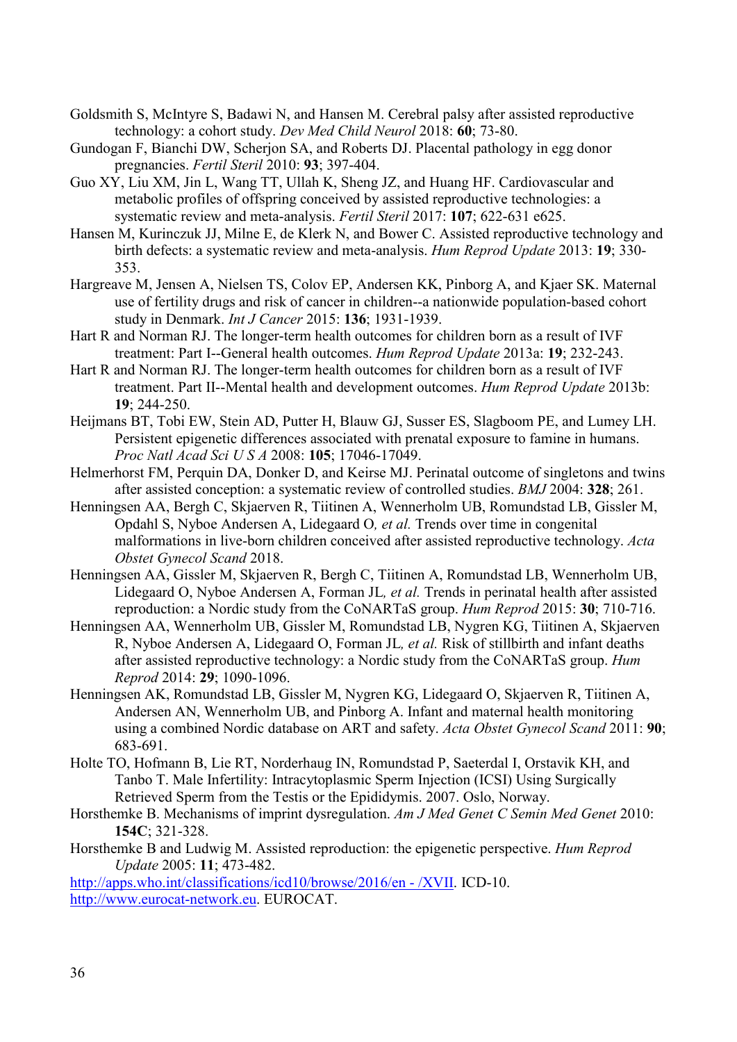Goldsmith S, McIntyre S, Badawi N, and Hansen M. Cerebral palsy after assisted reproductive technology: a cohort study. *Dev Med Child Neurol* 2018: **60**; 73-80.

Gundogan F, Bianchi DW, Scherjon SA, and Roberts DJ. Placental pathology in egg donor pregnancies. *Fertil Steril* 2010: **93**; 397-404.

Guo XY, Liu XM, Jin L, Wang TT, Ullah K, Sheng JZ, and Huang HF. Cardiovascular and metabolic profiles of offspring conceived by assisted reproductive technologies: a systematic review and meta-analysis. *Fertil Steril* 2017: **107**; 622-631 e625.

Hansen M, Kurinczuk JJ, Milne E, de Klerk N, and Bower C. Assisted reproductive technology and birth defects: a systematic review and meta-analysis. *Hum Reprod Update* 2013: **19**; 330-353.

Hargreave M, Jensen A, Nielsen TS, Colov EP, Andersen KK, Pinborg A, and Kjaer SK. Maternal use of fertility drugs and risk of cancer in children--a nationwide population-based cohort study in Denmark. *Int J Cancer* 2015: **136**; 1931-1939.

Hart R and Norman RJ. The longer-term health outcomes for children born as a result of IVF treatment: Part I--General health outcomes. *Hum Reprod Update* 2013a: **19**; 232-243.

Hart R and Norman RJ. The longer-term health outcomes for children born as a result of IVF treatment. Part II--Mental health and development outcomes. *Hum Reprod Update* 2013b: **19**; 244-250.

Heijmans BT, Tobi EW, Stein AD, Putter H, Blauw GJ, Susser ES, Slagboom PE, and Lumey LH. Persistent epigenetic differences associated with prenatal exposure to famine in humans. *Proc Natl Acad Sci U S A* 2008: **105**; 17046-17049.

Helmerhorst FM, Perquin DA, Donker D, and Keirse MJ. Perinatal outcome of singletons and twins after assisted conception: a systematic review of controlled studies. *BMJ* 2004: **328**; 261.

Henningsen AA, Bergh C, Skjaerven R, Tiitinen A, Wennerholm UB, Romundstad LB, Gissler M, Opdahl S, Nyboe Andersen A, Lidegaard O*, et al.* Trends over time in congenital malformations in live-born children conceived after assisted reproductive technology. *Acta Obstet Gynecol Scand* 2018.

Henningsen AA, Gissler M, Skjaerven R, Bergh C, Tiitinen A, Romundstad LB, Wennerholm UB, Lidegaard O, Nyboe Andersen A, Forman JL*, et al.* Trends in perinatal health after assisted reproduction: a Nordic study from the CoNARTaS group. *Hum Reprod* 2015: **30**; 710-716.

Henningsen AA, Wennerholm UB, Gissler M, Romundstad LB, Nygren KG, Tiitinen A, Skjaerven R, Nyboe Andersen A, Lidegaard O, Forman JL*, et al.* Risk of stillbirth and infant deaths after assisted reproductive technology: a Nordic study from the CoNARTaS group. *Hum Reprod* 2014: **29**; 1090-1096.

Henningsen AK, Romundstad LB, Gissler M, Nygren KG, Lidegaard O, Skjaerven R, Tiitinen A, Andersen AN, Wennerholm UB, and Pinborg A. Infant and maternal health monitoring using a combined Nordic database on ART and safety. *Acta Obstet Gynecol Scand* 2011: **90**; 683-691.

Holte TO, Hofmann B, Lie RT, Norderhaug IN, Romundstad P, Saeterdal I, Orstavik KH, and Tanbo T. Male Infertility: Intracytoplasmic Sperm Injection (ICSI) Using Surgically Retrieved Sperm from the Testis or the Epididymis. 2007. Oslo, Norway.

Horsthemke B. Mechanisms of imprint dysregulation. *Am J Med Genet C Semin Med Genet* 2010: **154C**; 321-328.

Horsthemke B and Ludwig M. Assisted reproduction: the epigenetic perspective. *Hum Reprod Update* 2005: **11**; 473-482.

http://apps.who.int/classifications/icd10/browse/2016/en - /XVII. ICD-10.

http://www.eurocat-network.eu. EUROCAT.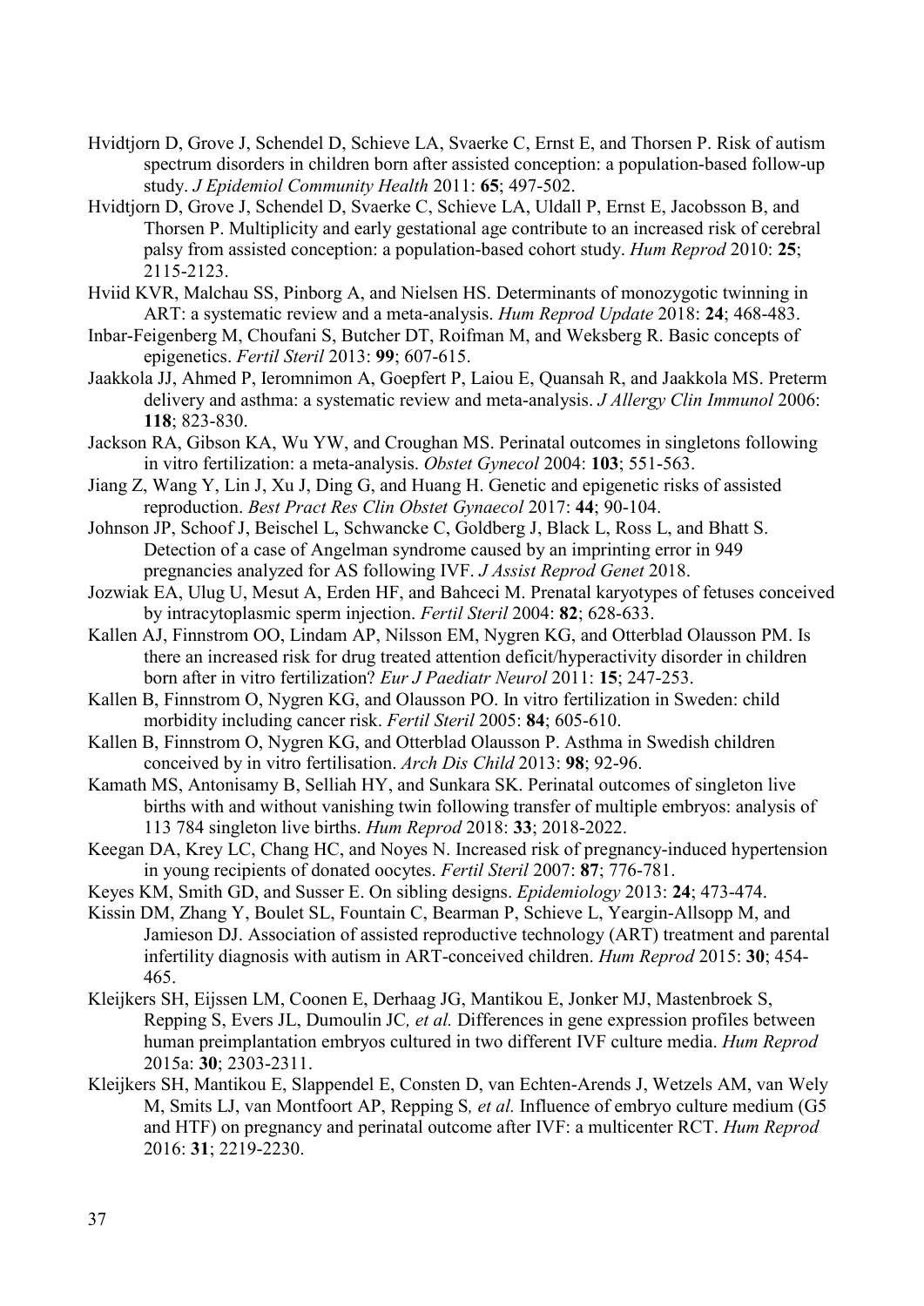Hvidtjorn D, Grove J, Schendel D, Schieve LA, Svaerke C, Ernst E, and Thorsen P. Risk of autism spectrum disorders in children born after assisted conception: a population-based follow-up study. *J Epidemiol Community Health* 2011: **65**; 497-502.

Hvidtjorn D, Grove J, Schendel D, Svaerke C, Schieve LA, Uldall P, Ernst E, Jacobsson B, and Thorsen P. Multiplicity and early gestational age contribute to an increased risk of cerebral palsy from assisted conception: a population-based cohort study. *Hum Reprod* 2010: **25**; 2115-2123.

Hviid KVR, Malchau SS, Pinborg A, and Nielsen HS. Determinants of monozygotic twinning in ART: a systematic review and a meta-analysis. *Hum Reprod Update* 2018: **24**; 468-483.

Inbar-Feigenberg M, Choufani S, Butcher DT, Roifman M, and Weksberg R. Basic concepts of epigenetics. *Fertil Steril* 2013: **99**; 607-615.

Jaakkola JJ, Ahmed P, Ieromnimon A, Goepfert P, Laiou E, Quansah R, and Jaakkola MS. Preterm delivery and asthma: a systematic review and meta-analysis. *J Allergy Clin Immunol* 2006: **118**; 823-830.

Jackson RA, Gibson KA, Wu YW, and Croughan MS. Perinatal outcomes in singletons following in vitro fertilization: a meta-analysis. *Obstet Gynecol* 2004: **103**; 551-563.

Jiang Z, Wang Y, Lin J, Xu J, Ding G, and Huang H. Genetic and epigenetic risks of assisted reproduction. *Best Pract Res Clin Obstet Gynaecol* 2017: **44**; 90-104.

Johnson JP, Schoof J, Beischel L, Schwancke C, Goldberg J, Black L, Ross L, and Bhatt S. Detection of a case of Angelman syndrome caused by an imprinting error in 949 pregnancies analyzed for AS following IVF. *J Assist Reprod Genet* 2018.

Jozwiak EA, Ulug U, Mesut A, Erden HF, and Bahceci M. Prenatal karyotypes of fetuses conceived by intracytoplasmic sperm injection. *Fertil Steril* 2004: **82**; 628-633.

Kallen AJ, Finnstrom OO, Lindam AP, Nilsson EM, Nygren KG, and Otterblad Olausson PM. Is there an increased risk for drug treated attention deficit/hyperactivity disorder in children born after in vitro fertilization? *Eur J Paediatr Neurol* 2011: **15**; 247-253.

Kallen B, Finnstrom O, Nygren KG, and Olausson PO. In vitro fertilization in Sweden: child morbidity including cancer risk. *Fertil Steril* 2005: **84**; 605-610.

Kallen B, Finnstrom O, Nygren KG, and Otterblad Olausson P. Asthma in Swedish children conceived by in vitro fertilisation. *Arch Dis Child* 2013: **98**; 92-96.

Kamath MS, Antonisamy B, Selliah HY, and Sunkara SK. Perinatal outcomes of singleton live births with and without vanishing twin following transfer of multiple embryos: analysis of 113 784 singleton live births. *Hum Reprod* 2018: **33**; 2018-2022.

Keegan DA, Krey LC, Chang HC, and Noyes N. Increased risk of pregnancy-induced hypertension in young recipients of donated oocytes. *Fertil Steril* 2007: **87**; 776-781.

Keyes KM, Smith GD, and Susser E. On sibling designs. *Epidemiology* 2013: **24**; 473-474.

Kissin DM, Zhang Y, Boulet SL, Fountain C, Bearman P, Schieve L, Yeargin-Allsopp M, and Jamieson DJ. Association of assisted reproductive technology (ART) treatment and parental infertility diagnosis with autism in ART-conceived children. *Hum Reprod* 2015: **30**; 454-465.

Kleijkers SH, Eijssen LM, Coonen E, Derhaag JG, Mantikou E, Jonker MJ, Mastenbroek S, Repping S, Evers JL, Dumoulin JC*, et al.* Differences in gene expression profiles between human preimplantation embryos cultured in two different IVF culture media. *Hum Reprod* 2015a: **30**; 2303-2311.

Kleijkers SH, Mantikou E, Slappendel E, Consten D, van Echten-Arends J, Wetzels AM, van Wely M, Smits LJ, van Montfoort AP, Repping S*, et al.* Influence of embryo culture medium (G5 and HTF) on pregnancy and perinatal outcome after IVF: a multicenter RCT. *Hum Reprod* 2016: **31**; 2219-2230.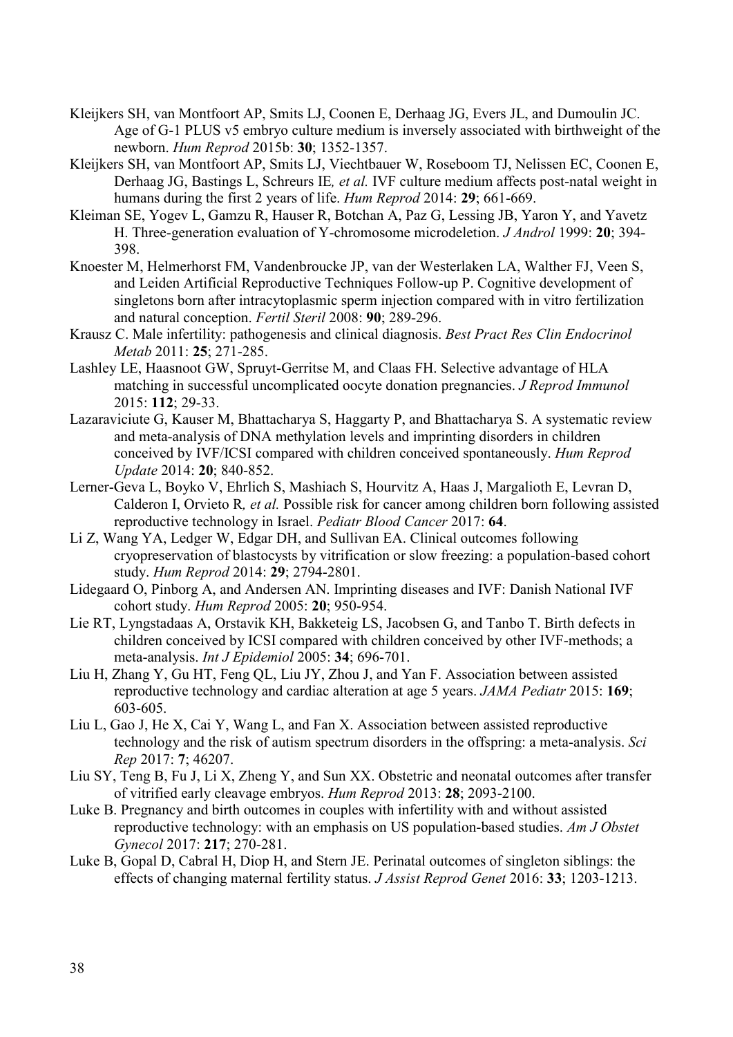Kleijkers SH, van Montfoort AP, Smits LJ, Coonen E, Derhaag JG, Evers JL, and Dumoulin JC. Age of G-1 PLUS v5 embryo culture medium is inversely associated with birthweight of the newborn. *Hum Reprod* 2015b: **30**; 1352-1357.

Kleijkers SH, van Montfoort AP, Smits LJ, Viechtbauer W, Roseboom TJ, Nelissen EC, Coonen E, Derhaag JG, Bastings L, Schreurs IE*, et al.* IVF culture medium affects post-natal weight in humans during the first 2 years of life. *Hum Reprod* 2014: **29**; 661-669.

Kleiman SE, Yogev L, Gamzu R, Hauser R, Botchan A, Paz G, Lessing JB, Yaron Y, and Yavetz H. Three-generation evaluation of Y-chromosome microdeletion. *J Androl* 1999: **20**; 394-398.

Knoester M, Helmerhorst FM, Vandenbroucke JP, van der Westerlaken LA, Walther FJ, Veen S, and Leiden Artificial Reproductive Techniques Follow-up P. Cognitive development of singletons born after intracytoplasmic sperm injection compared with in vitro fertilization and natural conception. *Fertil Steril* 2008: **90**; 289-296.

Krausz C. Male infertility: pathogenesis and clinical diagnosis. *Best Pract Res Clin Endocrinol Metab* 2011: **25**; 271-285.

Lashley LE, Haasnoot GW, Spruyt-Gerritse M, and Claas FH. Selective advantage of HLA matching in successful uncomplicated oocyte donation pregnancies. *J Reprod Immunol* 2015: **112**; 29-33.

Lazaraviciute G, Kauser M, Bhattacharya S, Haggarty P, and Bhattacharya S. A systematic review and meta-analysis of DNA methylation levels and imprinting disorders in children conceived by IVF/ICSI compared with children conceived spontaneously. *Hum Reprod Update* 2014: **20**; 840-852.

Lerner-Geva L, Boyko V, Ehrlich S, Mashiach S, Hourvitz A, Haas J, Margalioth E, Levran D, Calderon I, Orvieto R*, et al.* Possible risk for cancer among children born following assisted reproductive technology in Israel. *Pediatr Blood Cancer* 2017: **64**.

Li Z, Wang YA, Ledger W, Edgar DH, and Sullivan EA. Clinical outcomes following cryopreservation of blastocysts by vitrification or slow freezing: a population-based cohort study. *Hum Reprod* 2014: **29**; 2794-2801.

Lidegaard O, Pinborg A, and Andersen AN. Imprinting diseases and IVF: Danish National IVF cohort study. *Hum Reprod* 2005: **20**; 950-954.

Lie RT, Lyngstadaas A, Orstavik KH, Bakketeig LS, Jacobsen G, and Tanbo T. Birth defects in children conceived by ICSI compared with children conceived by other IVF-methods; a meta-analysis. *Int J Epidemiol* 2005: **34**; 696-701.

Liu H, Zhang Y, Gu HT, Feng QL, Liu JY, Zhou J, and Yan F. Association between assisted reproductive technology and cardiac alteration at age 5 years. *JAMA Pediatr* 2015: **169**; 603-605.

Liu L, Gao J, He X, Cai Y, Wang L, and Fan X. Association between assisted reproductive technology and the risk of autism spectrum disorders in the offspring: a meta-analysis. *Sci Rep* 2017: **7**; 46207.

Liu SY, Teng B, Fu J, Li X, Zheng Y, and Sun XX. Obstetric and neonatal outcomes after transfer of vitrified early cleavage embryos. *Hum Reprod* 2013: **28**; 2093-2100.

Luke B. Pregnancy and birth outcomes in couples with infertility with and without assisted reproductive technology: with an emphasis on US population-based studies. *Am J Obstet Gynecol* 2017: **217**; 270-281.

Luke B, Gopal D, Cabral H, Diop H, and Stern JE. Perinatal outcomes of singleton siblings: the effects of changing maternal fertility status. *J Assist Reprod Genet* 2016: **33**; 1203-1213.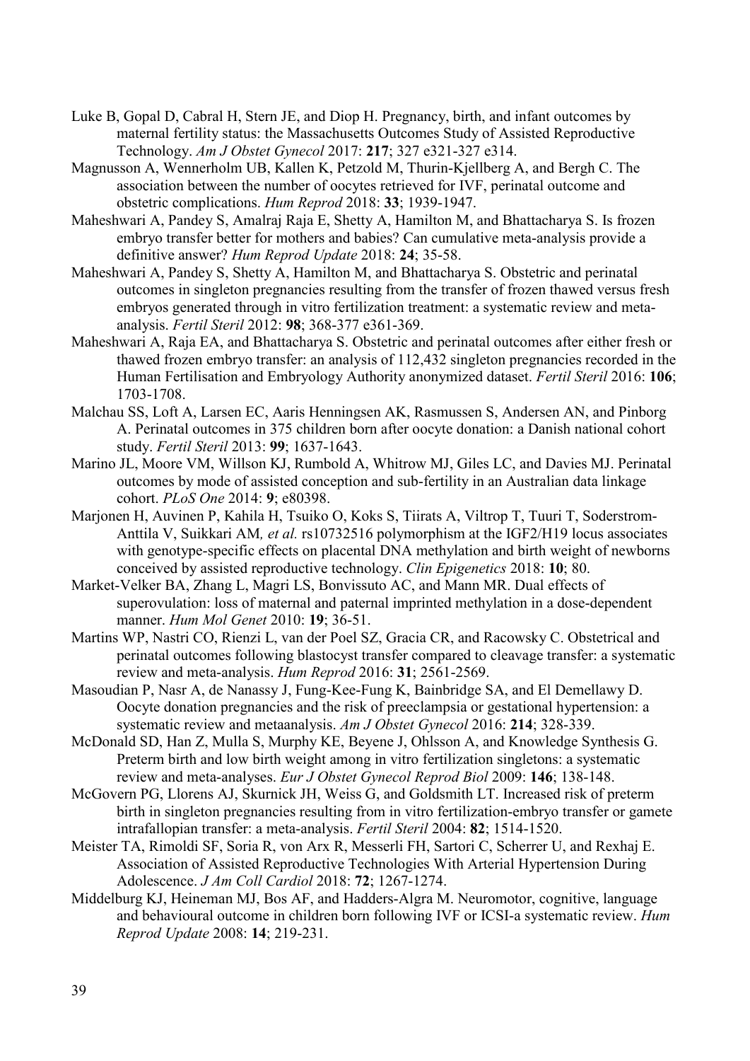Luke B, Gopal D, Cabral H, Stern JE, and Diop H. Pregnancy, birth, and infant outcomes by maternal fertility status: the Massachusetts Outcomes Study of Assisted Reproductive Technology. *Am J Obstet Gynecol* 2017: **217**; 327 e321-327 e314.

Magnusson A, Wennerholm UB, Kallen K, Petzold M, Thurin-Kjellberg A, and Bergh C. The association between the number of oocytes retrieved for IVF, perinatal outcome and obstetric complications. *Hum Reprod* 2018: **33**; 1939-1947.

Maheshwari A, Pandey S, Amalraj Raja E, Shetty A, Hamilton M, and Bhattacharya S. Is frozen embryo transfer better for mothers and babies? Can cumulative meta-analysis provide a definitive answer? *Hum Reprod Update* 2018: **24**; 35-58.

Maheshwari A, Pandey S, Shetty A, Hamilton M, and Bhattacharya S. Obstetric and perinatal outcomes in singleton pregnancies resulting from the transfer of frozen thawed versus fresh embryos generated through in vitro fertilization treatment: a systematic review and meta-analysis. *Fertil Steril* 2012: **98**; 368-377 e361-369.

Maheshwari A, Raja EA, and Bhattacharya S. Obstetric and perinatal outcomes after either fresh or thawed frozen embryo transfer: an analysis of 112,432 singleton pregnancies recorded in the Human Fertilisation and Embryology Authority anonymized dataset. *Fertil Steril* 2016: **106**; 1703-1708.

Malchau SS, Loft A, Larsen EC, Aaris Henningsen AK, Rasmussen S, Andersen AN, and Pinborg A. Perinatal outcomes in 375 children born after oocyte donation: a Danish national cohort study. *Fertil Steril* 2013: **99**; 1637-1643.

Marino JL, Moore VM, Willson KJ, Rumbold A, Whitrow MJ, Giles LC, and Davies MJ. Perinatal outcomes by mode of assisted conception and sub-fertility in an Australian data linkage cohort. *PLoS One* 2014: **9**; e80398.

Marjonen H, Auvinen P, Kahila H, Tsuiko O, Koks S, Tiirats A, Viltrop T, Tuuri T, Soderstrom-Anttila V, Suikkari AM*, et al.* rs10732516 polymorphism at the IGF2/H19 locus associates with genotype-specific effects on placental DNA methylation and birth weight of newborns conceived by assisted reproductive technology. *Clin Epigenetics* 2018: **10**; 80.

Market-Velker BA, Zhang L, Magri LS, Bonvissuto AC, and Mann MR. Dual effects of superovulation: loss of maternal and paternal imprinted methylation in a dose-dependent manner. *Hum Mol Genet* 2010: **19**; 36-51.

Martins WP, Nastri CO, Rienzi L, van der Poel SZ, Gracia CR, and Racowsky C. Obstetrical and perinatal outcomes following blastocyst transfer compared to cleavage transfer: a systematic review and meta-analysis. *Hum Reprod* 2016: **31**; 2561-2569.

Masoudian P, Nasr A, de Nanassy J, Fung-Kee-Fung K, Bainbridge SA, and El Demellawy D. Oocyte donation pregnancies and the risk of preeclampsia or gestational hypertension: a systematic review and metaanalysis. *Am J Obstet Gynecol* 2016: **214**; 328-339.

McDonald SD, Han Z, Mulla S, Murphy KE, Beyene J, Ohlsson A, and Knowledge Synthesis G. Preterm birth and low birth weight among in vitro fertilization singletons: a systematic review and meta-analyses. *Eur J Obstet Gynecol Reprod Biol* 2009: **146**; 138-148.

McGovern PG, Llorens AJ, Skurnick JH, Weiss G, and Goldsmith LT. Increased risk of preterm birth in singleton pregnancies resulting from in vitro fertilization-embryo transfer or gamete intrafallopian transfer: a meta-analysis. *Fertil Steril* 2004: **82**; 1514-1520.

Meister TA, Rimoldi SF, Soria R, von Arx R, Messerli FH, Sartori C, Scherrer U, and Rexhaj E. Association of Assisted Reproductive Technologies With Arterial Hypertension During Adolescence. *J Am Coll Cardiol* 2018: **72**; 1267-1274.

Middelburg KJ, Heineman MJ, Bos AF, and Hadders-Algra M. Neuromotor, cognitive, language and behavioural outcome in children born following IVF or ICSI-a systematic review. *Hum Reprod Update* 2008: **14**; 219-231.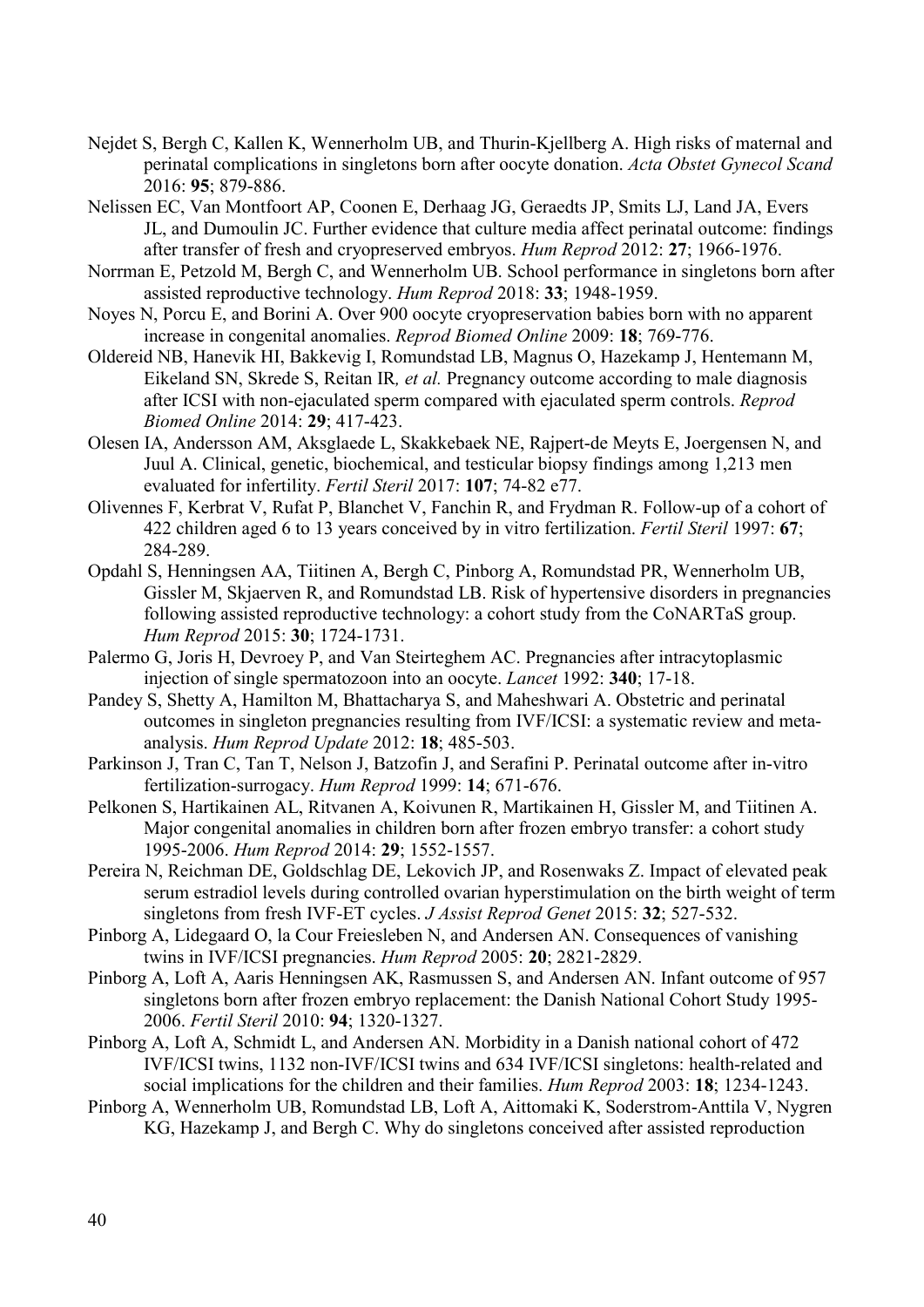Nejdet S, Bergh C, Kallen K, Wennerholm UB, and Thurin-Kjellberg A. High risks of maternal and perinatal complications in singletons born after oocyte donation. *Acta Obstet Gynecol Scand* 2016: **95**; 879-886.

Nelissen EC, Van Montfoort AP, Coonen E, Derhaag JG, Geraedts JP, Smits LJ, Land JA, Evers JL, and Dumoulin JC. Further evidence that culture media affect perinatal outcome: findings after transfer of fresh and cryopreserved embryos. *Hum Reprod* 2012: **27**; 1966-1976.

Norrman E, Petzold M, Bergh C, and Wennerholm UB. School performance in singletons born after assisted reproductive technology. *Hum Reprod* 2018: **33**; 1948-1959.

Noyes N, Porcu E, and Borini A. Over 900 oocyte cryopreservation babies born with no apparent increase in congenital anomalies. *Reprod Biomed Online* 2009: **18**; 769-776.

Oldereid NB, Hanevik HI, Bakkevig I, Romundstad LB, Magnus O, Hazekamp J, Hentemann M, Eikeland SN, Skrede S, Reitan IR*, et al.* Pregnancy outcome according to male diagnosis after ICSI with non-ejaculated sperm compared with ejaculated sperm controls. *Reprod Biomed Online* 2014: **29**; 417-423.

Olesen IA, Andersson AM, Aksglaede L, Skakkebaek NE, Rajpert-de Meyts E, Joergensen N, and Juul A. Clinical, genetic, biochemical, and testicular biopsy findings among 1,213 men evaluated for infertility. *Fertil Steril* 2017: **107**; 74-82 e77.

Olivennes F, Kerbrat V, Rufat P, Blanchet V, Fanchin R, and Frydman R. Follow-up of a cohort of 422 children aged 6 to 13 years conceived by in vitro fertilization. *Fertil Steril* 1997: **67**; 284-289.

Opdahl S, Henningsen AA, Tiitinen A, Bergh C, Pinborg A, Romundstad PR, Wennerholm UB, Gissler M, Skjaerven R, and Romundstad LB. Risk of hypertensive disorders in pregnancies following assisted reproductive technology: a cohort study from the CoNARTaS group. *Hum Reprod* 2015: **30**; 1724-1731.

Palermo G, Joris H, Devroey P, and Van Steirteghem AC. Pregnancies after intracytoplasmic injection of single spermatozoon into an oocyte. *Lancet* 1992: **340**; 17-18.

Pandey S, Shetty A, Hamilton M, Bhattacharya S, and Maheshwari A. Obstetric and perinatal outcomes in singleton pregnancies resulting from IVF/ICSI: a systematic review and meta-analysis. *Hum Reprod Update* 2012: **18**; 485-503.

Parkinson J, Tran C, Tan T, Nelson J, Batzofin J, and Serafini P. Perinatal outcome after in-vitro fertilization-surrogacy. *Hum Reprod* 1999: **14**; 671-676.

Pelkonen S, Hartikainen AL, Ritvanen A, Koivunen R, Martikainen H, Gissler M, and Tiitinen A. Major congenital anomalies in children born after frozen embryo transfer: a cohort study 1995-2006. *Hum Reprod* 2014: **29**; 1552-1557.

Pereira N, Reichman DE, Goldschlag DE, Lekovich JP, and Rosenwaks Z. Impact of elevated peak serum estradiol levels during controlled ovarian hyperstimulation on the birth weight of term singletons from fresh IVF-ET cycles. *J Assist Reprod Genet* 2015: **32**; 527-532.

Pinborg A, Lidegaard O, la Cour Freiesleben N, and Andersen AN. Consequences of vanishing twins in IVF/ICSI pregnancies. *Hum Reprod* 2005: **20**; 2821-2829.

Pinborg A, Loft A, Aaris Henningsen AK, Rasmussen S, and Andersen AN. Infant outcome of 957 singletons born after frozen embryo replacement: the Danish National Cohort Study 1995-2006. *Fertil Steril* 2010: **94**; 1320-1327.

Pinborg A, Loft A, Schmidt L, and Andersen AN. Morbidity in a Danish national cohort of 472 IVF/ICSI twins, 1132 non-IVF/ICSI twins and 634 IVF/ICSI singletons: health-related and social implications for the children and their families. *Hum Reprod* 2003: **18**; 1234-1243.

Pinborg A, Wennerholm UB, Romundstad LB, Loft A, Aittomaki K, Soderstrom-Anttila V, Nygren KG, Hazekamp J, and Bergh C. Why do singletons conceived after assisted reproduction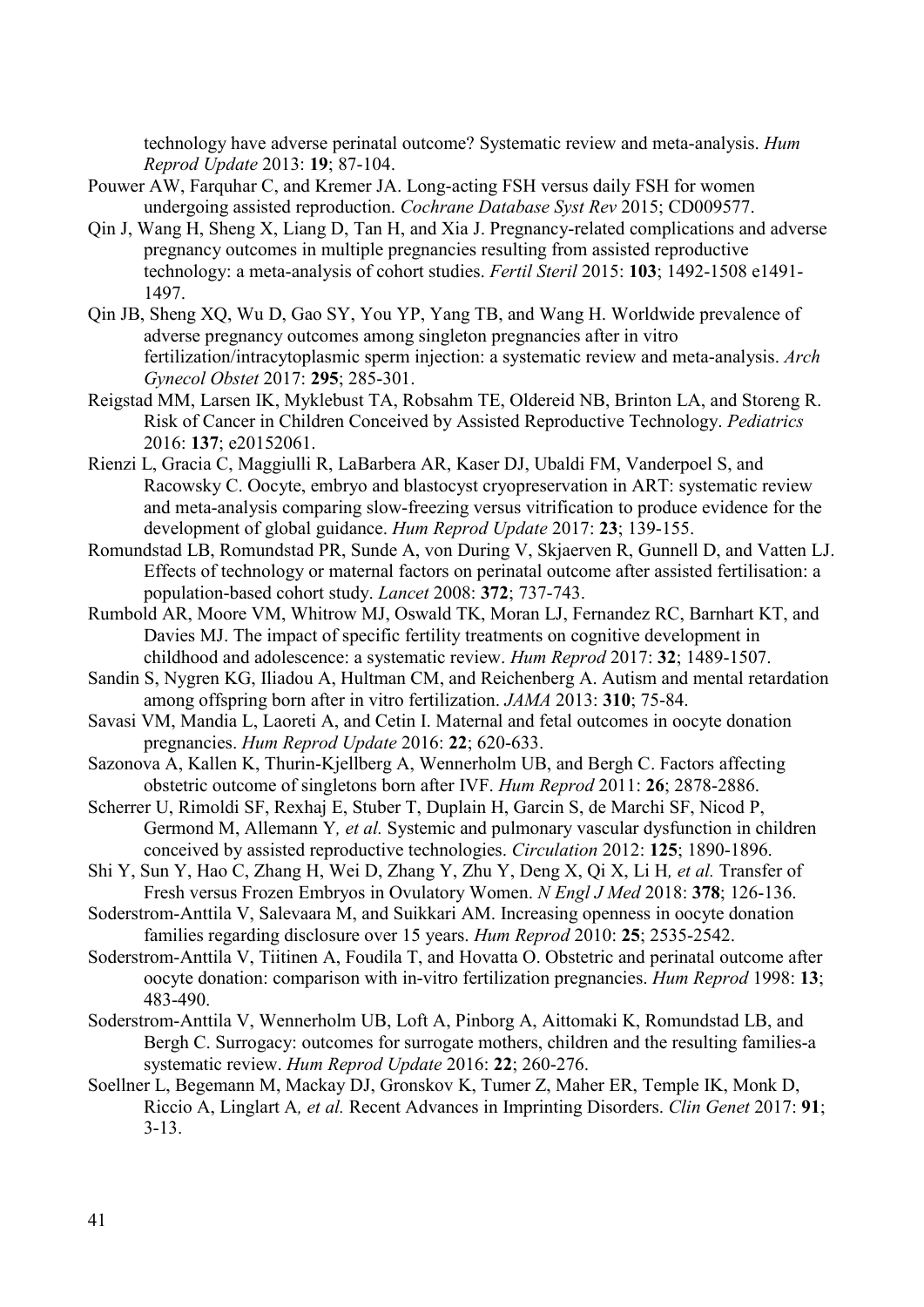technology have adverse perinatal outcome? Systematic review and meta-analysis. *Hum Reprod Update* 2013: **19**; 87-104.

Pouwer AW, Farquhar C, and Kremer JA. Long-acting FSH versus daily FSH for women undergoing assisted reproduction. *Cochrane Database Syst Rev* 2015; CD009577.

Qin J, Wang H, Sheng X, Liang D, Tan H, and Xia J. Pregnancy-related complications and adverse pregnancy outcomes in multiple pregnancies resulting from assisted reproductive technology: a meta-analysis of cohort studies. *Fertil Steril* 2015: **103**; 1492-1508 e1491-1497.

Qin JB, Sheng XQ, Wu D, Gao SY, You YP, Yang TB, and Wang H. Worldwide prevalence of adverse pregnancy outcomes among singleton pregnancies after in vitro fertilization/intracytoplasmic sperm injection: a systematic review and meta-analysis. *Arch Gynecol Obstet* 2017: **295**; 285-301.

Reigstad MM, Larsen IK, Myklebust TA, Robsahm TE, Oldereid NB, Brinton LA, and Storeng R. Risk of Cancer in Children Conceived by Assisted Reproductive Technology. *Pediatrics* 2016: **137**; e20152061.

Rienzi L, Gracia C, Maggiulli R, LaBarbera AR, Kaser DJ, Ubaldi FM, Vanderpoel S, and Racowsky C. Oocyte, embryo and blastocyst cryopreservation in ART: systematic review and meta-analysis comparing slow-freezing versus vitrification to produce evidence for the development of global guidance. *Hum Reprod Update* 2017: **23**; 139-155.

Romundstad LB, Romundstad PR, Sunde A, von During V, Skjaerven R, Gunnell D, and Vatten LJ. Effects of technology or maternal factors on perinatal outcome after assisted fertilisation: a population-based cohort study. *Lancet* 2008: **372**; 737-743.

Rumbold AR, Moore VM, Whitrow MJ, Oswald TK, Moran LJ, Fernandez RC, Barnhart KT, and Davies MJ. The impact of specific fertility treatments on cognitive development in childhood and adolescence: a systematic review. *Hum Reprod* 2017: **32**; 1489-1507.

Sandin S, Nygren KG, Iliadou A, Hultman CM, and Reichenberg A. Autism and mental retardation among offspring born after in vitro fertilization. *JAMA* 2013: **310**; 75-84.

Savasi VM, Mandia L, Laoreti A, and Cetin I. Maternal and fetal outcomes in oocyte donation pregnancies. *Hum Reprod Update* 2016: **22**; 620-633.

Sazonova A, Kallen K, Thurin-Kjellberg A, Wennerholm UB, and Bergh C. Factors affecting obstetric outcome of singletons born after IVF. *Hum Reprod* 2011: **26**; 2878-2886.

Scherrer U, Rimoldi SF, Rexhaj E, Stuber T, Duplain H, Garcin S, de Marchi SF, Nicod P, Germond M, Allemann Y*, et al.* Systemic and pulmonary vascular dysfunction in children conceived by assisted reproductive technologies. *Circulation* 2012: **125**; 1890-1896.

Shi Y, Sun Y, Hao C, Zhang H, Wei D, Zhang Y, Zhu Y, Deng X, Qi X, Li H*, et al.* Transfer of Fresh versus Frozen Embryos in Ovulatory Women. *N Engl J Med* 2018: **378**; 126-136.

Soderstrom-Anttila V, Salevaara M, and Suikkari AM. Increasing openness in oocyte donation families regarding disclosure over 15 years. *Hum Reprod* 2010: **25**; 2535-2542.

Soderstrom-Anttila V, Tiitinen A, Foudila T, and Hovatta O. Obstetric and perinatal outcome after oocyte donation: comparison with in-vitro fertilization pregnancies. *Hum Reprod* 1998: **13**; 483-490.

Soderstrom-Anttila V, Wennerholm UB, Loft A, Pinborg A, Aittomaki K, Romundstad LB, and Bergh C. Surrogacy: outcomes for surrogate mothers, children and the resulting families-a systematic review. *Hum Reprod Update* 2016: **22**; 260-276.

Soellner L, Begemann M, Mackay DJ, Gronskov K, Tumer Z, Maher ER, Temple IK, Monk D, Riccio A, Linglart A*, et al.* Recent Advances in Imprinting Disorders. *Clin Genet* 2017: **91**; 3-13.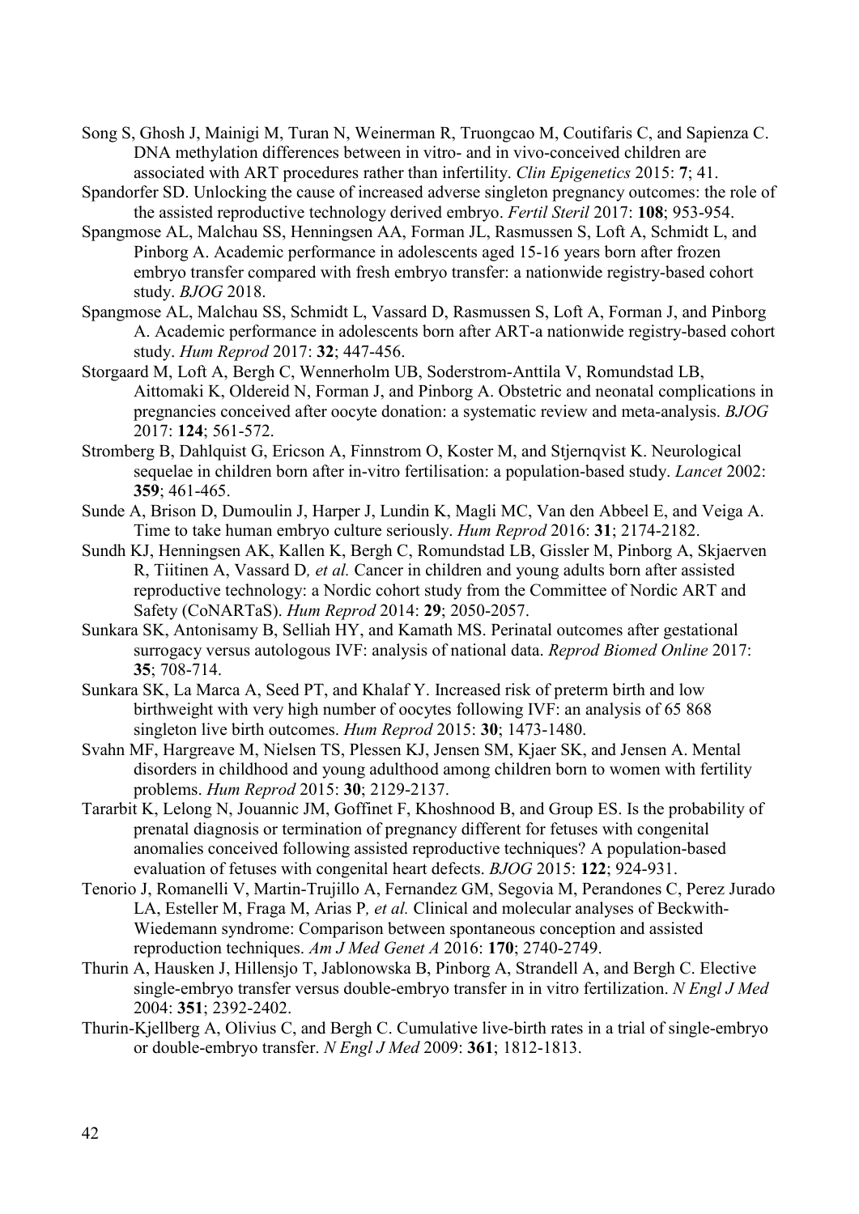Song S, Ghosh J, Mainigi M, Turan N, Weinerman R, Truongcao M, Coutifaris C, and Sapienza C. DNA methylation differences between in vitro- and in vivo-conceived children are associated with ART procedures rather than infertility. *Clin Epigenetics* 2015: **7**; 41.

Spandorfer SD. Unlocking the cause of increased adverse singleton pregnancy outcomes: the role of the assisted reproductive technology derived embryo. *Fertil Steril* 2017: **108**; 953-954.

Spangmose AL, Malchau SS, Henningsen AA, Forman JL, Rasmussen S, Loft A, Schmidt L, and Pinborg A. Academic performance in adolescents aged 15-16 years born after frozen embryo transfer compared with fresh embryo transfer: a nationwide registry-based cohort study. *BJOG* 2018.

Spangmose AL, Malchau SS, Schmidt L, Vassard D, Rasmussen S, Loft A, Forman J, and Pinborg A. Academic performance in adolescents born after ART-a nationwide registry-based cohort study. *Hum Reprod* 2017: **32**; 447-456.

Storgaard M, Loft A, Bergh C, Wennerholm UB, Soderstrom-Anttila V, Romundstad LB, Aittomaki K, Oldereid N, Forman J, and Pinborg A. Obstetric and neonatal complications in pregnancies conceived after oocyte donation: a systematic review and meta-analysis. *BJOG* 2017: **124**; 561-572.

Stromberg B, Dahlquist G, Ericson A, Finnstrom O, Koster M, and Stjernqvist K. Neurological sequelae in children born after in-vitro fertilisation: a population-based study. *Lancet* 2002: **359**; 461-465.

Sunde A, Brison D, Dumoulin J, Harper J, Lundin K, Magli MC, Van den Abbeel E, and Veiga A. Time to take human embryo culture seriously. *Hum Reprod* 2016: **31**; 2174-2182.

Sundh KJ, Henningsen AK, Kallen K, Bergh C, Romundstad LB, Gissler M, Pinborg A, Skjaerven R, Tiitinen A, Vassard D*, et al.* Cancer in children and young adults born after assisted reproductive technology: a Nordic cohort study from the Committee of Nordic ART and Safety (CoNARTaS). *Hum Reprod* 2014: **29**; 2050-2057.

Sunkara SK, Antonisamy B, Selliah HY, and Kamath MS. Perinatal outcomes after gestational surrogacy versus autologous IVF: analysis of national data. *Reprod Biomed Online* 2017: **35**; 708-714.

Sunkara SK, La Marca A, Seed PT, and Khalaf Y. Increased risk of preterm birth and low birthweight with very high number of oocytes following IVF: an analysis of 65 868 singleton live birth outcomes. *Hum Reprod* 2015: **30**; 1473-1480.

Svahn MF, Hargreave M, Nielsen TS, Plessen KJ, Jensen SM, Kjaer SK, and Jensen A. Mental disorders in childhood and young adulthood among children born to women with fertility problems. *Hum Reprod* 2015: **30**; 2129-2137.

Tararbit K, Lelong N, Jouannic JM, Goffinet F, Khoshnood B, and Group ES. Is the probability of prenatal diagnosis or termination of pregnancy different for fetuses with congenital anomalies conceived following assisted reproductive techniques? A population-based evaluation of fetuses with congenital heart defects. *BJOG* 2015: **122**; 924-931.

Tenorio J, Romanelli V, Martin-Trujillo A, Fernandez GM, Segovia M, Perandones C, Perez Jurado LA, Esteller M, Fraga M, Arias P*, et al.* Clinical and molecular analyses of Beckwith-Wiedemann syndrome: Comparison between spontaneous conception and assisted reproduction techniques. *Am J Med Genet A* 2016: **170**; 2740-2749.

Thurin A, Hausken J, Hillensjo T, Jablonowska B, Pinborg A, Strandell A, and Bergh C. Elective single-embryo transfer versus double-embryo transfer in in vitro fertilization. *N Engl J Med* 2004: **351**; 2392-2402.

Thurin-Kjellberg A, Olivius C, and Bergh C. Cumulative live-birth rates in a trial of single-embryo or double-embryo transfer. *N Engl J Med* 2009: **361**; 1812-1813.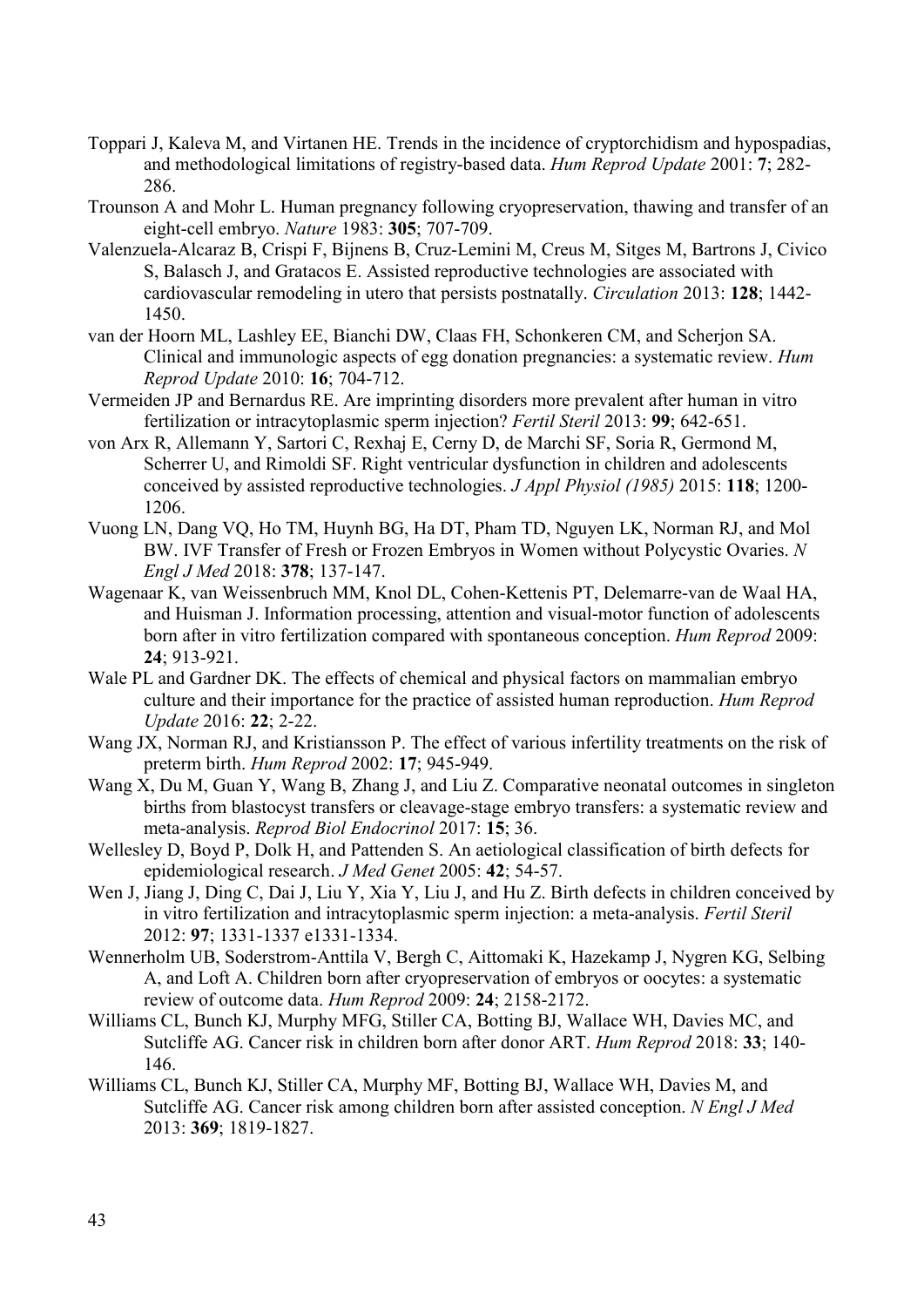Toppari J, Kaleva M, and Virtanen HE. Trends in the incidence of cryptorchidism and hypospadias, and methodological limitations of registry-based data. *Hum Reprod Update* 2001: **7**; 282-286.

Trounson A and Mohr L. Human pregnancy following cryopreservation, thawing and transfer of an eight-cell embryo. *Nature* 1983: **305**; 707-709.

Valenzuela-Alcaraz B, Crispi F, Bijnens B, Cruz-Lemini M, Creus M, Sitges M, Bartrons J, Civico S, Balasch J, and Gratacos E. Assisted reproductive technologies are associated with cardiovascular remodeling in utero that persists postnatally. *Circulation* 2013: **128**; 1442-1450.

van der Hoorn ML, Lashley EE, Bianchi DW, Claas FH, Schonkeren CM, and Scherjon SA. Clinical and immunologic aspects of egg donation pregnancies: a systematic review. *Hum Reprod Update* 2010: **16**; 704-712.

Vermeiden JP and Bernardus RE. Are imprinting disorders more prevalent after human in vitro fertilization or intracytoplasmic sperm injection? *Fertil Steril* 2013: **99**; 642-651.

von Arx R, Allemann Y, Sartori C, Rexhaj E, Cerny D, de Marchi SF, Soria R, Germond M, Scherrer U, and Rimoldi SF. Right ventricular dysfunction in children and adolescents conceived by assisted reproductive technologies. *J Appl Physiol (1985)* 2015: **118**; 1200-1206.

Vuong LN, Dang VQ, Ho TM, Huynh BG, Ha DT, Pham TD, Nguyen LK, Norman RJ, and Mol BW. IVF Transfer of Fresh or Frozen Embryos in Women without Polycystic Ovaries. *N Engl J Med* 2018: **378**; 137-147.

Wagenaar K, van Weissenbruch MM, Knol DL, Cohen-Kettenis PT, Delemarre-van de Waal HA, and Huisman J. Information processing, attention and visual-motor function of adolescents born after in vitro fertilization compared with spontaneous conception. *Hum Reprod* 2009: **24**; 913-921.

Wale PL and Gardner DK. The effects of chemical and physical factors on mammalian embryo culture and their importance for the practice of assisted human reproduction. *Hum Reprod Update* 2016: **22**; 2-22.

Wang JX, Norman RJ, and Kristiansson P. The effect of various infertility treatments on the risk of preterm birth. *Hum Reprod* 2002: **17**; 945-949.

Wang X, Du M, Guan Y, Wang B, Zhang J, and Liu Z. Comparative neonatal outcomes in singleton births from blastocyst transfers or cleavage-stage embryo transfers: a systematic review and meta-analysis. *Reprod Biol Endocrinol* 2017: **15**; 36.

Wellesley D, Boyd P, Dolk H, and Pattenden S. An aetiological classification of birth defects for epidemiological research. *J Med Genet* 2005: **42**; 54-57.

Wen J, Jiang J, Ding C, Dai J, Liu Y, Xia Y, Liu J, and Hu Z. Birth defects in children conceived by in vitro fertilization and intracytoplasmic sperm injection: a meta-analysis. *Fertil Steril* 2012: **97**; 1331-1337 e1331-1334.

Wennerholm UB, Soderstrom-Anttila V, Bergh C, Aittomaki K, Hazekamp J, Nygren KG, Selbing A, and Loft A. Children born after cryopreservation of embryos or oocytes: a systematic review of outcome data. *Hum Reprod* 2009: **24**; 2158-2172.

Williams CL, Bunch KJ, Murphy MFG, Stiller CA, Botting BJ, Wallace WH, Davies MC, and Sutcliffe AG. Cancer risk in children born after donor ART. *Hum Reprod* 2018: **33**; 140-146.

Williams CL, Bunch KJ, Stiller CA, Murphy MF, Botting BJ, Wallace WH, Davies M, and Sutcliffe AG. Cancer risk among children born after assisted conception. *N Engl J Med* 2013: **369**; 1819-1827.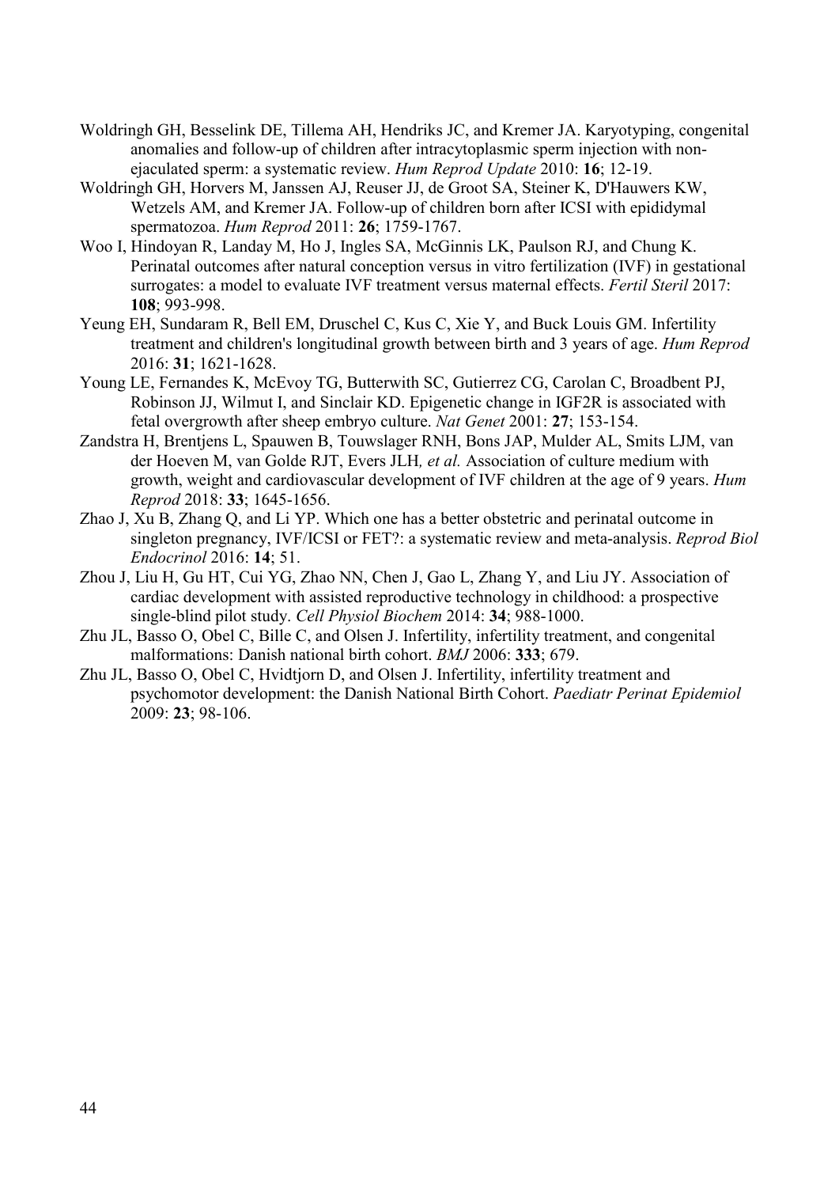Woldringh GH, Besselink DE, Tillema AH, Hendriks JC, and Kremer JA. Karyotyping, congenital anomalies and follow-up of children after intracytoplasmic sperm injection with non-ejaculated sperm: a systematic review. *Hum Reprod Update* 2010: **16**; 12-19.

Woldringh GH, Horvers M, Janssen AJ, Reuser JJ, de Groot SA, Steiner K, D'Hauwers KW, Wetzels AM, and Kremer JA. Follow-up of children born after ICSI with epididymal spermatozoa. *Hum Reprod* 2011: **26**; 1759-1767.

Woo I, Hindoyan R, Landay M, Ho J, Ingles SA, McGinnis LK, Paulson RJ, and Chung K. Perinatal outcomes after natural conception versus in vitro fertilization (IVF) in gestational surrogates: a model to evaluate IVF treatment versus maternal effects. *Fertil Steril* 2017: **108**; 993-998.

Yeung EH, Sundaram R, Bell EM, Druschel C, Kus C, Xie Y, and Buck Louis GM. Infertility treatment and children's longitudinal growth between birth and 3 years of age. *Hum Reprod* 2016: **31**; 1621-1628.

Young LE, Fernandes K, McEvoy TG, Butterwith SC, Gutierrez CG, Carolan C, Broadbent PJ, Robinson JJ, Wilmut I, and Sinclair KD. Epigenetic change in IGF2R is associated with fetal overgrowth after sheep embryo culture. *Nat Genet* 2001: **27**; 153-154.

Zandstra H, Brentjens L, Spauwen B, Touwslager RNH, Bons JAP, Mulder AL, Smits LJM, van der Hoeven M, van Golde RJT, Evers JLH*, et al.* Association of culture medium with growth, weight and cardiovascular development of IVF children at the age of 9 years. *Hum Reprod* 2018: **33**; 1645-1656.

Zhao J, Xu B, Zhang Q, and Li YP. Which one has a better obstetric and perinatal outcome in singleton pregnancy, IVF/ICSI or FET?: a systematic review and meta-analysis. *Reprod Biol Endocrinol* 2016: **14**; 51.

Zhou J, Liu H, Gu HT, Cui YG, Zhao NN, Chen J, Gao L, Zhang Y, and Liu JY. Association of cardiac development with assisted reproductive technology in childhood: a prospective single-blind pilot study. *Cell Physiol Biochem* 2014: **34**; 988-1000.

Zhu JL, Basso O, Obel C, Bille C, and Olsen J. Infertility, infertility treatment, and congenital malformations: Danish national birth cohort. *BMJ* 2006: **333**; 679.

Zhu JL, Basso O, Obel C, Hvidtjorn D, and Olsen J. Infertility, infertility treatment and psychomotor development: the Danish National Birth Cohort. *Paediatr Perinat Epidemiol* 2009: **23**; 98-106.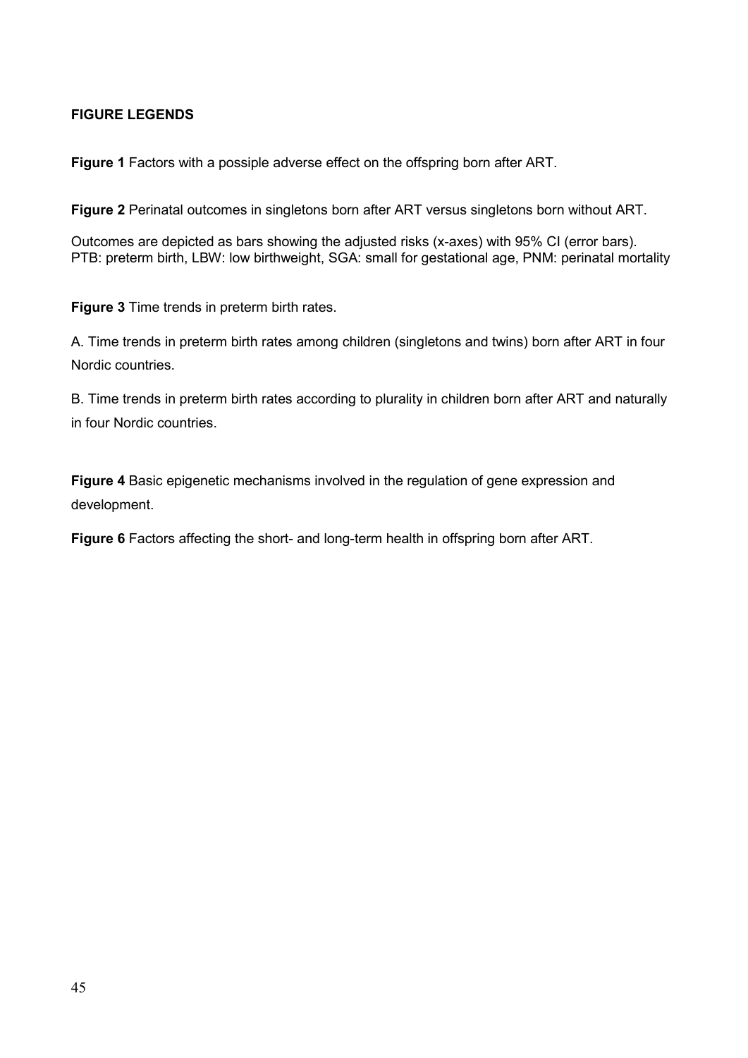**FIGURE LEGENDS**

**Figure 1** Factors with a possiple adverse effect on the offspring born after ART.

**Figure 2** Perinatal outcomes in singletons born after ART versus singletons born without ART.

Outcomes are depicted as bars showing the adjusted risks (x-axes) with 95% CI (error bars). PTB: preterm birth, LBW: low birthweight, SGA: small for gestational age, PNM: perinatal mortality

**Figure 3** Time trends in preterm birth rates.

A. Time trends in preterm birth rates among children (singletons and twins) born after ART in four Nordic countries.

B. Time trends in preterm birth rates according to plurality in children born after ART and naturally in four Nordic countries.

**Figure 4** Basic epigenetic mechanisms involved in the regulation of gene expression and development.

**Figure 6** Factors affecting the short- and long-term health in offspring born after ART.